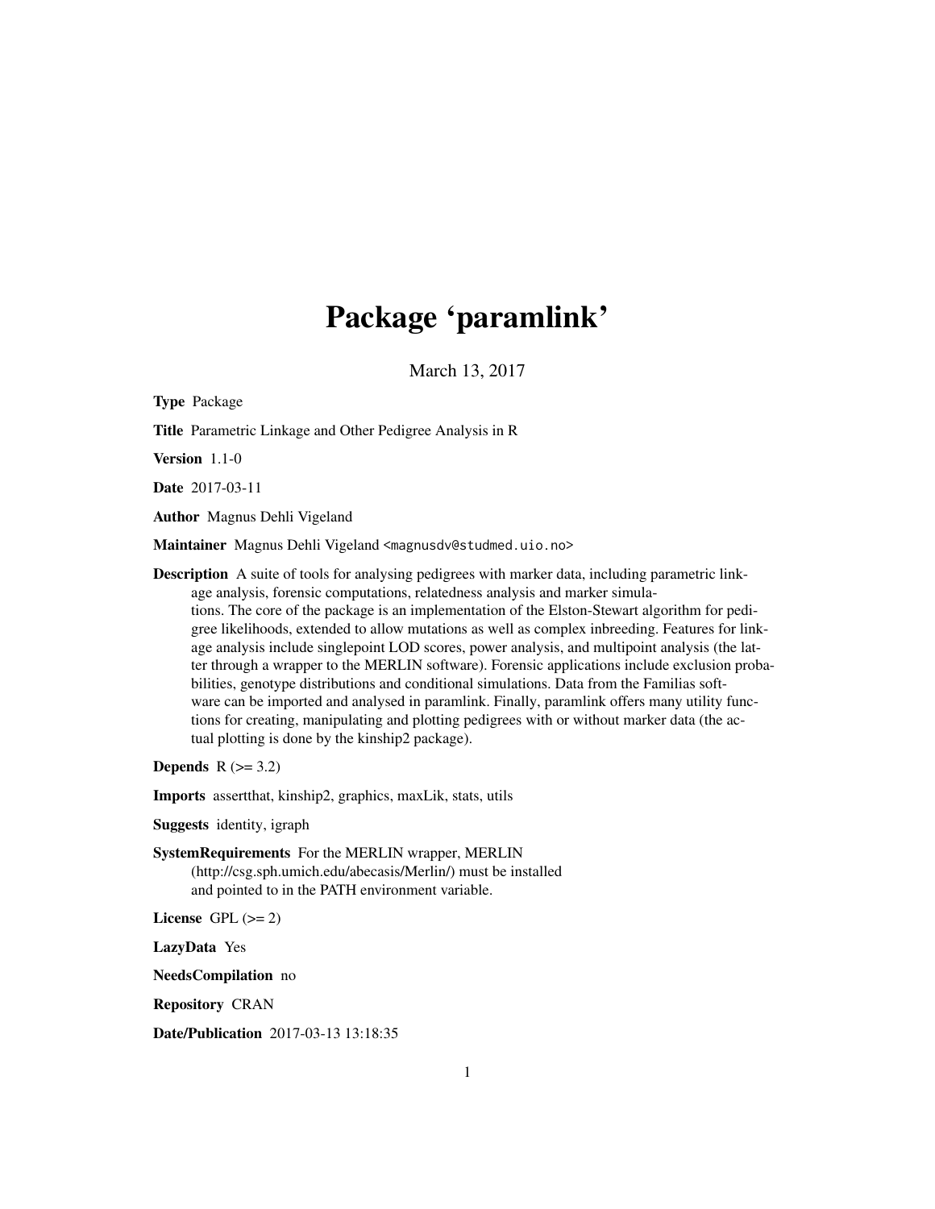# Package 'paramlink'

March 13, 2017

**Type** Package

**Title** Parametric Linkage and Other Pedigree Analysis in R

**Version** 1.1-0

**Date** 2017-03-11

**Author** Magnus Dehli Vigeland

**Maintainer** Magnus Dehli Vigeland <magnusdv@studmed.uio.no>

**Description** A suite of tools for analysing pedigrees with marker data, including parametric linkage analysis, forensic computations, relatedness analysis and marker simulations. The core of the package is an implementation of the Elston-Stewart algorithm for pedigree likelihoods, extended to allow mutations as well as complex inbreeding. Features for linkage analysis include singlepoint LOD scores, power analysis, and multipoint analysis (the latter through a wrapper to the MERLIN software). Forensic applications include exclusion probabilities, genotype distributions and conditional simulations. Data from the Familias software can be imported and analysed in paramlink. Finally, paramlink offers many utility functions for creating, manipulating and plotting pedigrees with or without marker data (the actual plotting is done by the kinship2 package).

**Depends** R (>= 3.2)

**Imports** assertthat, kinship2, graphics, maxLik, stats, utils

**Suggests** identity, igraph

**SystemRequirements** For the MERLIN wrapper, MERLIN (http://csg.sph.umich.edu/abecasis/Merlin/) must be installed and pointed to in the PATH environment variable.

**License** GPL (>= 2)

**LazyData** Yes

**NeedsCompilation** no

**Repository** CRAN

**Date/Publication** 2017-03-13 13:18:35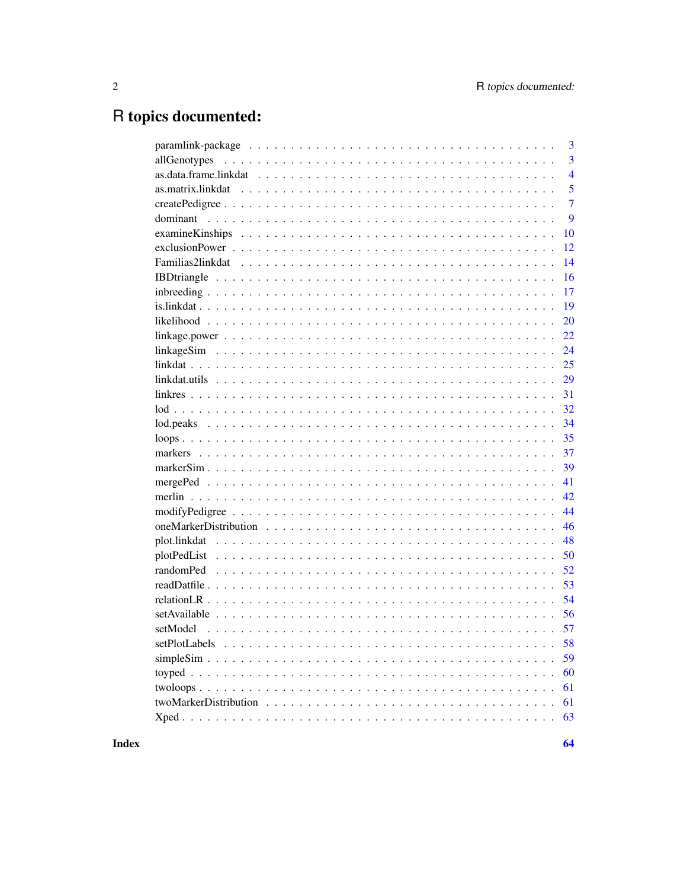# R topics documented:

paramlink-package . . . . . . . . . . . . . . . . . . . . . . . . . . . . . . . . . . . 3
allGenotypes . . . . . . . . . . . . . . . . . . . . . . . . . . . . . . . . . . . . . 3
as.data.frame.linkdat . . . . . . . . . . . . . . . . . . . . . . . . . . . . . . . . 4
as.matrix.linkdat . . . . . . . . . . . . . . . . . . . . . . . . . . . . . . . . . . 5
createPedigree . . . . . . . . . . . . . . . . . . . . . . . . . . . . . . . . . . . 7
dominant . . . . . . . . . . . . . . . . . . . . . . . . . . . . . . . . . . . . . . 9
examineKinships . . . . . . . . . . . . . . . . . . . . . . . . . . . . . . . . . . 10
exclusionPower . . . . . . . . . . . . . . . . . . . . . . . . . . . . . . . . . . . 12
Familias2linkdat . . . . . . . . . . . . . . . . . . . . . . . . . . . . . . . . . . 14
IBDtriangle . . . . . . . . . . . . . . . . . . . . . . . . . . . . . . . . . . . . 16
inbreeding . . . . . . . . . . . . . . . . . . . . . . . . . . . . . . . . . . . . . 17
is.linkdat . . . . . . . . . . . . . . . . . . . . . . . . . . . . . . . . . . . . . 19
likelihood . . . . . . . . . . . . . . . . . . . . . . . . . . . . . . . . . . . . . 20
linkage.power . . . . . . . . . . . . . . . . . . . . . . . . . . . . . . . . . . . 22
linkageSim . . . . . . . . . . . . . . . . . . . . . . . . . . . . . . . . . . . . . 24
linkdat . . . . . . . . . . . . . . . . . . . . . . . . . . . . . . . . . . . . . . . 25
linkdat.utils . . . . . . . . . . . . . . . . . . . . . . . . . . . . . . . . . . . . 29
linkres . . . . . . . . . . . . . . . . . . . . . . . . . . . . . . . . . . . . . . . 31
lod . . . . . . . . . . . . . . . . . . . . . . . . . . . . . . . . . . . . . . . . . 32
lod.peaks . . . . . . . . . . . . . . . . . . . . . . . . . . . . . . . . . . . . . 34
loops . . . . . . . . . . . . . . . . . . . . . . . . . . . . . . . . . . . . . . . . 35
markers . . . . . . . . . . . . . . . . . . . . . . . . . . . . . . . . . . . . . . . 37
markerSim . . . . . . . . . . . . . . . . . . . . . . . . . . . . . . . . . . . . . 39
mergePed . . . . . . . . . . . . . . . . . . . . . . . . . . . . . . . . . . . . . . 41
merlin . . . . . . . . . . . . . . . . . . . . . . . . . . . . . . . . . . . . . . . . 42
modifyPedigree . . . . . . . . . . . . . . . . . . . . . . . . . . . . . . . . . . . 44
oneMarkerDistribution . . . . . . . . . . . . . . . . . . . . . . . . . . . . . . . 46
plot.linkdat . . . . . . . . . . . . . . . . . . . . . . . . . . . . . . . . . . . . 48
plotPedList . . . . . . . . . . . . . . . . . . . . . . . . . . . . . . . . . . . . . 50
randomPed . . . . . . . . . . . . . . . . . . . . . . . . . . . . . . . . . . . . . 52
readDatfile . . . . . . . . . . . . . . . . . . . . . . . . . . . . . . . . . . . . . 53
relationLR . . . . . . . . . . . . . . . . . . . . . . . . . . . . . . . . . . . . . 54
setAvailable . . . . . . . . . . . . . . . . . . . . . . . . . . . . . . . . . . . . 56
setModel . . . . . . . . . . . . . . . . . . . . . . . . . . . . . . . . . . . . . . 57
setPlotLabels . . . . . . . . . . . . . . . . . . . . . . . . . . . . . . . . . . . 58
simpleSim . . . . . . . . . . . . . . . . . . . . . . . . . . . . . . . . . . . . . 59
toyped . . . . . . . . . . . . . . . . . . . . . . . . . . . . . . . . . . . . . . . 60
twoloops . . . . . . . . . . . . . . . . . . . . . . . . . . . . . . . . . . . . . . 61
twoMarkerDistribution . . . . . . . . . . . . . . . . . . . . . . . . . . . . . . . 61
Xped . . . . . . . . . . . . . . . . . . . . . . . . . . . . . . . . . . . . . . . . 63

**Index** **64**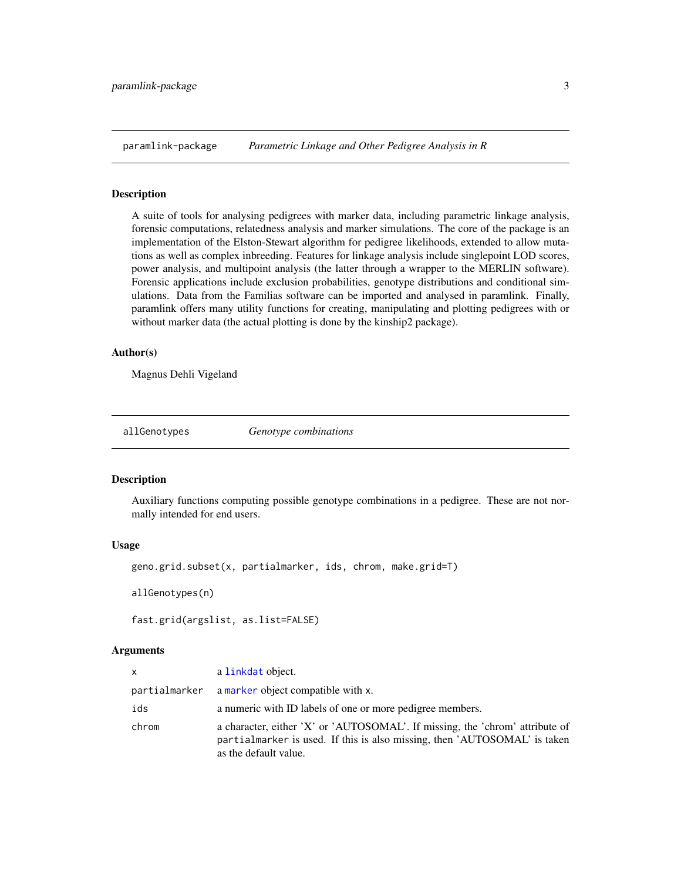## paramlink-package — *Parametric Linkage and Other Pedigree Analysis in R*

### Description

A suite of tools for analysing pedigrees with marker data, including parametric linkage analysis, forensic computations, relatedness analysis and marker simulations. The core of the package is an implementation of the Elston-Stewart algorithm for pedigree likelihoods, extended to allow mutations as well as complex inbreeding. Features for linkage analysis include singlepoint LOD scores, power analysis, and multipoint analysis (the latter through a wrapper to the MERLIN software). Forensic applications include exclusion probabilities, genotype distributions and conditional simulations. Data from the Familias software can be imported and analysed in paramlink. Finally, paramlink offers many utility functions for creating, manipulating and plotting pedigrees with or without marker data (the actual plotting is done by the kinship2 package).

### Author(s)

Magnus Dehli Vigeland

## allGenotypes — *Genotype combinations*

### Description

Auxiliary functions computing possible genotype combinations in a pedigree. These are not normally intended for end users.

### Usage

```
geno.grid.subset(x, partialmarker, ids, chrom, make.grid=T)

allGenotypes(n)

fast.grid(argslist, as.list=FALSE)
```

### Arguments

| | |
|---|---|
| x | a linkdat object. |
| partialmarker | a marker object compatible with x. |
| ids | a numeric with ID labels of one or more pedigree members. |
| chrom | a character, either 'X' or 'AUTOSOMAL'. If missing, the 'chrom' attribute of partialmarker is used. If this is also missing, then 'AUTOSOMAL' is taken as the default value. |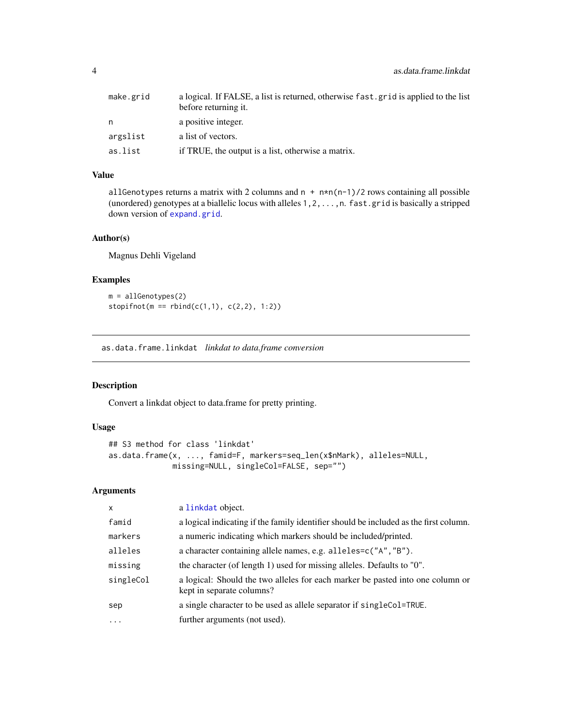| | |
|---|---|
| make.grid | a logical. If FALSE, a list is returned, otherwise fast.grid is applied to the list before returning it. |
| n | a positive integer. |
| argslist | a list of vectors. |
| as.list | if TRUE, the output is a list, otherwise a matrix. |

### Value

allGenotypes returns a matrix with 2 columns and `n + n*n(n-1)/2` rows containing all possible (unordered) genotypes at a biallelic locus with alleles `1,2,...,n`. fast.grid is basically a stripped down version of expand.grid.

### Author(s)

Magnus Dehli Vigeland

### Examples

```
m = allGenotypes(2)
stopifnot(m == rbind(c(1,1), c(2,2), 1:2))
```

## as.data.frame.linkdat *linkdat to data.frame conversion*

### Description

Convert a linkdat object to data.frame for pretty printing.

### Usage

```
## S3 method for class 'linkdat'
as.data.frame(x, ..., famid=F, markers=seq_len(x$nMark), alleles=NULL,
             missing=NULL, singleCol=FALSE, sep="")
```

### Arguments

| | |
|---|---|
| x | a linkdat object. |
| famid | a logical indicating if the family identifier should be included as the first column. |
| markers | a numeric indicating which markers should be included/printed. |
| alleles | a character containing allele names, e.g. alleles=c("A","B"). |
| missing | the character (of length 1) used for missing alleles. Defaults to "0". |
| singleCol | a logical: Should the two alleles for each marker be pasted into one column or kept in separate columns? |
| sep | a single character to be used as allele separator if singleCol=TRUE. |
| ... | further arguments (not used). |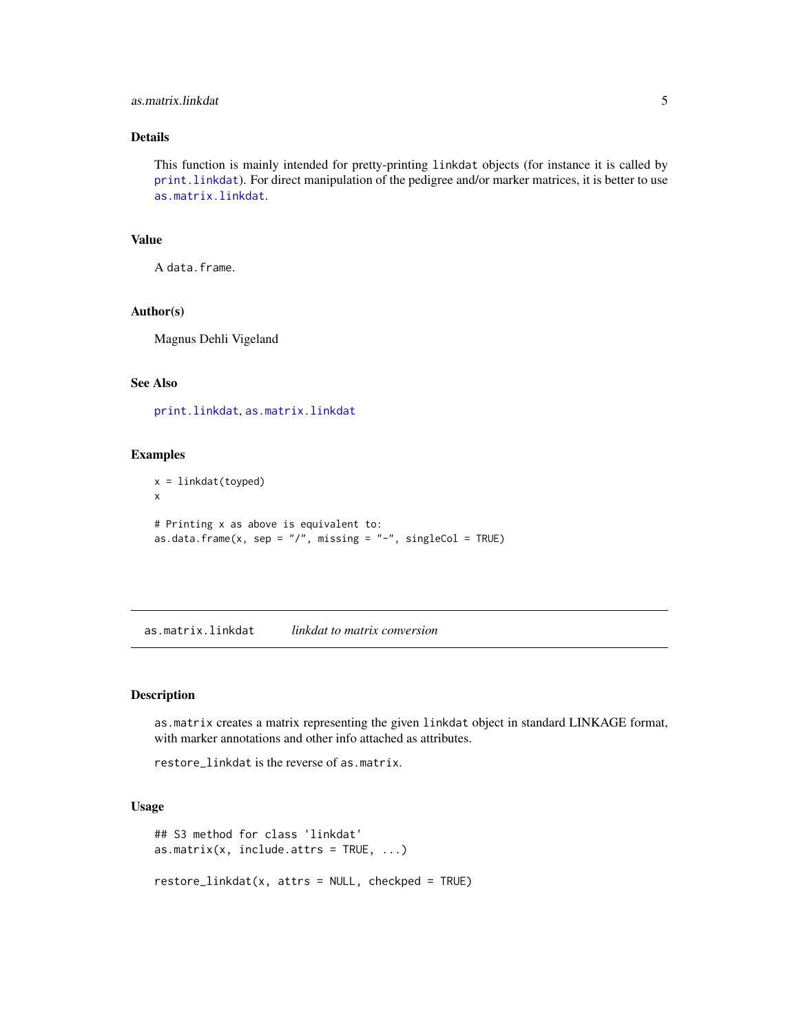### Details

This function is mainly intended for pretty-printing `linkdat` objects (for instance it is called by `print.linkdat`). For direct manipulation of the pedigree and/or marker matrices, it is better to use `as.matrix.linkdat`.

### Value

A `data.frame`.

### Author(s)

Magnus Dehli Vigeland

### See Also

`print.linkdat`, `as.matrix.linkdat`

### Examples

```
x = linkdat(toyped)
x

# Printing x as above is equivalent to:
as.data.frame(x, sep = "/", missing = "-", singleCol = TRUE)
```

---

## as.matrix.linkdat — *linkdat to matrix conversion*

### Description

`as.matrix` creates a matrix representing the given `linkdat` object in standard LINKAGE format, with marker annotations and other info attached as attributes.

`restore_linkdat` is the reverse of `as.matrix`.

### Usage

```
## S3 method for class 'linkdat'
as.matrix(x, include.attrs = TRUE, ...)

restore_linkdat(x, attrs = NULL, checkped = TRUE)
```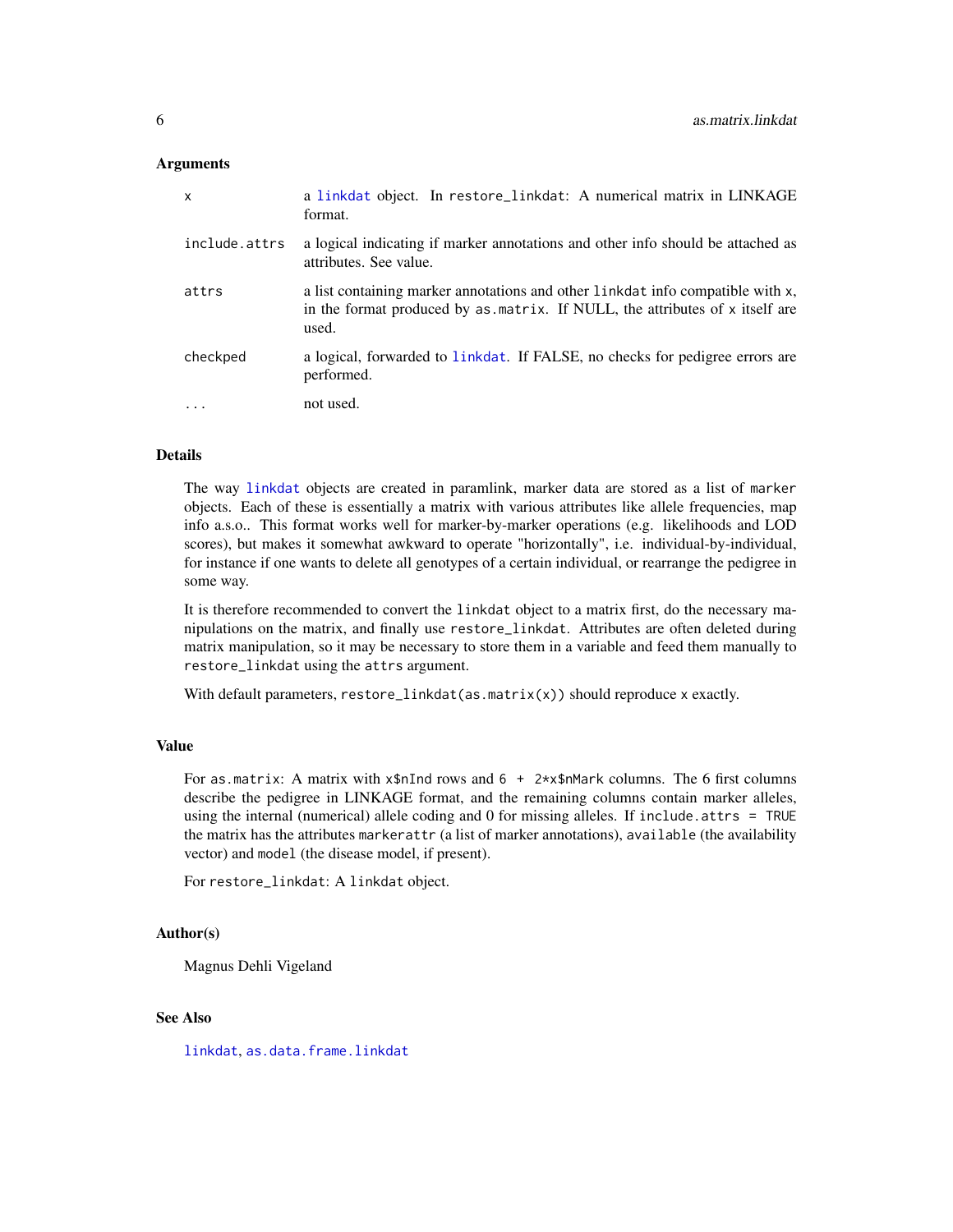### Arguments

| | |
|---|---|
| x | a linkdat object. In restore_linkdat: A numerical matrix in LINKAGE format. |
| include.attrs | a logical indicating if marker annotations and other info should be attached as attributes. See value. |
| attrs | a list containing marker annotations and other linkdat info compatible with x, in the format produced by as.matrix. If NULL, the attributes of x itself are used. |
| checkped | a logical, forwarded to linkdat. If FALSE, no checks for pedigree errors are performed. |
| ... | not used. |

### Details

The way linkdat objects are created in paramlink, marker data are stored as a list of marker objects. Each of these is essentially a matrix with various attributes like allele frequencies, map info a.s.o.. This format works well for marker-by-marker operations (e.g. likelihoods and LOD scores), but makes it somewhat awkward to operate "horizontally", i.e. individual-by-individual, for instance if one wants to delete all genotypes of a certain individual, or rearrange the pedigree in some way.

It is therefore recommended to convert the linkdat object to a matrix first, do the necessary manipulations on the matrix, and finally use restore_linkdat. Attributes are often deleted during matrix manipulation, so it may be necessary to store them in a variable and feed them manually to restore_linkdat using the attrs argument.

With default parameters, restore_linkdat(as.matrix(x)) should reproduce x exactly.

### Value

For as.matrix: A matrix with x$nInd rows and 6 + 2*x$nMark columns. The 6 first columns describe the pedigree in LINKAGE format, and the remaining columns contain marker alleles, using the internal (numerical) allele coding and 0 for missing alleles. If include.attrs = TRUE the matrix has the attributes markerattr (a list of marker annotations), available (the availability vector) and model (the disease model, if present).

For restore_linkdat: A linkdat object.

### Author(s)

Magnus Dehli Vigeland

### See Also

linkdat, as.data.frame.linkdat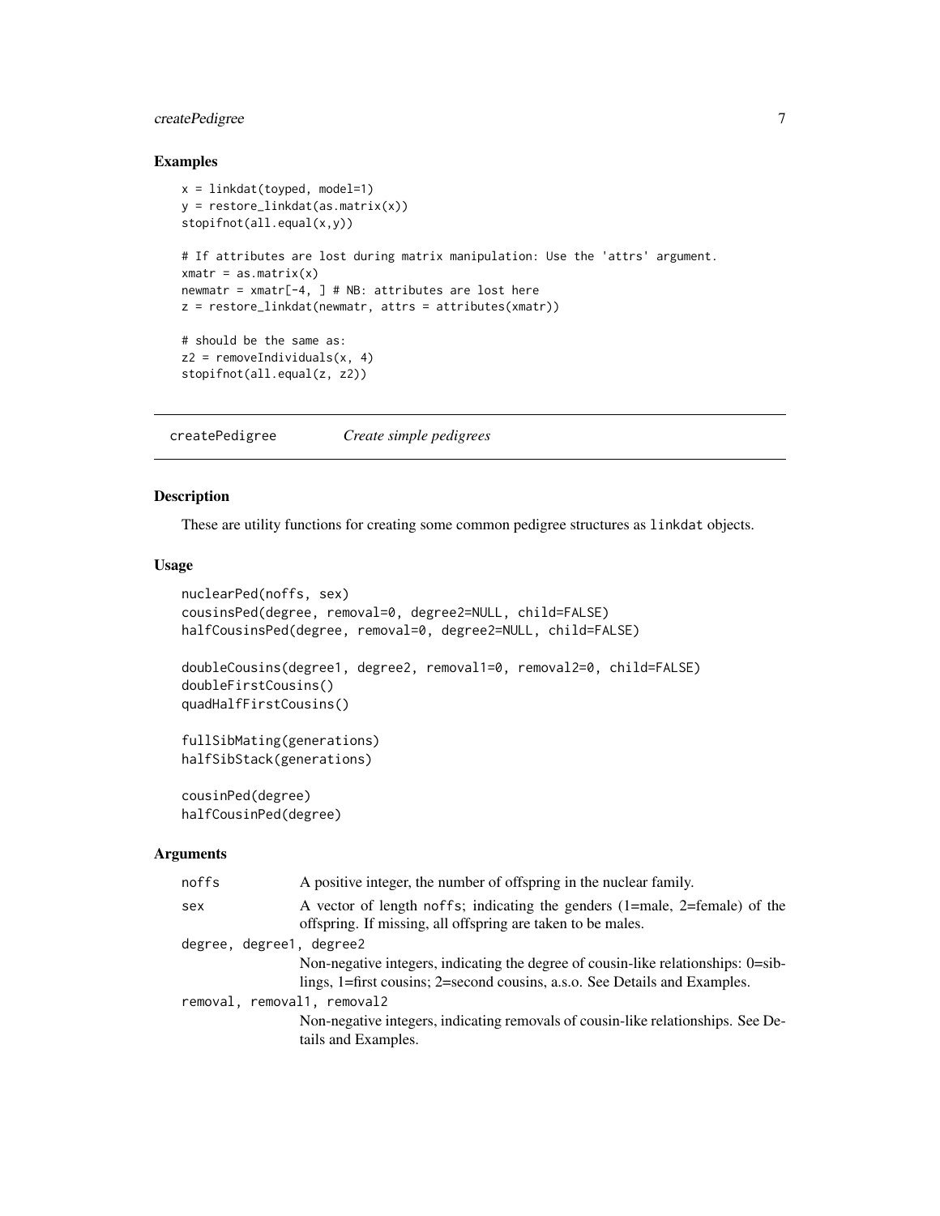### Examples

```
x = linkdat(toyped, model=1)
y = restore_linkdat(as.matrix(x))
stopifnot(all.equal(x,y))

# If attributes are lost during matrix manipulation: Use the 'attrs' argument.
xmatr = as.matrix(x)
newmatr = xmatr[-4, ] # NB: attributes are lost here
z = restore_linkdat(newmatr, attrs = attributes(xmatr))

# should be the same as:
z2 = removeIndividuals(x, 4)
stopifnot(all.equal(z, z2))
```

## createPedigree — *Create simple pedigrees*

### Description

These are utility functions for creating some common pedigree structures as `linkdat` objects.

### Usage

```
nuclearPed(noffs, sex)
cousinsPed(degree, removal=0, degree2=NULL, child=FALSE)
halfCousinsPed(degree, removal=0, degree2=NULL, child=FALSE)

doubleCousins(degree1, degree2, removal1=0, removal2=0, child=FALSE)
doubleFirstCousins()
quadHalfFirstCousins()

fullSibMating(generations)
halfSibStack(generations)

cousinPed(degree)
halfCousinPed(degree)
```

### Arguments

`noffs` A positive integer, the number of offspring in the nuclear family.

`sex` A vector of length `noffs`; indicating the genders (1=male, 2=female) of the offspring. If missing, all offspring are taken to be males.

`degree, degree1, degree2` Non-negative integers, indicating the degree of cousin-like relationships: 0=siblings, 1=first cousins; 2=second cousins, a.s.o. See Details and Examples.

`removal, removal1, removal2` Non-negative integers, indicating removals of cousin-like relationships. See Details and Examples.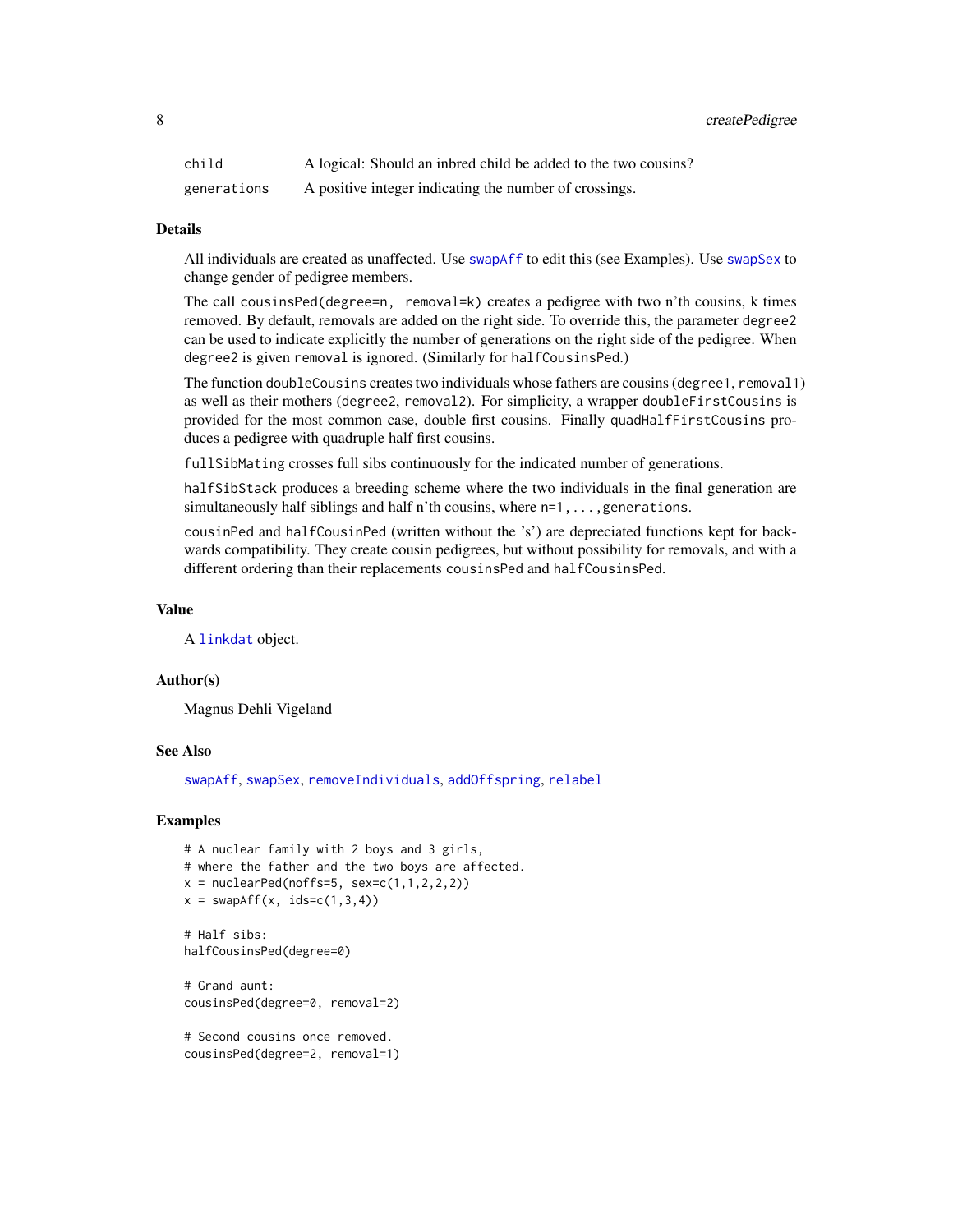| | |
|---|---|
| child | A logical: Should an inbred child be added to the two cousins? |
| generations | A positive integer indicating the number of crossings. |

## Details

All individuals are created as unaffected. Use `swapAff` to edit this (see Examples). Use `swapSex` to change gender of pedigree members.

The call `cousinsPed(degree=n, removal=k)` creates a pedigree with two n'th cousins, k times removed. By default, removals are added on the right side. To override this, the parameter `degree2` can be used to indicate explicitly the number of generations on the right side of the pedigree. When `degree2` is given `removal` is ignored. (Similarly for `halfCousinsPed`.)

The function `doubleCousins` creates two individuals whose fathers are cousins (`degree1`, `removal1`) as well as their mothers (`degree2`, `removal2`). For simplicity, a wrapper `doubleFirstCousins` is provided for the most common case, double first cousins. Finally `quadHalfFirstCousins` produces a pedigree with quadruple half first cousins.

`fullSibMating` crosses full sibs continuously for the indicated number of generations.

`halfSibStack` produces a breeding scheme where the two individuals in the final generation are simultaneously half siblings and half n'th cousins, where `n=1,...,generations`.

`cousinPed` and `halfCousinPed` (written without the 's') are depreciated functions kept for backwards compatibility. They create cousin pedigrees, but without possibility for removals, and with a different ordering than their replacements `cousinsPed` and `halfCousinsPed`.

## Value

A `linkdat` object.

## Author(s)

Magnus Dehli Vigeland

## See Also

`swapAff`, `swapSex`, `removeIndividuals`, `addOffspring`, `relabel`

## Examples

```
# A nuclear family with 2 boys and 3 girls,
# where the father and the two boys are affected.
x = nuclearPed(noffs=5, sex=c(1,1,2,2,2))
x = swapAff(x, ids=c(1,3,4))

# Half sibs:
halfCousinsPed(degree=0)

# Grand aunt:
cousinsPed(degree=0, removal=2)

# Second cousins once removed.
cousinsPed(degree=2, removal=1)
```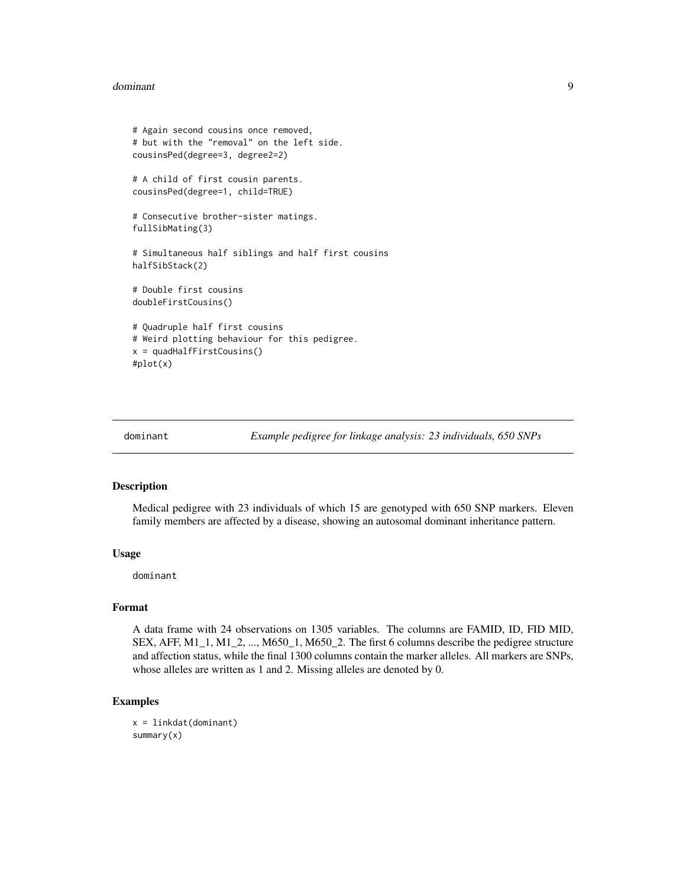```
# Again second cousins once removed,
# but with the "removal" on the left side.
cousinsPed(degree=3, degree2=2)

# A child of first cousin parents.
cousinsPed(degree=1, child=TRUE)

# Consecutive brother-sister matings.
fullSibMating(3)

# Simultaneous half siblings and half first cousins
halfSibStack(2)

# Double first cousins
doubleFirstCousins()

# Quadruple half first cousins
# Weird plotting behaviour for this pedigree.
x = quadHalfFirstCousins()
#plot(x)
```

---

`dominant` — *Example pedigree for linkage analysis: 23 individuals, 650 SNPs*

---

### Description

Medical pedigree with 23 individuals of which 15 are genotyped with 650 SNP markers. Eleven family members are affected by a disease, showing an autosomal dominant inheritance pattern.

### Usage

```
dominant
```

### Format

A data frame with 24 observations on 1305 variables. The columns are FAMID, ID, FID MID, SEX, AFF, M1_1, M1_2, ..., M650_1, M650_2. The first 6 columns describe the pedigree structure and affection status, while the final 1300 columns contain the marker alleles. All markers are SNPs, whose alleles are written as 1 and 2. Missing alleles are denoted by 0.

### Examples

```
x = linkdat(dominant)
summary(x)
```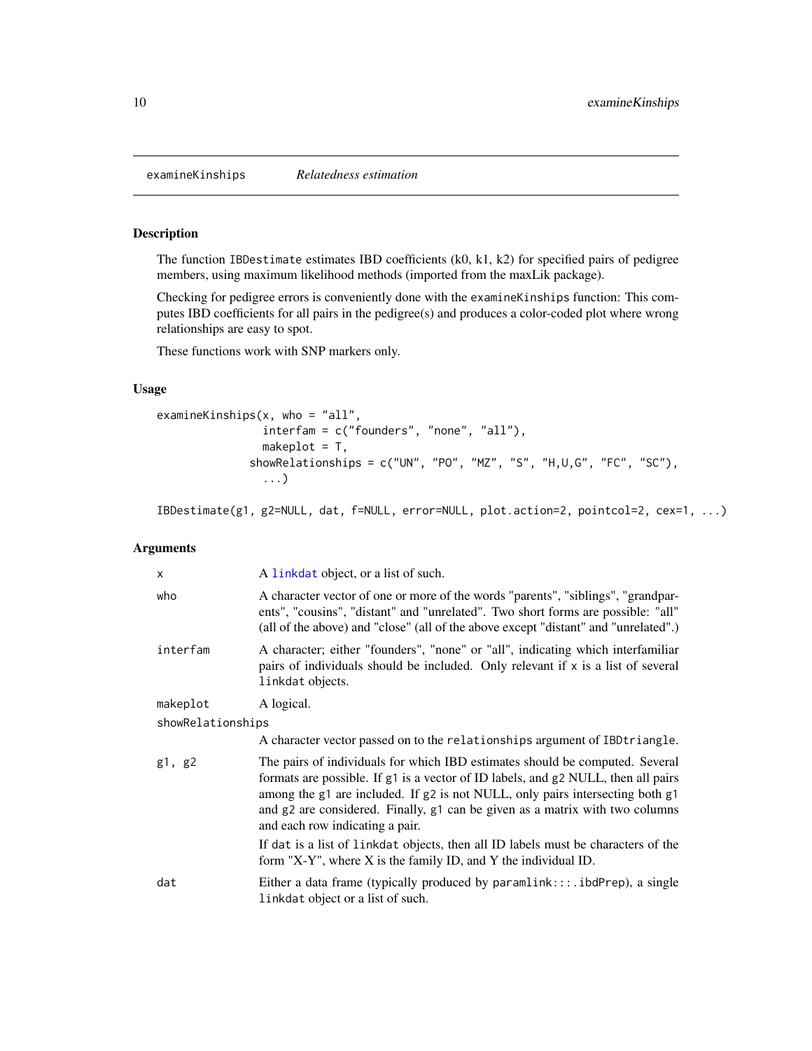examineKinships *Relatedness estimation*

## Description

The function IBDestimate estimates IBD coefficients (k0, k1, k2) for specified pairs of pedigree members, using maximum likelihood methods (imported from the maxLik package).

Checking for pedigree errors is conveniently done with the examineKinships function: This computes IBD coefficients for all pairs in the pedigree(s) and produces a color-coded plot where wrong relationships are easy to spot.

These functions work with SNP markers only.

## Usage

```
examineKinships(x, who = "all",
                interfam = c("founders", "none", "all"),
                makeplot = T,
              showRelationships = c("UN", "PO", "MZ", "S", "H,U,G", "FC", "SC"),
                ...)

IBDestimate(g1, g2=NULL, dat, f=NULL, error=NULL, plot.action=2, pointcol=2, cex=1, ...)
```

## Arguments

| | |
|---|---|
| x | A linkdat object, or a list of such. |
| who | A character vector of one or more of the words "parents", "siblings", "grandparents", "cousins", "distant" and "unrelated". Two short forms are possible: "all" (all of the above) and "close" (all of the above except "distant" and "unrelated".) |
| interfam | A character; either "founders", "none" or "all", indicating which interfamiliar pairs of individuals should be included. Only relevant if x is a list of several linkdat objects. |
| makeplot | A logical. |
| showRelationships | A character vector passed on to the relationships argument of IBDtriangle. |
| g1, g2 | The pairs of individuals for which IBD estimates should be computed. Several formats are possible. If g1 is a vector of ID labels, and g2 NULL, then all pairs among the g1 are included. If g2 is not NULL, only pairs intersecting both g1 and g2 are considered. Finally, g1 can be given as a matrix with two columns and each row indicating a pair. If dat is a list of linkdat objects, then all ID labels must be characters of the form "X-Y", where X is the family ID, and Y the individual ID. |
| dat | Either a data frame (typically produced by paramlink:::.ibdPrep), a single linkdat object or a list of such. |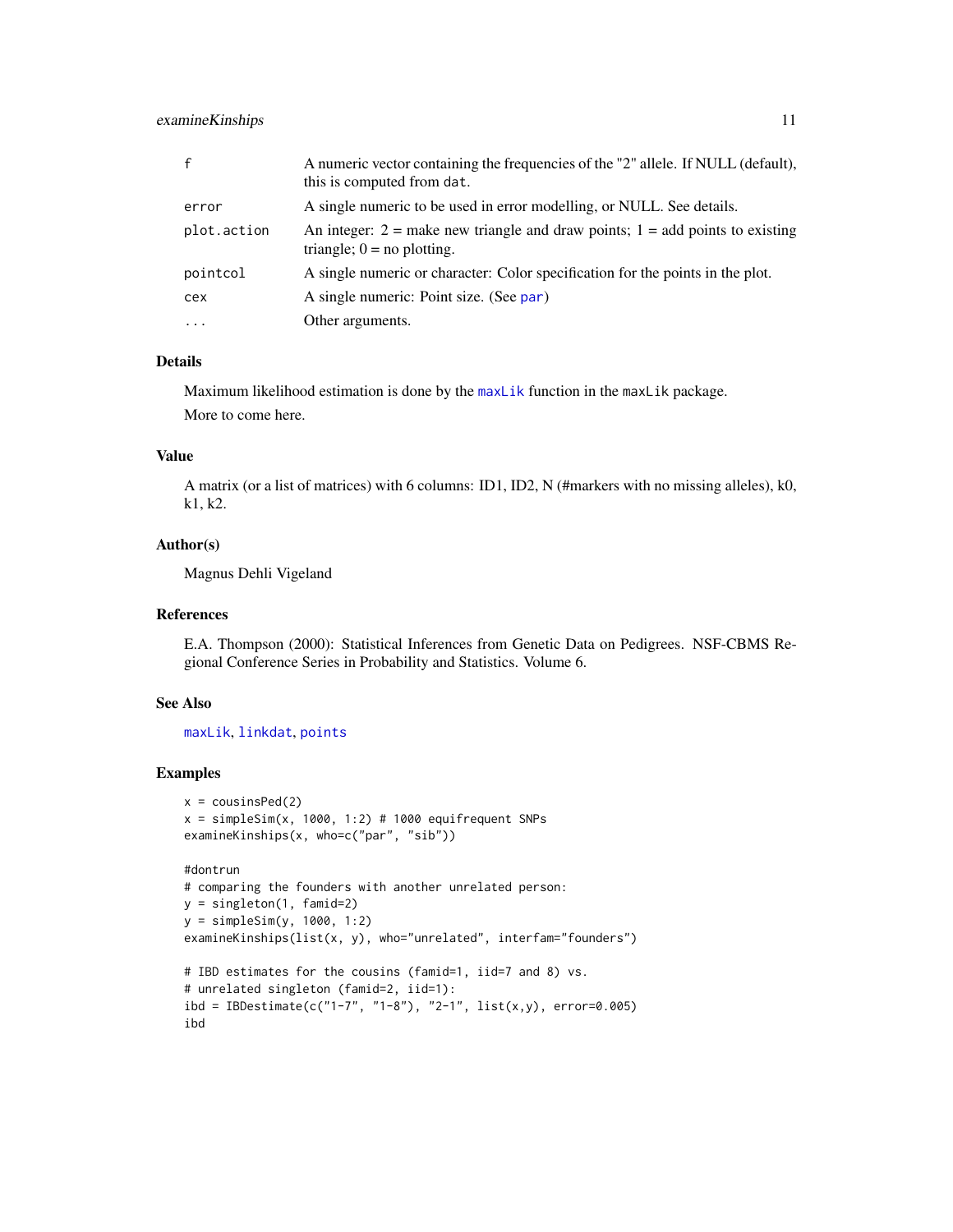| | |
|---|---|
| f | A numeric vector containing the frequencies of the "2" allele. If NULL (default), this is computed from dat. |
| error | A single numeric to be used in error modelling, or NULL. See details. |
| plot.action | An integer: 2 = make new triangle and draw points; 1 = add points to existing triangle; 0 = no plotting. |
| pointcol | A single numeric or character: Color specification for the points in the plot. |
| cex | A single numeric: Point size. (See par) |
| ... | Other arguments. |

## Details

Maximum likelihood estimation is done by the maxLik function in the maxLik package.

More to come here.

## Value

A matrix (or a list of matrices) with 6 columns: ID1, ID2, N (#markers with no missing alleles), k0, k1, k2.

## Author(s)

Magnus Dehli Vigeland

## References

E.A. Thompson (2000): Statistical Inferences from Genetic Data on Pedigrees. NSF-CBMS Regional Conference Series in Probability and Statistics. Volume 6.

## See Also

maxLik, linkdat, points

## Examples

```
x = cousinsPed(2)
x = simpleSim(x, 1000, 1:2) # 1000 equifrequent SNPs
examineKinships(x, who=c("par", "sib"))

#dontrun
# comparing the founders with another unrelated person:
y = singleton(1, famid=2)
y = simpleSim(y, 1000, 1:2)
examineKinships(list(x, y), who="unrelated", interfam="founders")

# IBD estimates for the cousins (famid=1, iid=7 and 8) vs.
# unrelated singleton (famid=2, iid=1):
ibd = IBDestimate(c("1-7", "1-8"), "2-1", list(x,y), error=0.005)
ibd
```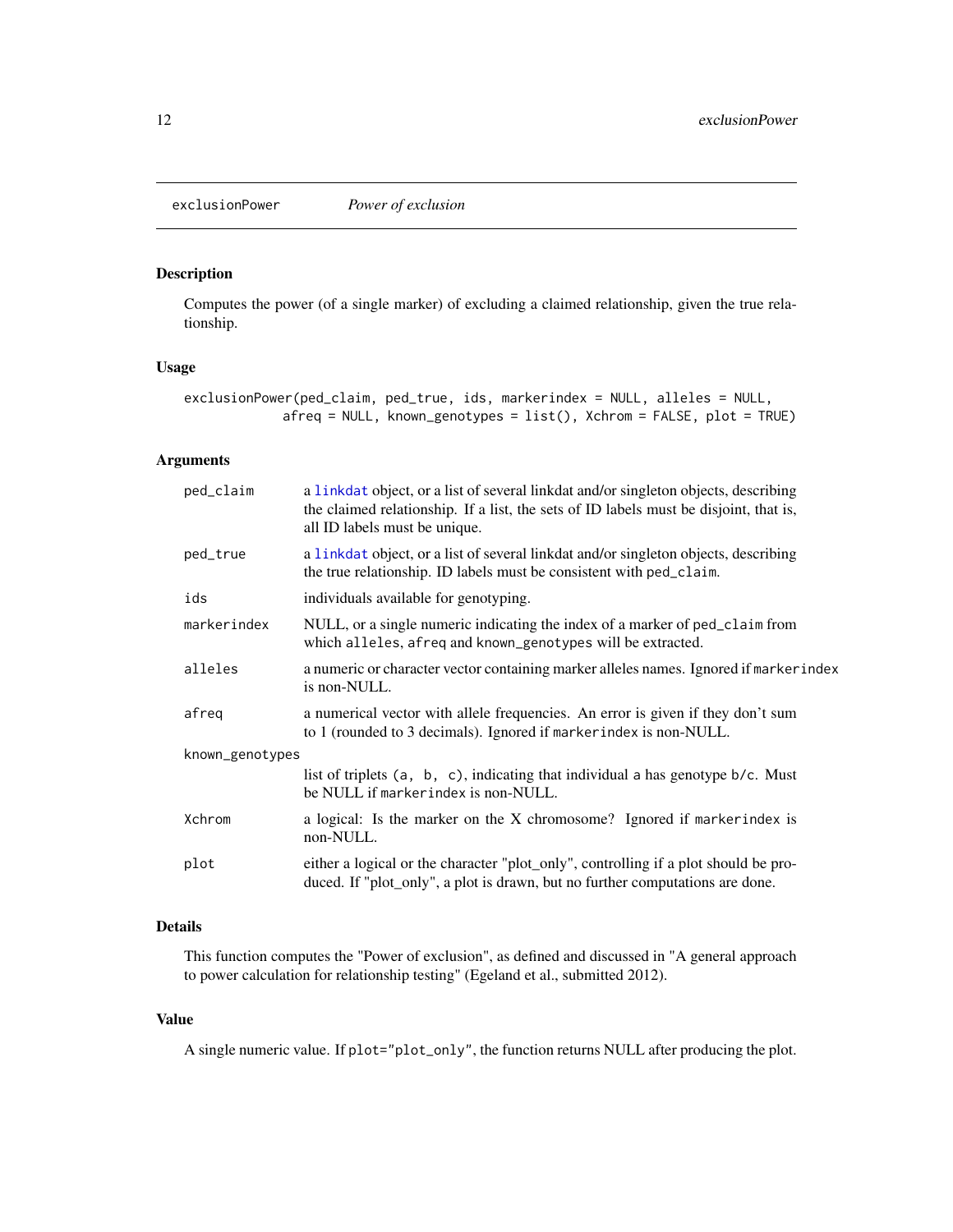## exclusionPower *Power of exclusion*

### Description

Computes the power (of a single marker) of excluding a claimed relationship, given the true relationship.

### Usage

```
exclusionPower(ped_claim, ped_true, ids, markerindex = NULL, alleles = NULL,
            afreq = NULL, known_genotypes = list(), Xchrom = FALSE, plot = TRUE)
```

### Arguments

| | |
|---|---|
| `ped_claim` | a linkdat object, or a list of several linkdat and/or singleton objects, describing the claimed relationship. If a list, the sets of ID labels must be disjoint, that is, all ID labels must be unique. |
| `ped_true` | a linkdat object, or a list of several linkdat and/or singleton objects, describing the true relationship. ID labels must be consistent with `ped_claim`. |
| `ids` | individuals available for genotyping. |
| `markerindex` | NULL, or a single numeric indicating the index of a marker of `ped_claim` from which `alleles`, `afreq` and `known_genotypes` will be extracted. |
| `alleles` | a numeric or character vector containing marker alleles names. Ignored if `markerindex` is non-NULL. |
| `afreq` | a numerical vector with allele frequencies. An error is given if they don't sum to 1 (rounded to 3 decimals). Ignored if `markerindex` is non-NULL. |
| `known_genotypes` | list of triplets `(a, b, c)`, indicating that individual `a` has genotype `b/c`. Must be NULL if `markerindex` is non-NULL. |
| `Xchrom` | a logical: Is the marker on the X chromosome? Ignored if `markerindex` is non-NULL. |
| `plot` | either a logical or the character "plot_only", controlling if a plot should be produced. If "plot_only", a plot is drawn, but no further computations are done. |

### Details

This function computes the "Power of exclusion", as defined and discussed in "A general approach to power calculation for relationship testing" (Egeland et al., submitted 2012).

### Value

A single numeric value. If `plot="plot_only"`, the function returns NULL after producing the plot.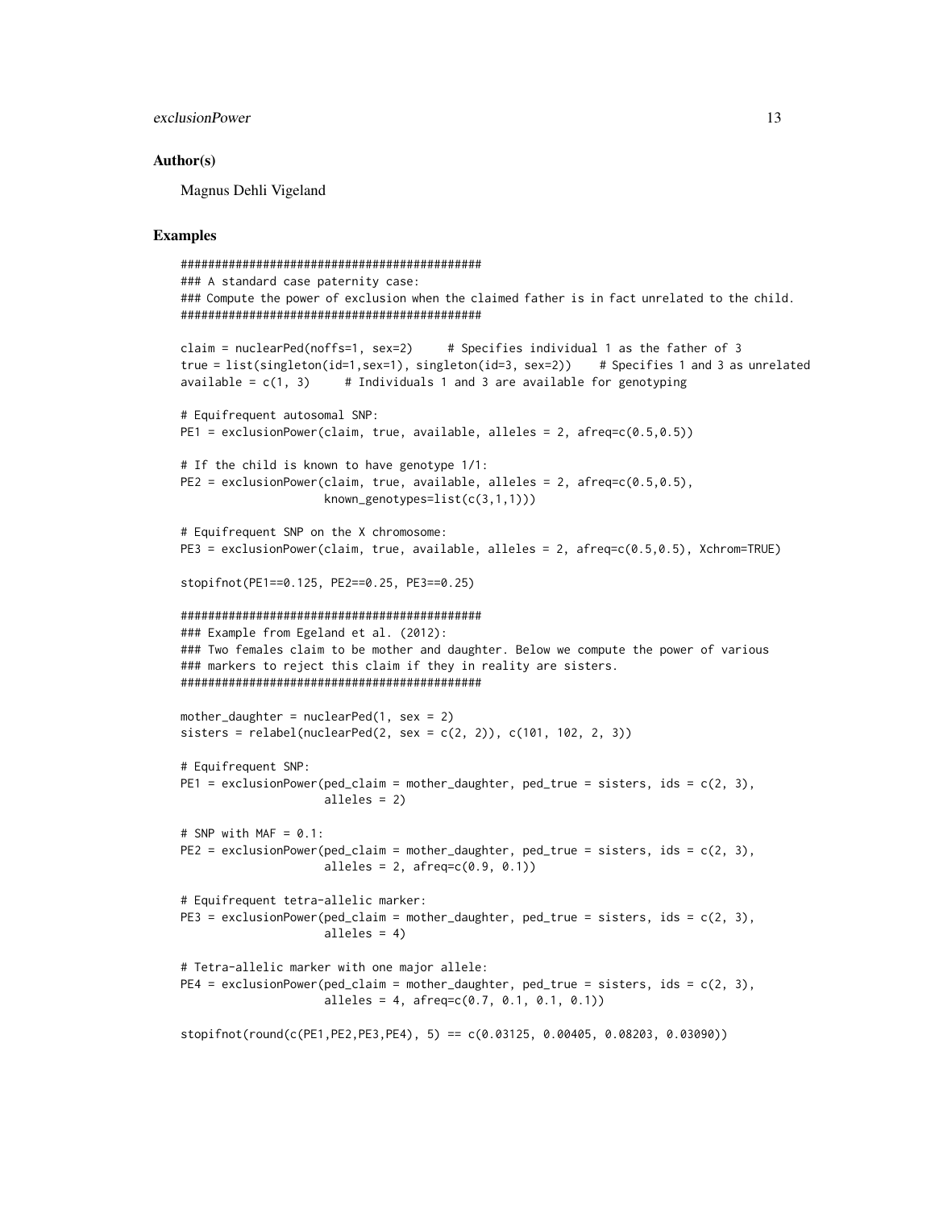## Author(s)

Magnus Dehli Vigeland

## Examples

```
############################################
### A standard case paternity case:
### Compute the power of exclusion when the claimed father is in fact unrelated to the child.
############################################

claim = nuclearPed(noffs=1, sex=2)     # Specifies individual 1 as the father of 3
true = list(singleton(id=1,sex=1), singleton(id=3, sex=2))    # Specifies 1 and 3 as unrelated
available = c(1, 3)     # Individuals 1 and 3 are available for genotyping

# Equifrequent autosomal SNP:
PE1 = exclusionPower(claim, true, available, alleles = 2, afreq=c(0.5,0.5))

# If the child is known to have genotype 1/1:
PE2 = exclusionPower(claim, true, available, alleles = 2, afreq=c(0.5,0.5),
                     known_genotypes=list(c(3,1,1)))

# Equifrequent SNP on the X chromosome:
PE3 = exclusionPower(claim, true, available, alleles = 2, afreq=c(0.5,0.5), Xchrom=TRUE)

stopifnot(PE1==0.125, PE2==0.25, PE3==0.25)

############################################
### Example from Egeland et al. (2012):
### Two females claim to be mother and daughter. Below we compute the power of various
### markers to reject this claim if they in reality are sisters.
############################################

mother_daughter = nuclearPed(1, sex = 2)
sisters = relabel(nuclearPed(2, sex = c(2, 2)), c(101, 102, 2, 3))

# Equifrequent SNP:
PE1 = exclusionPower(ped_claim = mother_daughter, ped_true = sisters, ids = c(2, 3),
                     alleles = 2)

# SNP with MAF = 0.1:
PE2 = exclusionPower(ped_claim = mother_daughter, ped_true = sisters, ids = c(2, 3),
                     alleles = 2, afreq=c(0.9, 0.1))

# Equifrequent tetra-allelic marker:
PE3 = exclusionPower(ped_claim = mother_daughter, ped_true = sisters, ids = c(2, 3),
                     alleles = 4)

# Tetra-allelic marker with one major allele:
PE4 = exclusionPower(ped_claim = mother_daughter, ped_true = sisters, ids = c(2, 3),
                     alleles = 4, afreq=c(0.7, 0.1, 0.1, 0.1))

stopifnot(round(c(PE1,PE2,PE3,PE4), 5) == c(0.03125, 0.00405, 0.08203, 0.03090))
```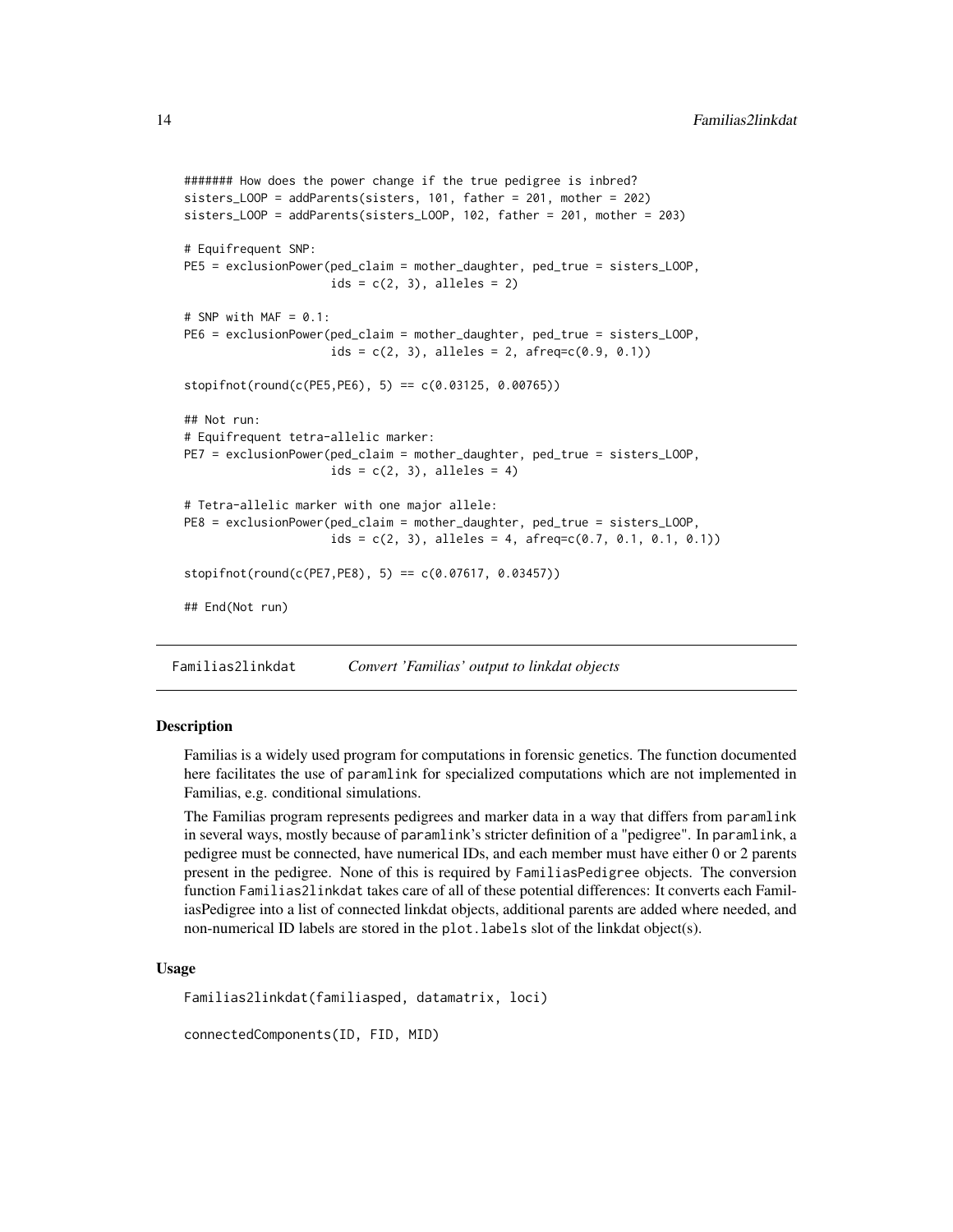```
####### How does the power change if the true pedigree is inbred?
sisters_LOOP = addParents(sisters, 101, father = 201, mother = 202)
sisters_LOOP = addParents(sisters_LOOP, 102, father = 201, mother = 203)

# Equifrequent SNP:
PE5 = exclusionPower(ped_claim = mother_daughter, ped_true = sisters_LOOP,
                     ids = c(2, 3), alleles = 2)

# SNP with MAF = 0.1:
PE6 = exclusionPower(ped_claim = mother_daughter, ped_true = sisters_LOOP,
                     ids = c(2, 3), alleles = 2, afreq=c(0.9, 0.1))

stopifnot(round(c(PE5,PE6), 5) == c(0.03125, 0.00765))

## Not run:
# Equifrequent tetra-allelic marker:
PE7 = exclusionPower(ped_claim = mother_daughter, ped_true = sisters_LOOP,
                     ids = c(2, 3), alleles = 4)

# Tetra-allelic marker with one major allele:
PE8 = exclusionPower(ped_claim = mother_daughter, ped_true = sisters_LOOP,
                     ids = c(2, 3), alleles = 4, afreq=c(0.7, 0.1, 0.1, 0.1))

stopifnot(round(c(PE7,PE8), 5) == c(0.07617, 0.03457))

## End(Not run)
```

---

## Familias2linkdat    *Convert 'Familias' output to linkdat objects*

---

### Description

Familias is a widely used program for computations in forensic genetics. The function documented here facilitates the use of paramlink for specialized computations which are not implemented in Familias, e.g. conditional simulations.

The Familias program represents pedigrees and marker data in a way that differs from paramlink in several ways, mostly because of paramlink's stricter definition of a "pedigree". In paramlink, a pedigree must be connected, have numerical IDs, and each member must have either 0 or 2 parents present in the pedigree. None of this is required by FamiliasPedigree objects. The conversion function Familias2linkdat takes care of all of these potential differences: It converts each FamiliasPedigree into a list of connected linkdat objects, additional parents are added where needed, and non-numerical ID labels are stored in the plot.labels slot of the linkdat object(s).

### Usage

```
Familias2linkdat(familiasped, datamatrix, loci)

connectedComponents(ID, FID, MID)
```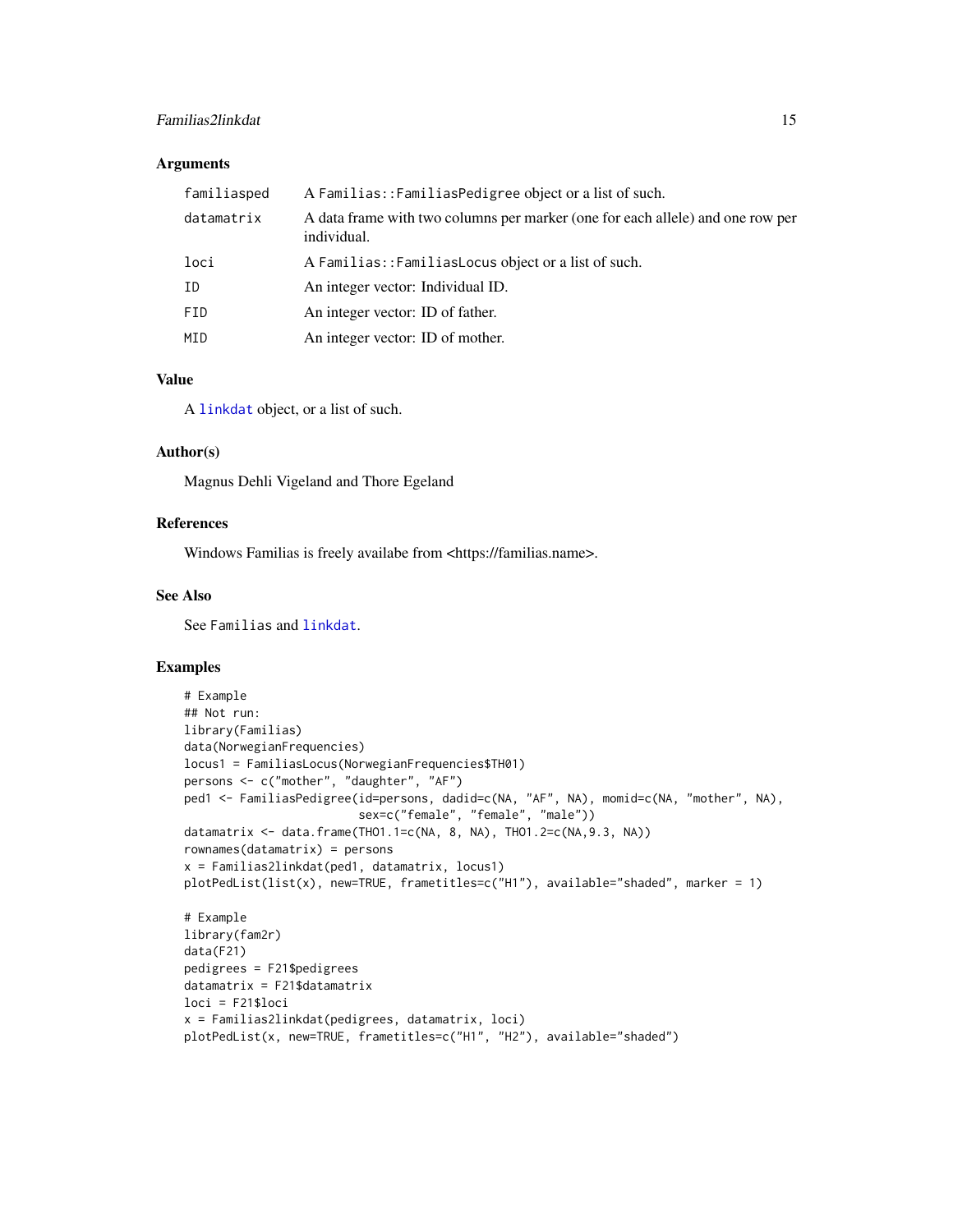## Arguments

| | |
|---|---|
| familiasped | A Familias::FamiliasPedigree object or a list of such. |
| datamatrix | A data frame with two columns per marker (one for each allele) and one row per individual. |
| loci | A Familias::FamiliasLocus object or a list of such. |
| ID | An integer vector: Individual ID. |
| FID | An integer vector: ID of father. |
| MID | An integer vector: ID of mother. |

## Value

A linkdat object, or a list of such.

## Author(s)

Magnus Dehli Vigeland and Thore Egeland

## References

Windows Familias is freely availabe from <https://familias.name>.

## See Also

See Familias and linkdat.

## Examples

```
# Example
## Not run:
library(Familias)
data(NorwegianFrequencies)
locus1 = FamiliasLocus(NorwegianFrequencies$TH01)
persons <- c("mother", "daughter", "AF")
ped1 <- FamiliasPedigree(id=persons, dadid=c(NA, "AF", NA), momid=c(NA, "mother", NA),
                         sex=c("female", "female", "male"))
datamatrix <- data.frame(THO1.1=c(NA, 8, NA), THO1.2=c(NA,9.3, NA))
rownames(datamatrix) = persons
x = Familias2linkdat(ped1, datamatrix, locus1)
plotPedList(list(x), new=TRUE, frametitles=c("H1"), available="shaded", marker = 1)

# Example
library(fam2r)
data(F21)
pedigrees = F21$pedigrees
datamatrix = F21$datamatrix
loci = F21$loci
x = Familias2linkdat(pedigrees, datamatrix, loci)
plotPedList(x, new=TRUE, frametitles=c("H1", "H2"), available="shaded")
```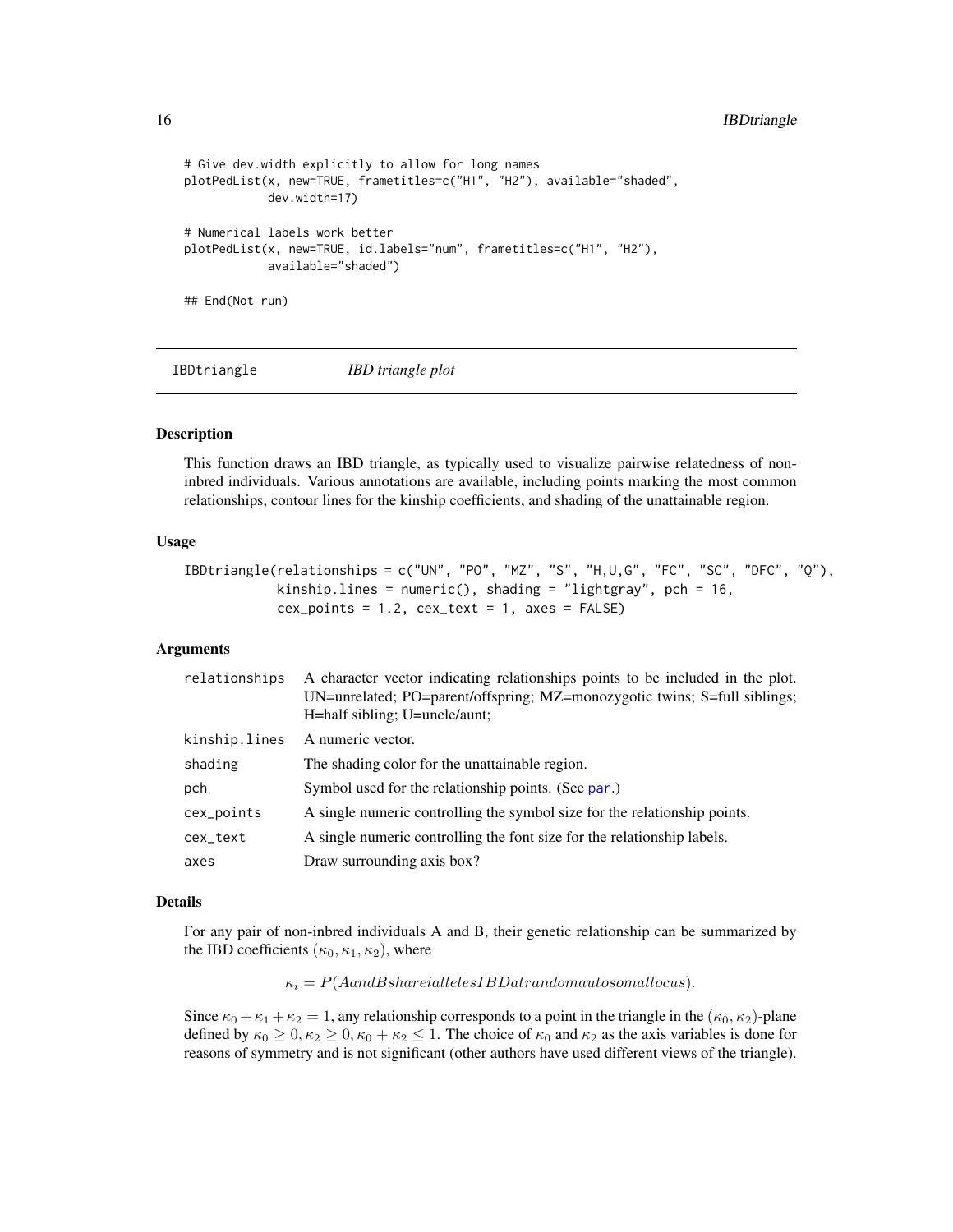```
# Give dev.width explicitly to allow for long names
plotPedList(x, new=TRUE, frametitles=c("H1", "H2"), available="shaded",
            dev.width=17)

# Numerical labels work better
plotPedList(x, new=TRUE, id.labels="num", frametitles=c("H1", "H2"),
            available="shaded")

## End(Not run)
```

## IBDtriangle *IBD triangle plot*

### Description

This function draws an IBD triangle, as typically used to visualize pairwise relatedness of non-inbred individuals. Various annotations are available, including points marking the most common relationships, contour lines for the kinship coefficients, and shading of the unattainable region.

### Usage

```
IBDtriangle(relationships = c("UN", "PO", "MZ", "S", "H,U,G", "FC", "SC", "DFC", "Q"),
            kinship.lines = numeric(), shading = "lightgray", pch = 16,
            cex_points = 1.2, cex_text = 1, axes = FALSE)
```

### Arguments

| | |
|---|---|
| relationships | A character vector indicating relationships points to be included in the plot. UN=unrelated; PO=parent/offspring; MZ=monozygotic twins; S=full siblings; H=half sibling; U=uncle/aunt; |
| kinship.lines | A numeric vector. |
| shading | The shading color for the unattainable region. |
| pch | Symbol used for the relationship points. (See par.) |
| cex_points | A single numeric controlling the symbol size for the relationship points. |
| cex_text | A single numeric controlling the font size for the relationship labels. |
| axes | Draw surrounding axis box? |

### Details

For any pair of non-inbred individuals A and B, their genetic relationship can be summarized by the IBD coefficients $(\kappa_0, \kappa_1, \kappa_2)$, where

$$\kappa_i = P(A and B share i alleles IBD at random autosomal locus).$$

Since $\kappa_0 + \kappa_1 + \kappa_2 = 1$, any relationship corresponds to a point in the triangle in the $(\kappa_0, \kappa_2)$-plane defined by $\kappa_0 \geq 0, \kappa_2 \geq 0, \kappa_0 + \kappa_2 \leq 1$. The choice of $\kappa_0$ and $\kappa_2$ as the axis variables is done for reasons of symmetry and is not significant (other authors have used different views of the triangle).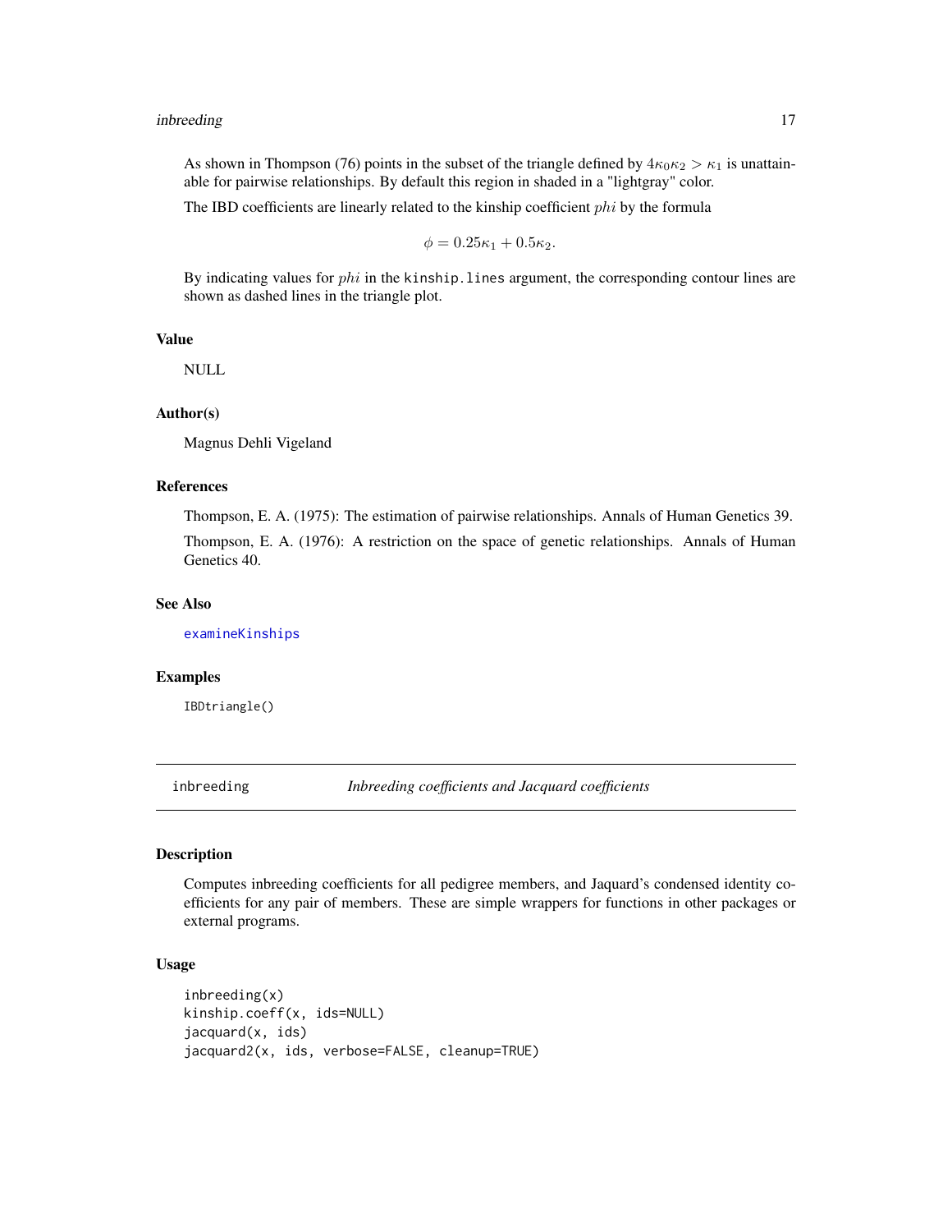As shown in Thompson (76) points in the subset of the triangle defined by $4\kappa_0\kappa_2 > \kappa_1$ is unattainable for pairwise relationships. By default this region in shaded in a "lightgray" color.

The IBD coefficients are linearly related to the kinship coefficient $phi$ by the formula

$$\phi = 0.25\kappa_1 + 0.5\kappa_2.$$

By indicating values for $phi$ in the `kinship.lines` argument, the corresponding contour lines are shown as dashed lines in the triangle plot.

### Value

NULL

### Author(s)

Magnus Dehli Vigeland

### References

Thompson, E. A. (1975): The estimation of pairwise relationships. Annals of Human Genetics 39.

Thompson, E. A. (1976): A restriction on the space of genetic relationships. Annals of Human Genetics 40.

### See Also

examineKinships

### Examples

```
IBDtriangle()
```

---

## inbreeding — *Inbreeding coefficients and Jacquard coefficients*

---

### Description

Computes inbreeding coefficients for all pedigree members, and Jaquard's condensed identity coefficients for any pair of members. These are simple wrappers for functions in other packages or external programs.

### Usage

```
inbreeding(x)
kinship.coeff(x, ids=NULL)
jacquard(x, ids)
jacquard2(x, ids, verbose=FALSE, cleanup=TRUE)
```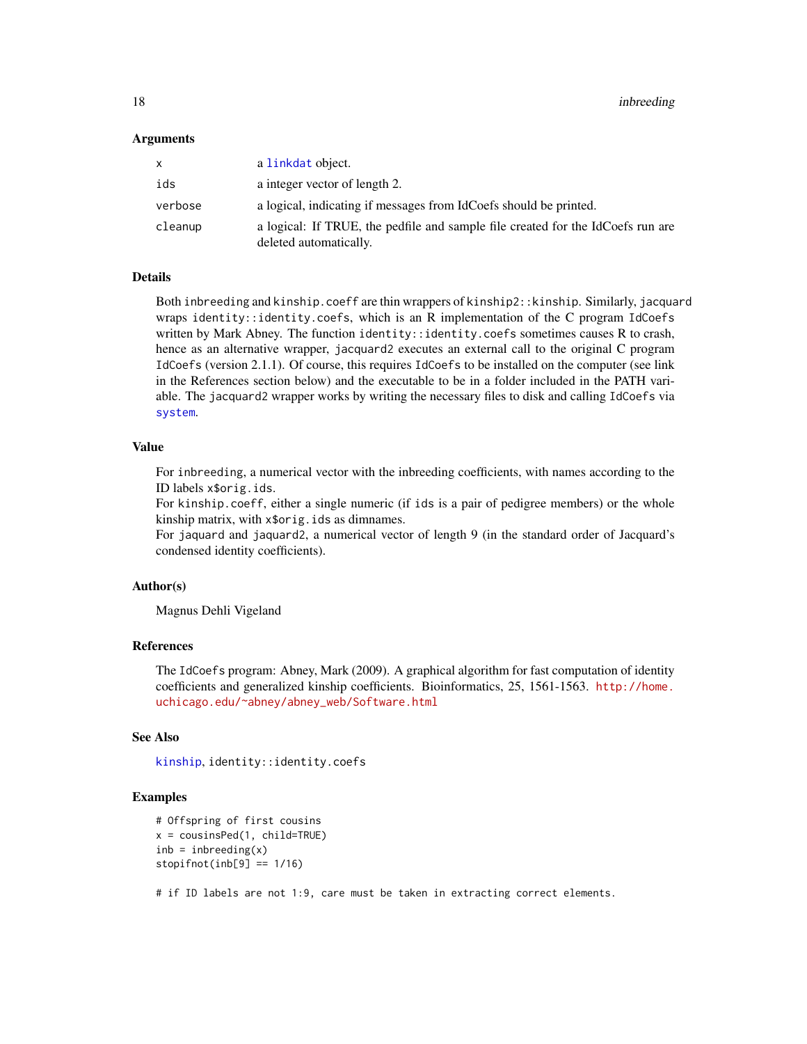### Arguments

| | |
|---|---|
| x | a linkdat object. |
| ids | a integer vector of length 2. |
| verbose | a logical, indicating if messages from IdCoefs should be printed. |
| cleanup | a logical: If TRUE, the pedfile and sample file created for the IdCoefs run are deleted automatically. |

### Details

Both `inbreeding` and `kinship.coeff` are thin wrappers of `kinship2::kinship`. Similarly, `jacquard` wraps `identity::identity.coefs`, which is an R implementation of the C program `IdCoefs` written by Mark Abney. The function `identity::identity.coefs` sometimes causes R to crash, hence as an alternative wrapper, `jacquard2` executes an external call to the original C program `IdCoefs` (version 2.1.1). Of course, this requires `IdCoefs` to be installed on the computer (see link in the References section below) and the executable to be in a folder included in the PATH variable. The `jacquard2` wrapper works by writing the necessary files to disk and calling `IdCoefs` via `system`.

### Value

For `inbreeding`, a numerical vector with the inbreeding coefficients, with names according to the ID labels `x$orig.ids`.
For `kinship.coeff`, either a single numeric (if `ids` is a pair of pedigree members) or the whole kinship matrix, with `x$orig.ids` as dimnames.
For `jaquard` and `jaquard2`, a numerical vector of length 9 (in the standard order of Jacquard's condensed identity coefficients).

### Author(s)

Magnus Dehli Vigeland

### References

The `IdCoefs` program: Abney, Mark (2009). A graphical algorithm for fast computation of identity coefficients and generalized kinship coefficients. Bioinformatics, 25, 1561-1563. http://home.uchicago.edu/~abney/abney_web/Software.html

### See Also

`kinship`, `identity::identity.coefs`

### Examples

```
# Offspring of first cousins
x = cousinsPed(1, child=TRUE)
inb = inbreeding(x)
stopifnot(inb[9] == 1/16)

# if ID labels are not 1:9, care must be taken in extracting correct elements.
```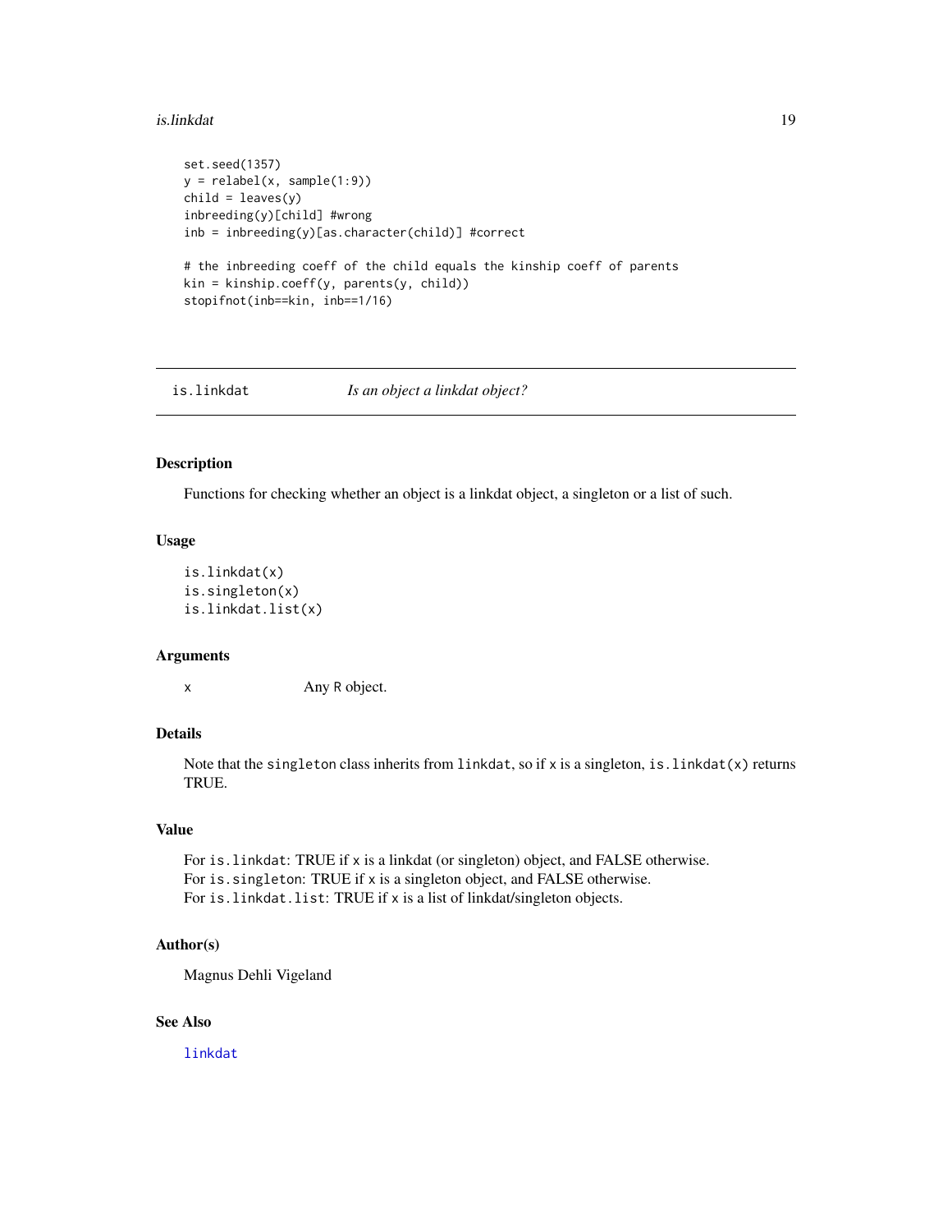```
set.seed(1357)
y = relabel(x, sample(1:9))
child = leaves(y)
inbreeding(y)[child] #wrong
inb = inbreeding(y)[as.character(child)] #correct

# the inbreeding coeff of the child equals the kinship coeff of parents
kin = kinship.coeff(y, parents(y, child))
stopifnot(inb==kin, inb==1/16)
```

## is.linkdat — *Is an object a linkdat object?*

### Description

Functions for checking whether an object is a linkdat object, a singleton or a list of such.

### Usage

```
is.linkdat(x)
is.singleton(x)
is.linkdat.list(x)
```

### Arguments

| | |
|---|---|
| x | Any R object. |

### Details

Note that the `singleton` class inherits from `linkdat`, so if `x` is a singleton, `is.linkdat(x)` returns TRUE.

### Value

For `is.linkdat`: TRUE if `x` is a linkdat (or singleton) object, and FALSE otherwise.
For `is.singleton`: TRUE if `x` is a singleton object, and FALSE otherwise.
For `is.linkdat.list`: TRUE if `x` is a list of linkdat/singleton objects.

### Author(s)

Magnus Dehli Vigeland

### See Also

`linkdat`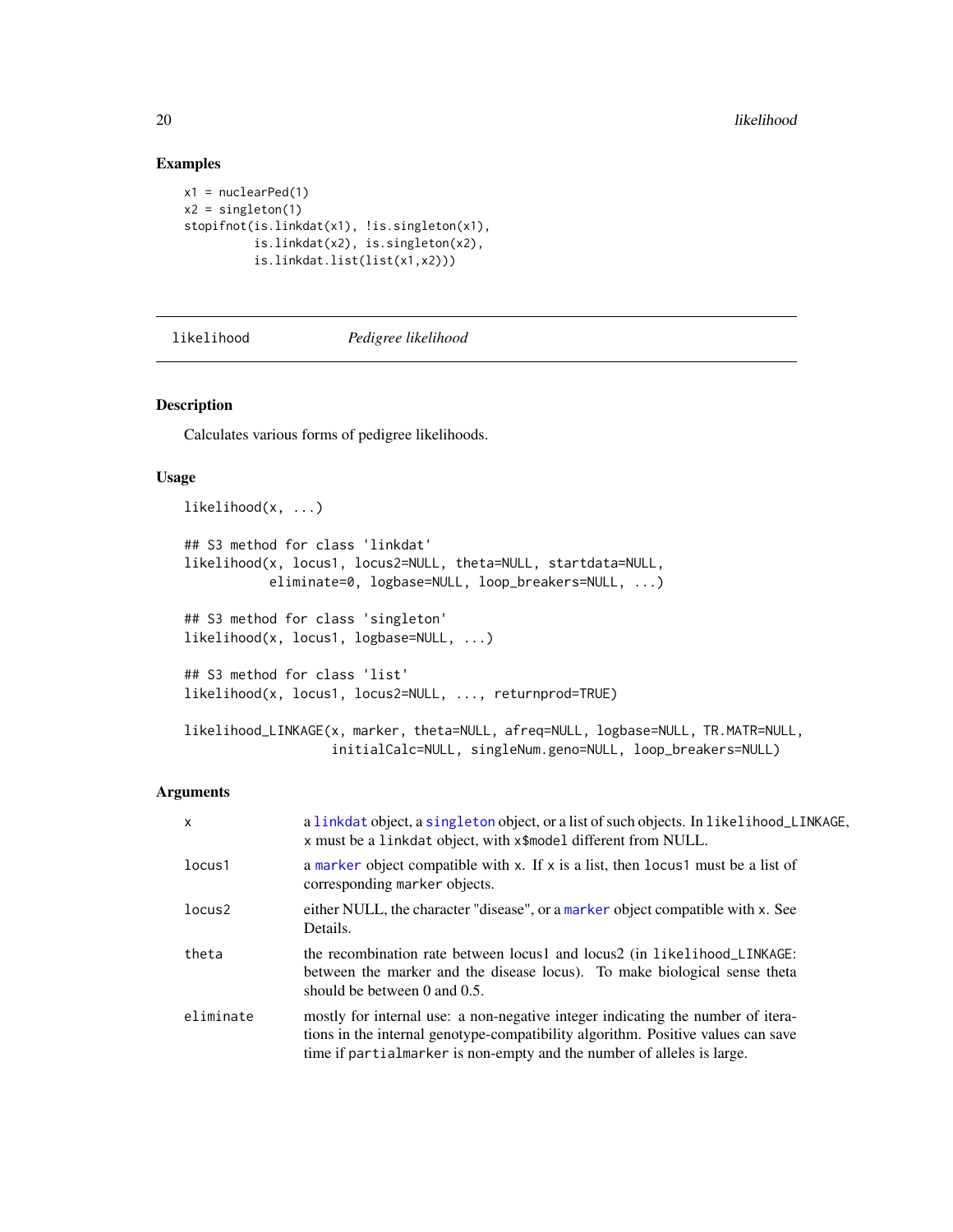## Examples

```
x1 = nuclearPed(1)
x2 = singleton(1)
stopifnot(is.linkdat(x1), !is.singleton(x1),
          is.linkdat(x2), is.singleton(x2),
          is.linkdat.list(list(x1,x2)))
```

---

likelihood *Pedigree likelihood*

---

### Description

Calculates various forms of pedigree likelihoods.

### Usage

```
likelihood(x, ...)

## S3 method for class 'linkdat'
likelihood(x, locus1, locus2=NULL, theta=NULL, startdata=NULL,
           eliminate=0, logbase=NULL, loop_breakers=NULL, ...)

## S3 method for class 'singleton'
likelihood(x, locus1, logbase=NULL, ...)

## S3 method for class 'list'
likelihood(x, locus1, locus2=NULL, ..., returnprod=TRUE)

likelihood_LINKAGE(x, marker, theta=NULL, afreq=NULL, logbase=NULL, TR.MATR=NULL,
                   initialCalc=NULL, singleNum.geno=NULL, loop_breakers=NULL)
```

### Arguments

| | |
|---|---|
| x | a linkdat object, a singleton object, or a list of such objects. In likelihood_LINKAGE, x must be a linkdat object, with x$model different from NULL. |
| locus1 | a marker object compatible with x. If x is a list, then locus1 must be a list of corresponding marker objects. |
| locus2 | either NULL, the character "disease", or a marker object compatible with x. See Details. |
| theta | the recombination rate between locus1 and locus2 (in likelihood_LINKAGE: between the marker and the disease locus). To make biological sense theta should be between 0 and 0.5. |
| eliminate | mostly for internal use: a non-negative integer indicating the number of iterations in the internal genotype-compatibility algorithm. Positive values can save time if partialmarker is non-empty and the number of alleles is large. |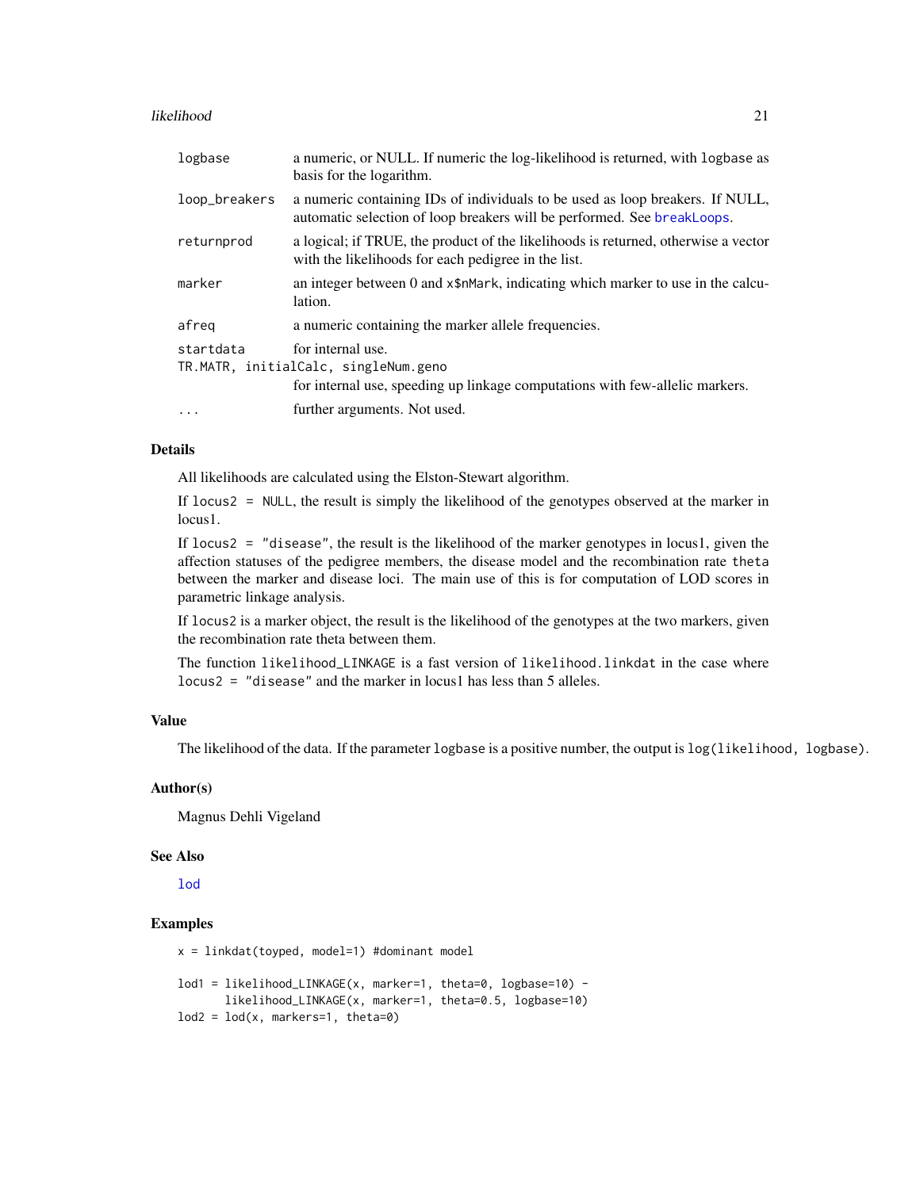| | |
|---|---|
| `logbase` | a numeric, or NULL. If numeric the log-likelihood is returned, with `logbase` as basis for the logarithm. |
| `loop_breakers` | a numeric containing IDs of individuals to be used as loop breakers. If NULL, automatic selection of loop breakers will be performed. See `breakLoops`. |
| `returnprod` | a logical; if TRUE, the product of the likelihoods is returned, otherwise a vector with the likelihoods for each pedigree in the list. |
| `marker` | an integer between 0 and `x$nMark`, indicating which marker to use in the calculation. |
| `afreq` | a numeric containing the marker allele frequencies. |
| `startdata` | for internal use. |
| `TR.MATR, initialCalc, singleNum.geno` | for internal use, speeding up linkage computations with few-allelic markers. |
| `...` | further arguments. Not used. |

## Details

All likelihoods are calculated using the Elston-Stewart algorithm.

If `locus2 = NULL`, the result is simply the likelihood of the genotypes observed at the marker in locus1.

If `locus2 = "disease"`, the result is the likelihood of the marker genotypes in locus1, given the affection statuses of the pedigree members, the disease model and the recombination rate `theta` between the marker and disease loci. The main use of this is for computation of LOD scores in parametric linkage analysis.

If `locus2` is a marker object, the result is the likelihood of the genotypes at the two markers, given the recombination rate theta between them.

The function `likelihood_LINKAGE` is a fast version of `likelihood.linkdat` in the case where `locus2 = "disease"` and the marker in locus1 has less than 5 alleles.

## Value

The likelihood of the data. If the parameter `logbase` is a positive number, the output is `log(likelihood, logbase)`.

## Author(s)

Magnus Dehli Vigeland

## See Also

`lod`

## Examples

```
x = linkdat(toyped, model=1) #dominant model

lod1 = likelihood_LINKAGE(x, marker=1, theta=0, logbase=10) -
       likelihood_LINKAGE(x, marker=1, theta=0.5, logbase=10)
lod2 = lod(x, markers=1, theta=0)
```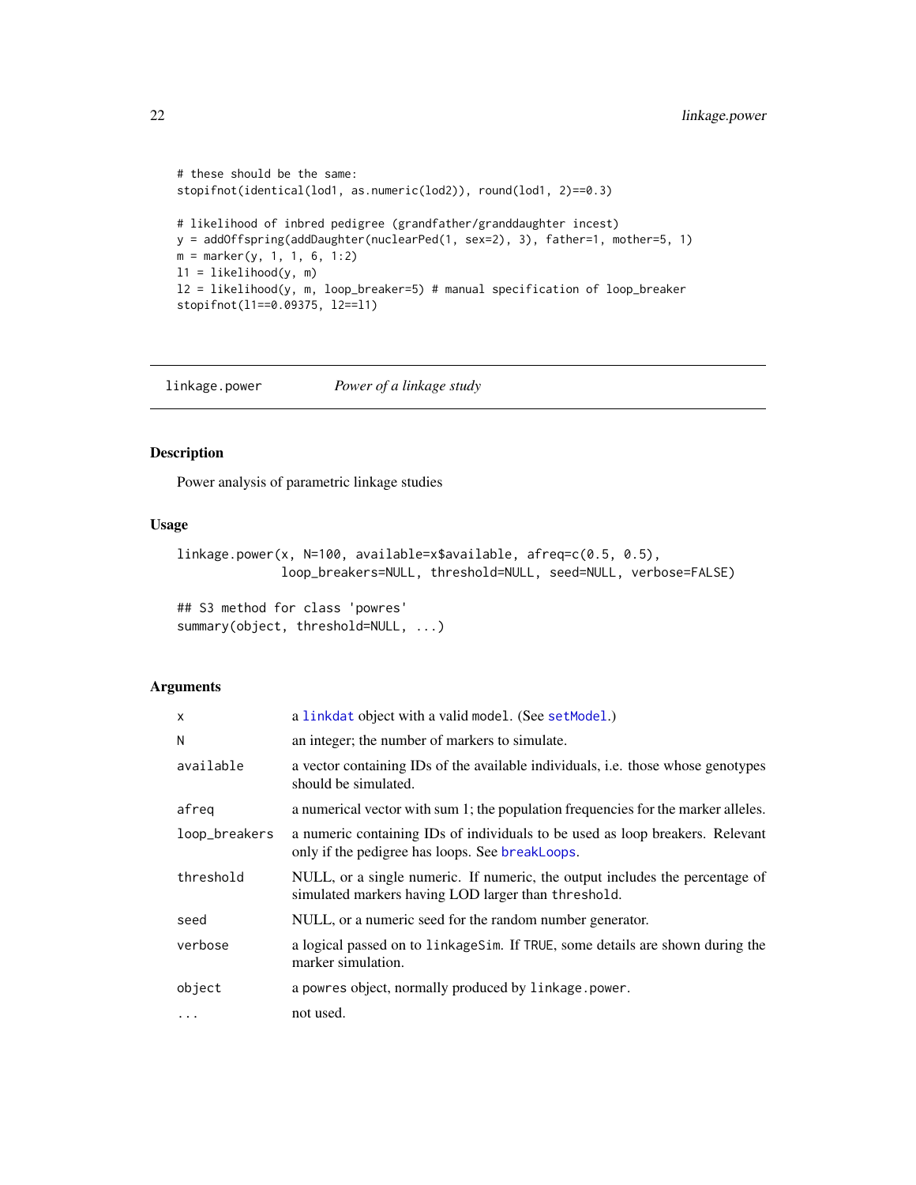```
# these should be the same:
stopifnot(identical(lod1, as.numeric(lod2)), round(lod1, 2)==0.3)

# likelihood of inbred pedigree (grandfather/granddaughter incest)
y = addOffspring(addDaughter(nuclearPed(1, sex=2), 3), father=1, mother=5, 1)
m = marker(y, 1, 1, 6, 1:2)
l1 = likelihood(y, m)
l2 = likelihood(y, m, loop_breaker=5) # manual specification of loop_breaker
stopifnot(l1==0.09375, l2==l1)
```

---

## linkage.power *Power of a linkage study*

---

### Description

Power analysis of parametric linkage studies

### Usage

```
linkage.power(x, N=100, available=x$available, afreq=c(0.5, 0.5),
              loop_breakers=NULL, threshold=NULL, seed=NULL, verbose=FALSE)

## S3 method for class 'powres'
summary(object, threshold=NULL, ...)
```

### Arguments

| | |
|---|---|
| x | a linkdat object with a valid model. (See setModel.) |
| N | an integer; the number of markers to simulate. |
| available | a vector containing IDs of the available individuals, i.e. those whose genotypes should be simulated. |
| afreq | a numerical vector with sum 1; the population frequencies for the marker alleles. |
| loop_breakers | a numeric containing IDs of individuals to be used as loop breakers. Relevant only if the pedigree has loops. See breakLoops. |
| threshold | NULL, or a single numeric. If numeric, the output includes the percentage of simulated markers having LOD larger than threshold. |
| seed | NULL, or a numeric seed for the random number generator. |
| verbose | a logical passed on to linkageSim. If TRUE, some details are shown during the marker simulation. |
| object | a powres object, normally produced by linkage.power. |
| ... | not used. |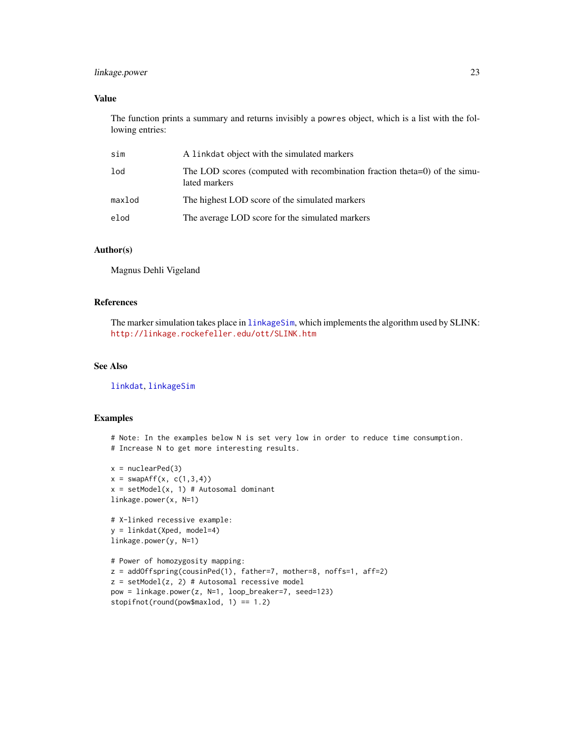## Value

The function prints a summary and returns invisibly a powres object, which is a list with the following entries:

| | |
|---|---|
| sim | A linkdat object with the simulated markers |
| lod | The LOD scores (computed with recombination fraction theta=0) of the simulated markers |
| maxlod | The highest LOD score of the simulated markers |
| elod | The average LOD score for the simulated markers |

## Author(s)

Magnus Dehli Vigeland

## References

The marker simulation takes place in linkageSim, which implements the algorithm used by SLINK: http://linkage.rockefeller.edu/ott/SLINK.htm

## See Also

linkdat, linkageSim

## Examples

```
# Note: In the examples below N is set very low in order to reduce time consumption.
# Increase N to get more interesting results.

x = nuclearPed(3)
x = swapAff(x, c(1,3,4))
x = setModel(x, 1) # Autosomal dominant
linkage.power(x, N=1)

# X-linked recessive example:
y = linkdat(Xped, model=4)
linkage.power(y, N=1)

# Power of homozygosity mapping:
z = addOffspring(cousinPed(1), father=7, mother=8, noffs=1, aff=2)
z = setModel(z, 2) # Autosomal recessive model
pow = linkage.power(z, N=1, loop_breaker=7, seed=123)
stopifnot(round(pow$maxlod, 1) == 1.2)
```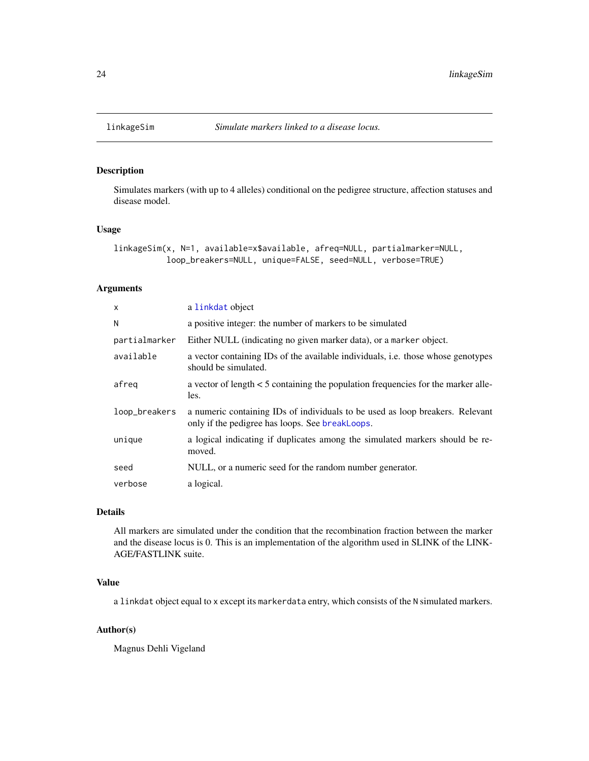# linkageSim — *Simulate markers linked to a disease locus.*

## Description

Simulates markers (with up to 4 alleles) conditional on the pedigree structure, affection statuses and disease model.

## Usage

```
linkageSim(x, N=1, available=x$available, afreq=NULL, partialmarker=NULL,
           loop_breakers=NULL, unique=FALSE, seed=NULL, verbose=TRUE)
```

## Arguments

| | |
|---|---|
| `x` | a `linkdat` object |
| `N` | a positive integer: the number of markers to be simulated |
| `partialmarker` | Either NULL (indicating no given marker data), or a `marker` object. |
| `available` | a vector containing IDs of the available individuals, i.e. those whose genotypes should be simulated. |
| `afreq` | a vector of length < 5 containing the population frequencies for the marker alleles. |
| `loop_breakers` | a numeric containing IDs of individuals to be used as loop breakers. Relevant only if the pedigree has loops. See `breakLoops`. |
| `unique` | a logical indicating if duplicates among the simulated markers should be removed. |
| `seed` | NULL, or a numeric seed for the random number generator. |
| `verbose` | a logical. |

## Details

All markers are simulated under the condition that the recombination fraction between the marker and the disease locus is 0. This is an implementation of the algorithm used in SLINK of the LINKAGE/FASTLINK suite.

## Value

a `linkdat` object equal to `x` except its `markerdata` entry, which consists of the `N` simulated markers.

## Author(s)

Magnus Dehli Vigeland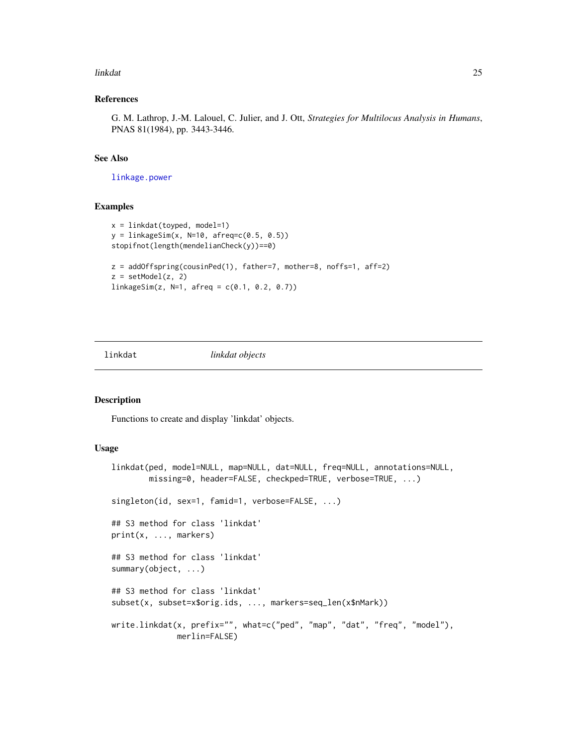### References

G. M. Lathrop, J.-M. Lalouel, C. Julier, and J. Ott, *Strategies for Multilocus Analysis in Humans*, PNAS 81(1984), pp. 3443-3446.

### See Also

`linkage.power`

### Examples

```
x = linkdat(toyped, model=1)
y = linkageSim(x, N=10, afreq=c(0.5, 0.5))
stopifnot(length(mendelianCheck(y))==0)

z = addOffspring(cousinPed(1), father=7, mother=8, noffs=1, aff=2)
z = setModel(z, 2)
linkageSim(z, N=1, afreq = c(0.1, 0.2, 0.7))
```

---

## linkdat — *linkdat objects*

---

### Description

Functions to create and display 'linkdat' objects.

### Usage

```
linkdat(ped, model=NULL, map=NULL, dat=NULL, freq=NULL, annotations=NULL,
        missing=0, header=FALSE, checkped=TRUE, verbose=TRUE, ...)

singleton(id, sex=1, famid=1, verbose=FALSE, ...)

## S3 method for class 'linkdat'
print(x, ..., markers)

## S3 method for class 'linkdat'
summary(object, ...)

## S3 method for class 'linkdat'
subset(x, subset=x$orig.ids, ..., markers=seq_len(x$nMark))

write.linkdat(x, prefix="", what=c("ped", "map", "dat", "freq", "model"),
              merlin=FALSE)
```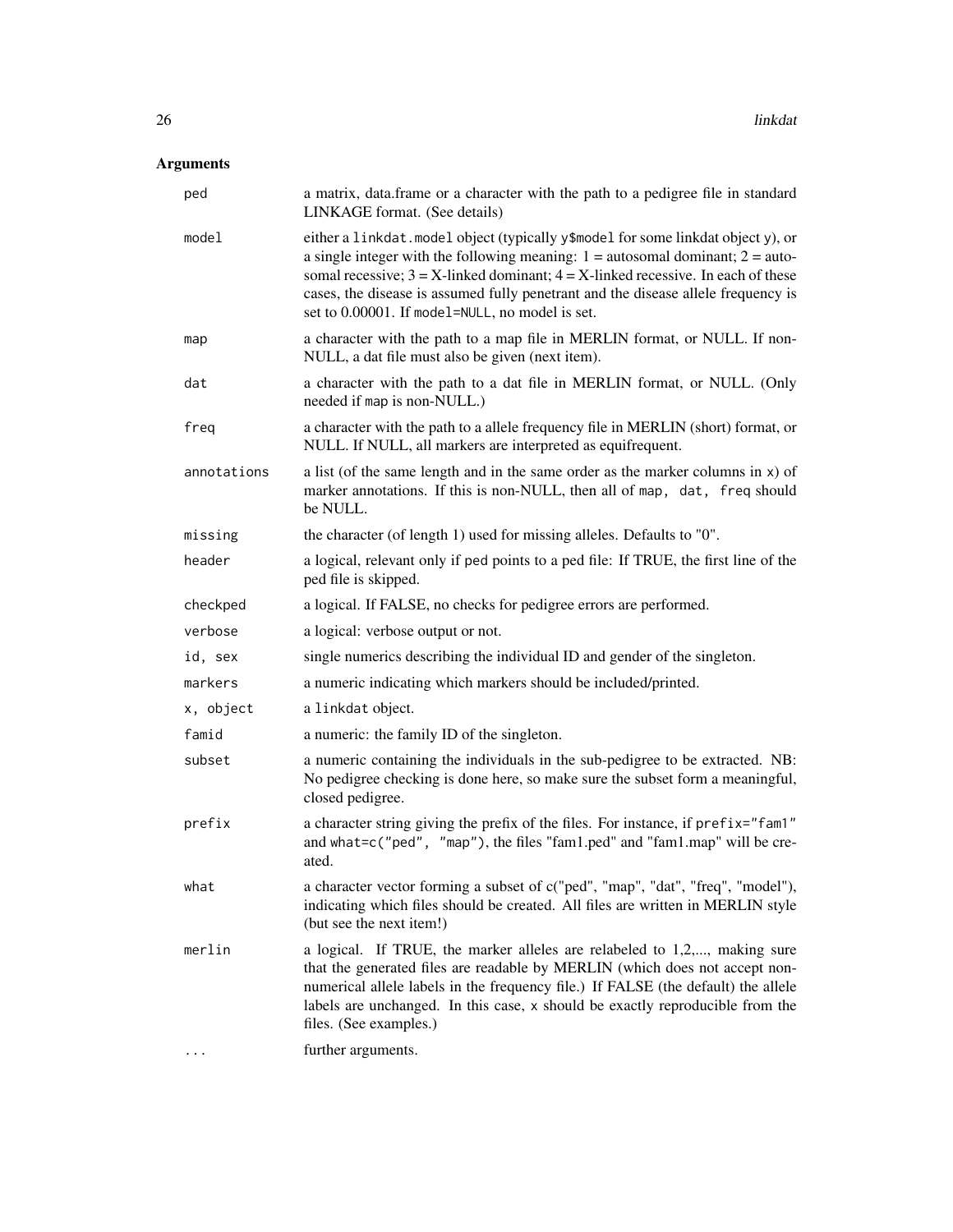## Arguments

| | |
|---|---|
| `ped` | a matrix, data.frame or a character with the path to a pedigree file in standard LINKAGE format. (See details) |
| `model` | either a `linkdat.model` object (typically `y$model` for some linkdat object y), or a single integer with the following meaning: 1 = autosomal dominant; 2 = autosomal recessive; 3 = X-linked dominant; 4 = X-linked recessive. In each of these cases, the disease is assumed fully penetrant and the disease allele frequency is set to 0.00001. If `model=NULL`, no model is set. |
| `map` | a character with the path to a map file in MERLIN format, or NULL. If non-NULL, a dat file must also be given (next item). |
| `dat` | a character with the path to a dat file in MERLIN format, or NULL. (Only needed if `map` is non-NULL.) |
| `freq` | a character with the path to a allele frequency file in MERLIN (short) format, or NULL. If NULL, all markers are interpreted as equifrequent. |
| `annotations` | a list (of the same length and in the same order as the marker columns in `x`) of marker annotations. If this is non-NULL, then all of `map, dat, freq` should be NULL. |
| `missing` | the character (of length 1) used for missing alleles. Defaults to "0". |
| `header` | a logical, relevant only if `ped` points to a ped file: If TRUE, the first line of the ped file is skipped. |
| `checkped` | a logical. If FALSE, no checks for pedigree errors are performed. |
| `verbose` | a logical: verbose output or not. |
| `id, sex` | single numerics describing the individual ID and gender of the singleton. |
| `markers` | a numeric indicating which markers should be included/printed. |
| `x, object` | a `linkdat` object. |
| `famid` | a numeric: the family ID of the singleton. |
| `subset` | a numeric containing the individuals in the sub-pedigree to be extracted. NB: No pedigree checking is done here, so make sure the subset form a meaningful, closed pedigree. |
| `prefix` | a character string giving the prefix of the files. For instance, if `prefix="fam1"` and `what=c("ped", "map")`, the files "fam1.ped" and "fam1.map" will be created. |
| `what` | a character vector forming a subset of c("ped", "map", "dat", "freq", "model"), indicating which files should be created. All files are written in MERLIN style (but see the next item!) |
| `merlin` | a logical. If TRUE, the marker alleles are relabeled to 1,2,..., making sure that the generated files are readable by MERLIN (which does not accept non-numerical allele labels in the frequency file.) If FALSE (the default) the allele labels are unchanged. In this case, `x` should be exactly reproducible from the files. (See examples.) |
| `...` | further arguments. |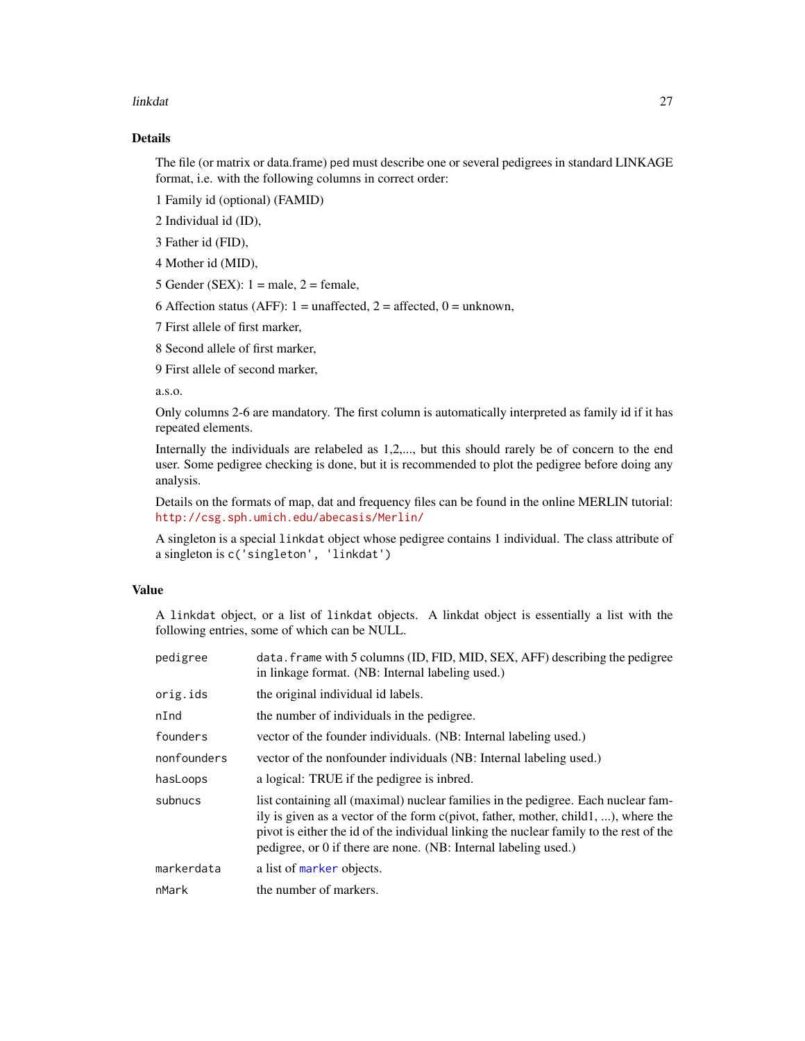## Details

The file (or matrix or data.frame) `ped` must describe one or several pedigrees in standard LINKAGE format, i.e. with the following columns in correct order:

1 Family id (optional) (FAMID)

2 Individual id (ID),

3 Father id (FID),

4 Mother id (MID),

5 Gender (SEX): 1 = male, 2 = female,

6 Affection status (AFF): 1 = unaffected, 2 = affected, 0 = unknown,

7 First allele of first marker,

8 Second allele of first marker,

9 First allele of second marker,

a.s.o.

Only columns 2-6 are mandatory. The first column is automatically interpreted as family id if it has repeated elements.

Internally the individuals are relabeled as 1,2,..., but this should rarely be of concern to the end user. Some pedigree checking is done, but it is recommended to plot the pedigree before doing any analysis.

Details on the formats of map, dat and frequency files can be found in the online MERLIN tutorial: http://csg.sph.umich.edu/abecasis/Merlin/

A singleton is a special `linkdat` object whose pedigree contains 1 individual. The class attribute of a singleton is `c('singleton', 'linkdat')`

## Value

A `linkdat` object, or a list of `linkdat` objects. A linkdat object is essentially a list with the following entries, some of which can be NULL.

| | |
|---|---|
| `pedigree` | `data.frame` with 5 columns (ID, FID, MID, SEX, AFF) describing the pedigree in linkage format. (NB: Internal labeling used.) |
| `orig.ids` | the original individual id labels. |
| `nInd` | the number of individuals in the pedigree. |
| `founders` | vector of the founder individuals. (NB: Internal labeling used.) |
| `nonfounders` | vector of the nonfounder individuals (NB: Internal labeling used.) |
| `hasLoops` | a logical: TRUE if the pedigree is inbred. |
| `subnucs` | list containing all (maximal) nuclear families in the pedigree. Each nuclear family is given as a vector of the form c(pivot, father, mother, child1, ...), where the pivot is either the id of the individual linking the nuclear family to the rest of the pedigree, or 0 if there are none. (NB: Internal labeling used.) |
| `markerdata` | a list of `marker` objects. |
| `nMark` | the number of markers. |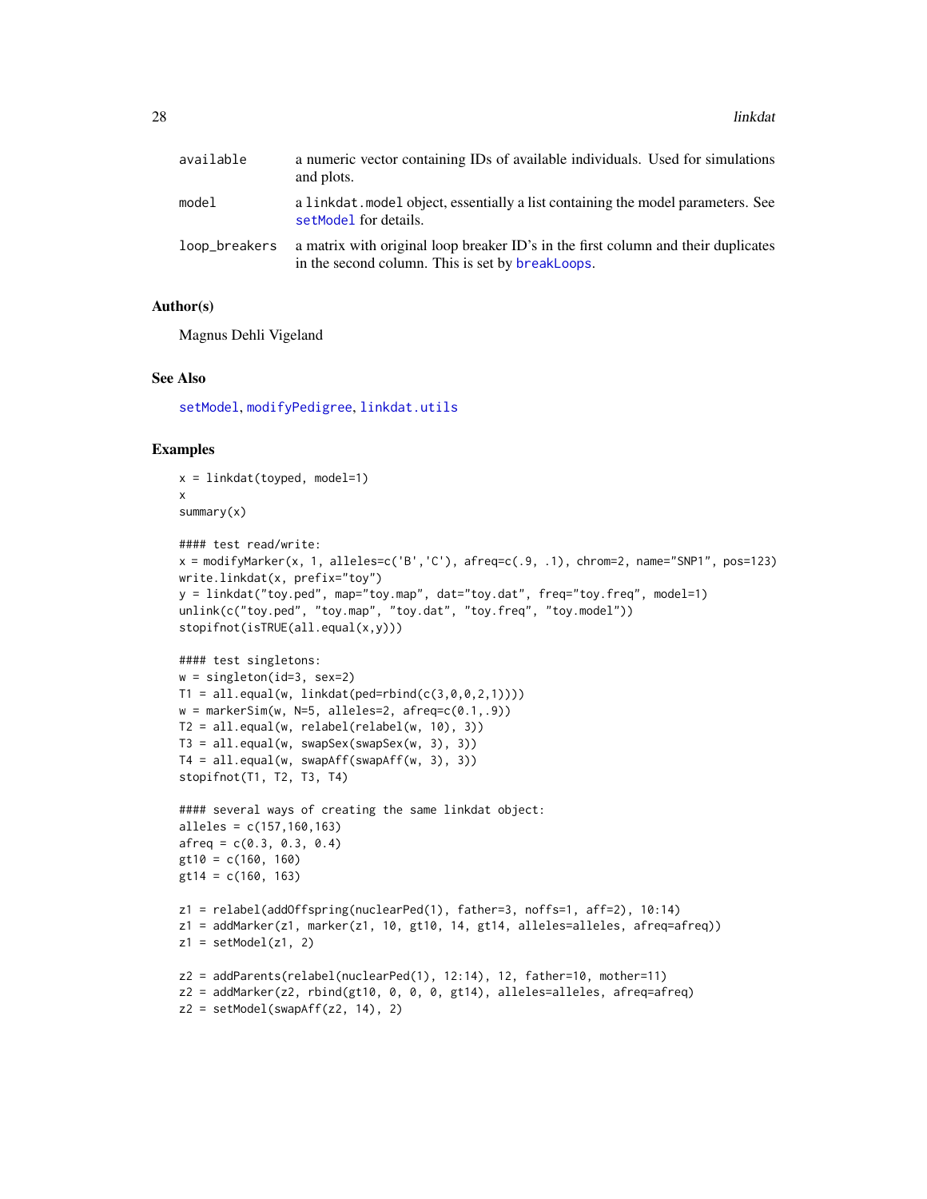| | |
|---|---|
| available | a numeric vector containing IDs of available individuals. Used for simulations and plots. |
| model | a linkdat.model object, essentially a list containing the model parameters. See setModel for details. |
| loop_breakers | a matrix with original loop breaker ID's in the first column and their duplicates in the second column. This is set by breakLoops. |

## Author(s)

Magnus Dehli Vigeland

## See Also

setModel, modifyPedigree, linkdat.utils

## Examples

```
x = linkdat(toyped, model=1)
x
summary(x)

#### test read/write:
x = modifyMarker(x, 1, alleles=c('B','C'), afreq=c(.9, .1), chrom=2, name="SNP1", pos=123)
write.linkdat(x, prefix="toy")
y = linkdat("toy.ped", map="toy.map", dat="toy.dat", freq="toy.freq", model=1)
unlink(c("toy.ped", "toy.map", "toy.dat", "toy.freq", "toy.model"))
stopifnot(isTRUE(all.equal(x,y)))

#### test singletons:
w = singleton(id=3, sex=2)
T1 = all.equal(w, linkdat(ped=rbind(c(3,0,0,2,1))))
w = markerSim(w, N=5, alleles=2, afreq=c(0.1,.9))
T2 = all.equal(w, relabel(relabel(w, 10), 3))
T3 = all.equal(w, swapSex(swapSex(w, 3), 3))
T4 = all.equal(w, swapAff(swapAff(w, 3), 3))
stopifnot(T1, T2, T3, T4)

#### several ways of creating the same linkdat object:
alleles = c(157,160,163)
afreq = c(0.3, 0.3, 0.4)
gt10 = c(160, 160)
gt14 = c(160, 163)

z1 = relabel(addOffspring(nuclearPed(1), father=3, noffs=1, aff=2), 10:14)
z1 = addMarker(z1, marker(z1, 10, gt10, 14, gt14, alleles=alleles, afreq=afreq))
z1 = setModel(z1, 2)

z2 = addParents(relabel(nuclearPed(1), 12:14), 12, father=10, mother=11)
z2 = addMarker(z2, rbind(gt10, 0, 0, 0, gt14), alleles=alleles, afreq=afreq)
z2 = setModel(swapAff(z2, 14), 2)
```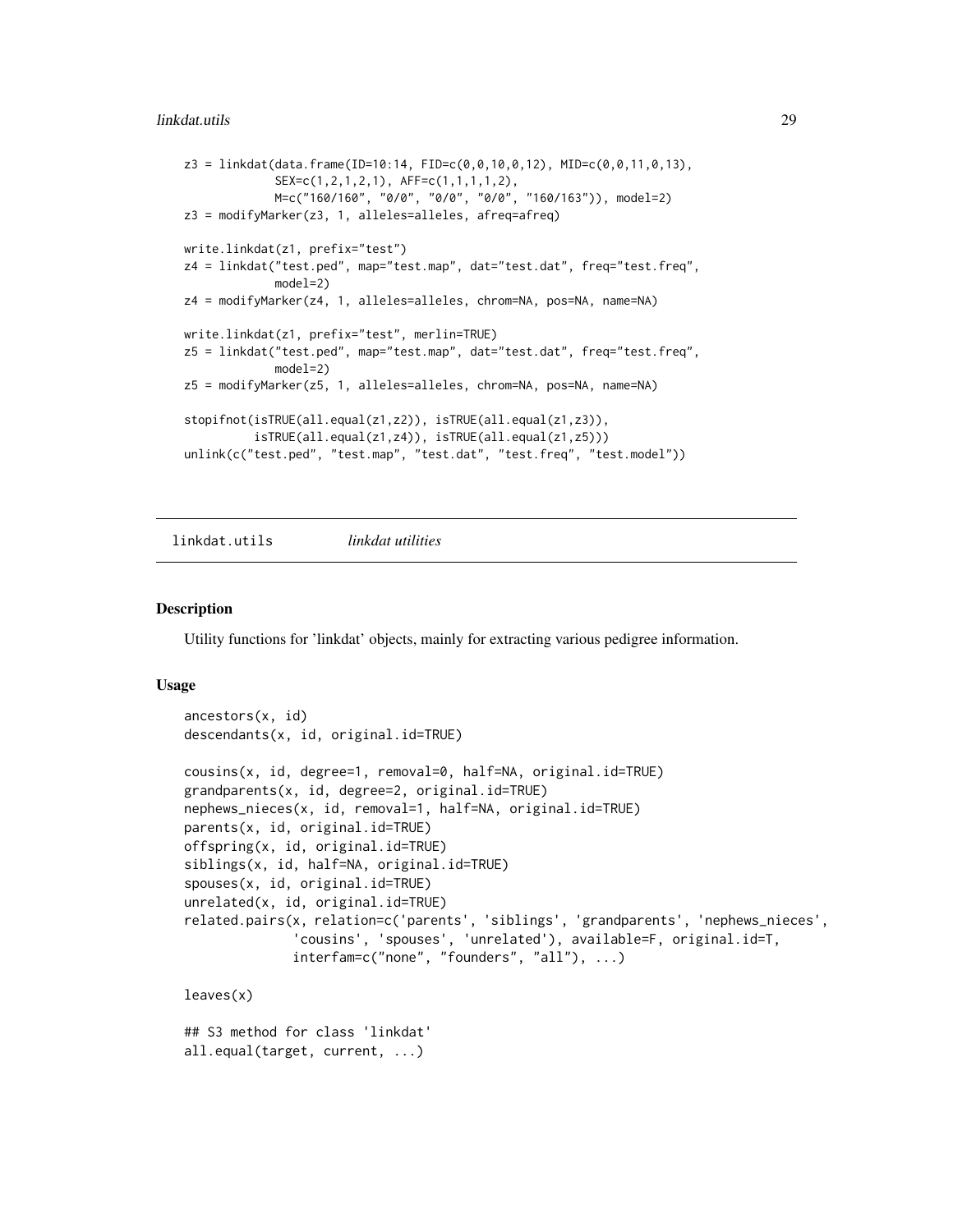```
z3 = linkdat(data.frame(ID=10:14, FID=c(0,0,10,0,12), MID=c(0,0,11,0,13),
             SEX=c(1,2,1,2,1), AFF=c(1,1,1,1,2),
             M=c("160/160", "0/0", "0/0", "0/0", "160/163")), model=2)
z3 = modifyMarker(z3, 1, alleles=alleles, afreq=afreq)

write.linkdat(z1, prefix="test")
z4 = linkdat("test.ped", map="test.map", dat="test.dat", freq="test.freq",
             model=2)
z4 = modifyMarker(z4, 1, alleles=alleles, chrom=NA, pos=NA, name=NA)

write.linkdat(z1, prefix="test", merlin=TRUE)
z5 = linkdat("test.ped", map="test.map", dat="test.dat", freq="test.freq",
             model=2)
z5 = modifyMarker(z5, 1, alleles=alleles, chrom=NA, pos=NA, name=NA)

stopifnot(isTRUE(all.equal(z1,z2)), isTRUE(all.equal(z1,z3)),
          isTRUE(all.equal(z1,z4)), isTRUE(all.equal(z1,z5)))
unlink(c("test.ped", "test.map", "test.dat", "test.freq", "test.model"))
```

## linkdat.utils *linkdat utilities*

### Description

Utility functions for 'linkdat' objects, mainly for extracting various pedigree information.

### Usage

```
ancestors(x, id)
descendants(x, id, original.id=TRUE)

cousins(x, id, degree=1, removal=0, half=NA, original.id=TRUE)
grandparents(x, id, degree=2, original.id=TRUE)
nephews_nieces(x, id, removal=1, half=NA, original.id=TRUE)
parents(x, id, original.id=TRUE)
offspring(x, id, original.id=TRUE)
siblings(x, id, half=NA, original.id=TRUE)
spouses(x, id, original.id=TRUE)
unrelated(x, id, original.id=TRUE)
related.pairs(x, relation=c('parents', 'siblings', 'grandparents', 'nephews_nieces',
              'cousins', 'spouses', 'unrelated'), available=F, original.id=T,
              interfam=c("none", "founders", "all"), ...)

leaves(x)

## S3 method for class 'linkdat'
all.equal(target, current, ...)
```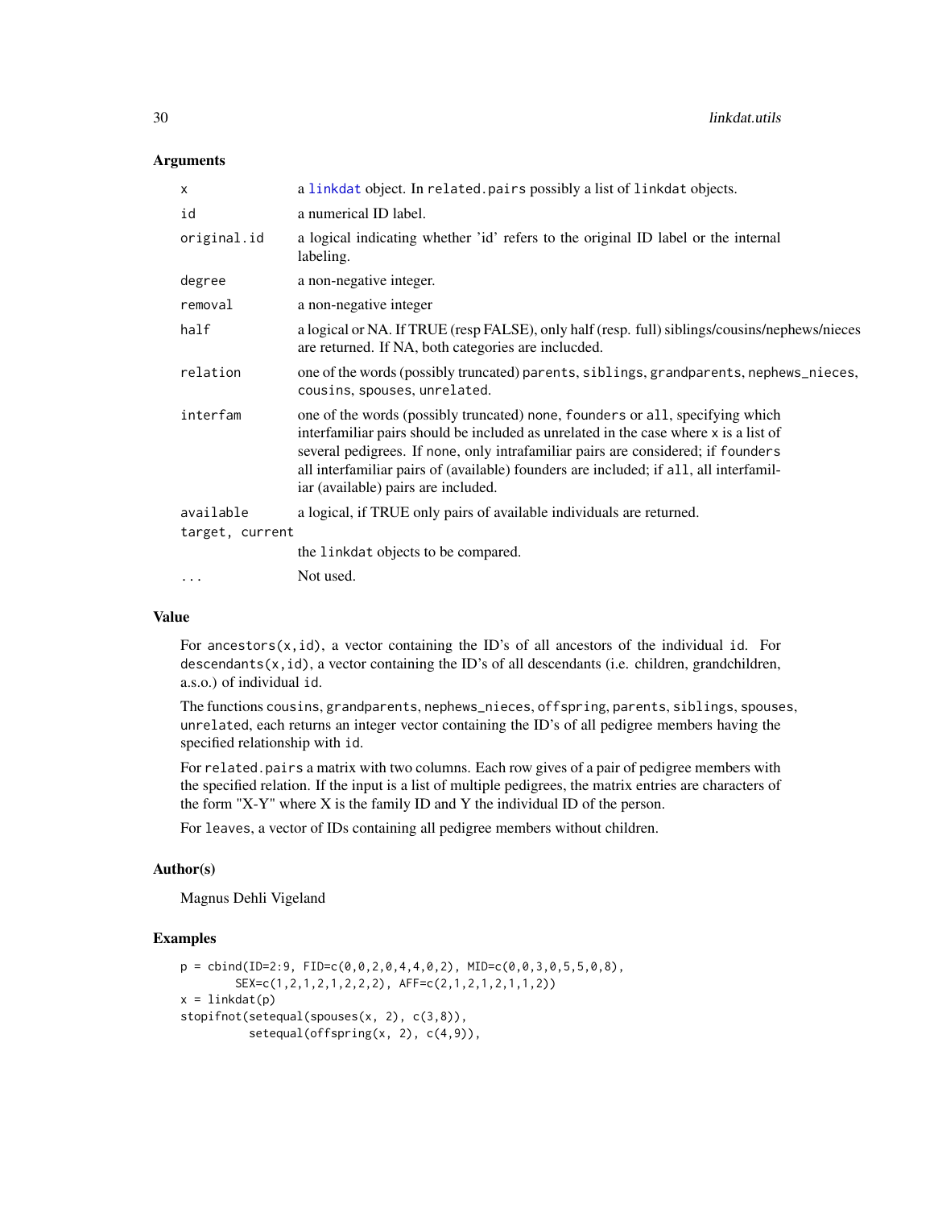## Arguments

| | |
|---|---|
| x | a linkdat object. In related.pairs possibly a list of linkdat objects. |
| id | a numerical ID label. |
| original.id | a logical indicating whether 'id' refers to the original ID label or the internal labeling. |
| degree | a non-negative integer. |
| removal | a non-negative integer |
| half | a logical or NA. If TRUE (resp FALSE), only half (resp. full) siblings/cousins/nephews/nieces are returned. If NA, both categories are inclucded. |
| relation | one of the words (possibly truncated) parents, siblings, grandparents, nephews_nieces, cousins, spouses, unrelated. |
| interfam | one of the words (possibly truncated) none, founders or all, specifying which interfamiliar pairs should be included as unrelated in the case where x is a list of several pedigrees. If none, only intrafamiliar pairs are considered; if founders all interfamiliar pairs of (available) founders are included; if all, all interfamiliar (available) pairs are included. |
| available | a logical, if TRUE only pairs of available individuals are returned. |
| target, current | the linkdat objects to be compared. |
| ... | Not used. |

## Value

For ancestors(x,id), a vector containing the ID's of all ancestors of the individual id. For descendants(x,id), a vector containing the ID's of all descendants (i.e. children, grandchildren, a.s.o.) of individual id.

The functions cousins, grandparents, nephews_nieces, offspring, parents, siblings, spouses, unrelated, each returns an integer vector containing the ID's of all pedigree members having the specified relationship with id.

For related.pairs a matrix with two columns. Each row gives of a pair of pedigree members with the specified relation. If the input is a list of multiple pedigrees, the matrix entries are characters of the form "X-Y" where X is the family ID and Y the individual ID of the person.

For leaves, a vector of IDs containing all pedigree members without children.

## Author(s)

Magnus Dehli Vigeland

## Examples

```
p = cbind(ID=2:9, FID=c(0,0,2,0,4,4,0,2), MID=c(0,0,3,0,5,5,0,8),
        SEX=c(1,2,1,2,1,2,2,2), AFF=c(2,1,2,1,2,1,1,2))
x = linkdat(p)
stopifnot(setequal(spouses(x, 2), c(3,8)),
          setequal(offspring(x, 2), c(4,9)),
```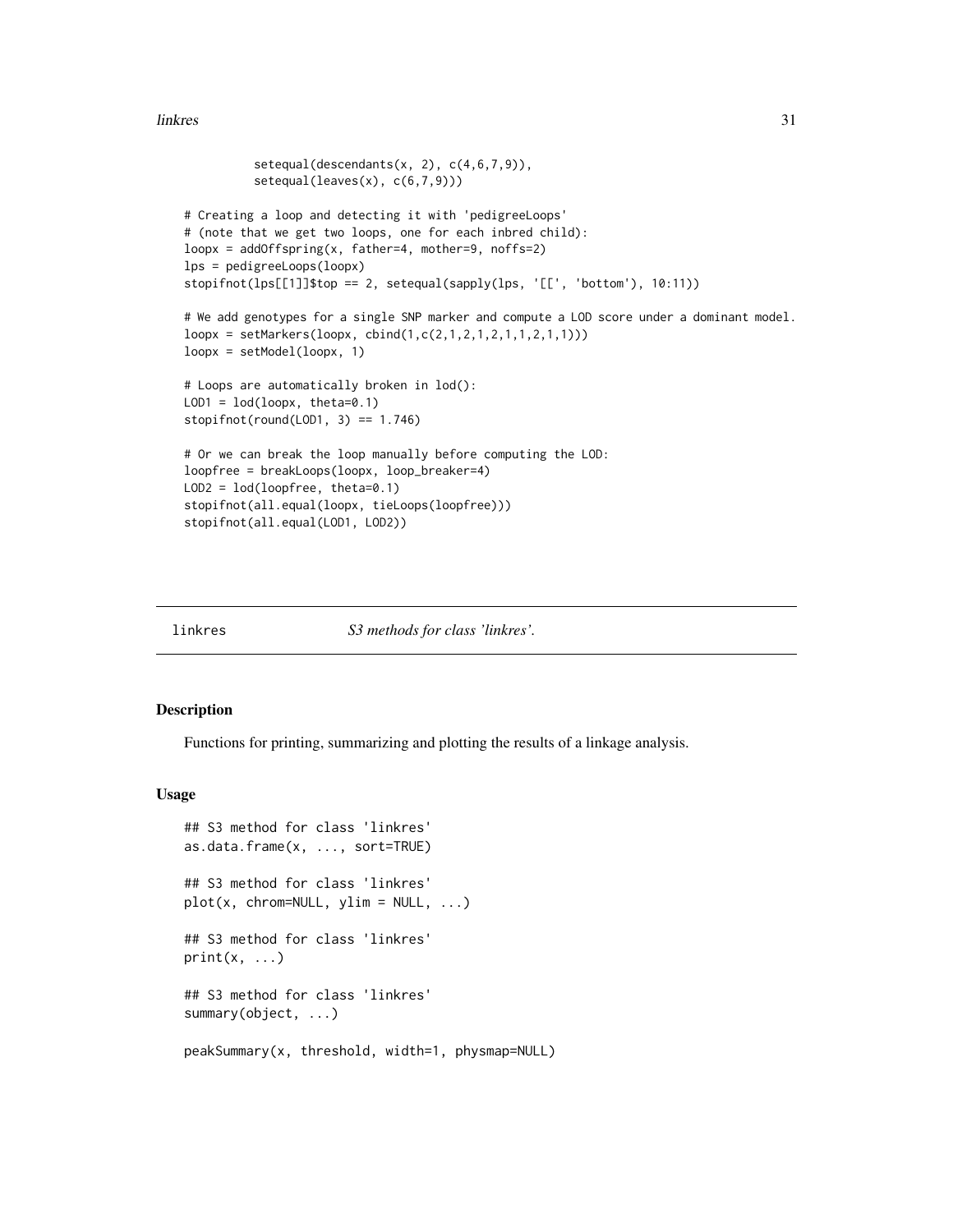```
          setequal(descendants(x, 2), c(4,6,7,9)),
          setequal(leaves(x), c(6,7,9)))

# Creating a loop and detecting it with 'pedigreeLoops'
# (note that we get two loops, one for each inbred child):
loopx = addOffspring(x, father=4, mother=9, noffs=2)
lps = pedigreeLoops(loopx)
stopifnot(lps[[1]]$top == 2, setequal(sapply(lps, '[[', 'bottom'), 10:11))

# We add genotypes for a single SNP marker and compute a LOD score under a dominant model.
loopx = setMarkers(loopx, cbind(1,c(2,1,2,1,2,1,1,2,1,1)))
loopx = setModel(loopx, 1)

# Loops are automatically broken in lod():
LOD1 = lod(loopx, theta=0.1)
stopifnot(round(LOD1, 3) == 1.746)

# Or we can break the loop manually before computing the LOD:
loopfree = breakLoops(loopx, loop_breaker=4)
LOD2 = lod(loopfree, theta=0.1)
stopifnot(all.equal(loopx, tieLoops(loopfree)))
stopifnot(all.equal(LOD1, LOD2))
```

---

## linkres — *S3 methods for class 'linkres'.*

### Description

Functions for printing, summarizing and plotting the results of a linkage analysis.

### Usage

```
## S3 method for class 'linkres'
as.data.frame(x, ..., sort=TRUE)

## S3 method for class 'linkres'
plot(x, chrom=NULL, ylim = NULL, ...)

## S3 method for class 'linkres'
print(x, ...)

## S3 method for class 'linkres'
summary(object, ...)

peakSummary(x, threshold, width=1, physmap=NULL)
```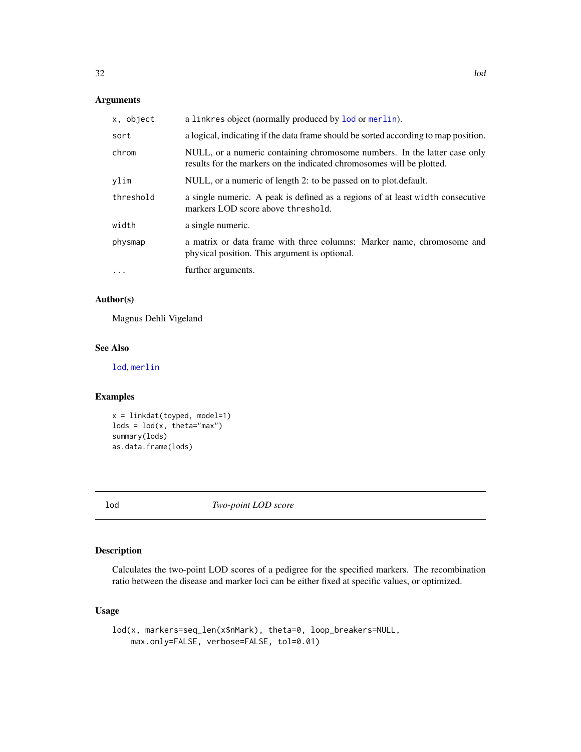### Arguments

| | |
|---|---|
| x, object | a linkres object (normally produced by lod or merlin). |
| sort | a logical, indicating if the data frame should be sorted according to map position. |
| chrom | NULL, or a numeric containing chromosome numbers. In the latter case only results for the markers on the indicated chromosomes will be plotted. |
| ylim | NULL, or a numeric of length 2: to be passed on to plot.default. |
| threshold | a single numeric. A peak is defined as a regions of at least width consecutive markers LOD score above threshold. |
| width | a single numeric. |
| physmap | a matrix or data frame with three columns: Marker name, chromosome and physical position. This argument is optional. |
| ... | further arguments. |

### Author(s)

Magnus Dehli Vigeland

### See Also

lod, merlin

### Examples

```
x = linkdat(toyped, model=1)
lods = lod(x, theta="max")
summary(lods)
as.data.frame(lods)
```

---

## lod — *Two-point LOD score*

### Description

Calculates the two-point LOD scores of a pedigree for the specified markers. The recombination ratio between the disease and marker loci can be either fixed at specific values, or optimized.

### Usage

```
lod(x, markers=seq_len(x$nMark), theta=0, loop_breakers=NULL,
    max.only=FALSE, verbose=FALSE, tol=0.01)
```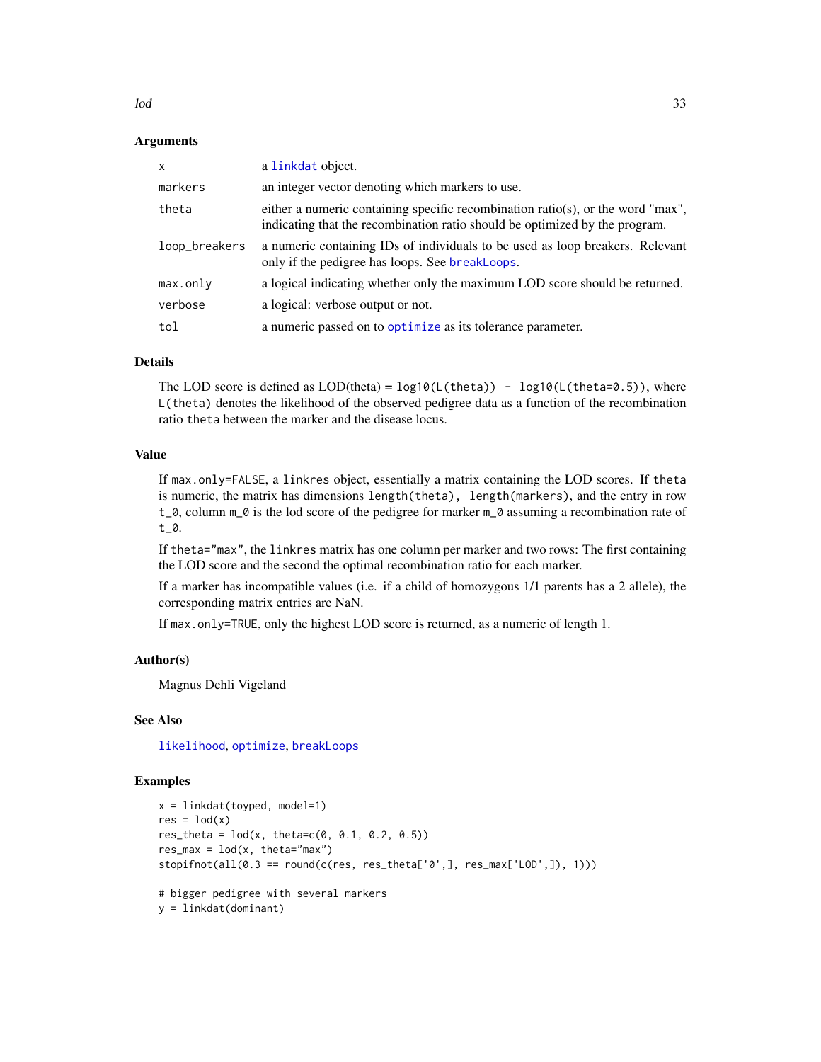### Arguments

| | |
|---|---|
| x | a `linkdat` object. |
| markers | an integer vector denoting which markers to use. |
| theta | either a numeric containing specific recombination ratio(s), or the word "max", indicating that the recombination ratio should be optimized by the program. |
| loop_breakers | a numeric containing IDs of individuals to be used as loop breakers. Relevant only if the pedigree has loops. See `breakLoops`. |
| max.only | a logical indicating whether only the maximum LOD score should be returned. |
| verbose | a logical: verbose output or not. |
| tol | a numeric passed on to `optimize` as its tolerance parameter. |

### Details

The LOD score is defined as LOD(theta) = `log10(L(theta)) - log10(L(theta=0.5))`, where `L(theta)` denotes the likelihood of the observed pedigree data as a function of the recombination ratio `theta` between the marker and the disease locus.

### Value

If `max.only=FALSE`, a `linkres` object, essentially a matrix containing the LOD scores. If `theta` is numeric, the matrix has dimensions `length(theta), length(markers)`, and the entry in row `t_0`, column `m_0` is the lod score of the pedigree for marker `m_0` assuming a recombination rate of `t_0`.

If `theta="max"`, the `linkres` matrix has one column per marker and two rows: The first containing the LOD score and the second the optimal recombination ratio for each marker.

If a marker has incompatible values (i.e. if a child of homozygous 1/1 parents has a 2 allele), the corresponding matrix entries are NaN.

If `max.only=TRUE`, only the highest LOD score is returned, as a numeric of length 1.

### Author(s)

Magnus Dehli Vigeland

### See Also

`likelihood`, `optimize`, `breakLoops`

### Examples

```
x = linkdat(toyped, model=1)
res = lod(x)
res_theta = lod(x, theta=c(0, 0.1, 0.2, 0.5))
res_max = lod(x, theta="max")
stopifnot(all(0.3 == round(c(res, res_theta['0',], res_max['LOD',]), 1)))

# bigger pedigree with several markers
y = linkdat(dominant)
```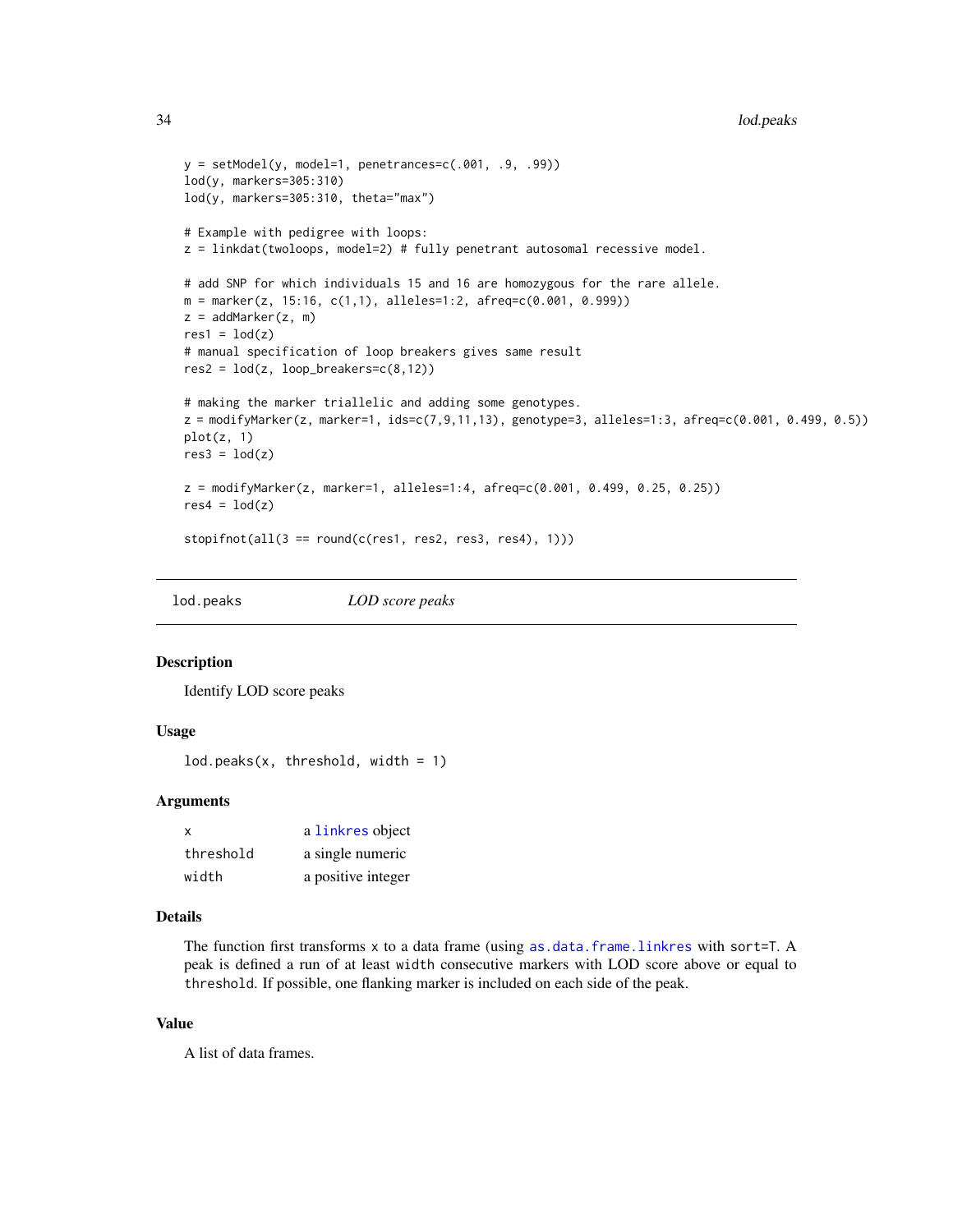```
y = setModel(y, model=1, penetrances=c(.001, .9, .99))
lod(y, markers=305:310)
lod(y, markers=305:310, theta="max")

# Example with pedigree with loops:
z = linkdat(twoloops, model=2) # fully penetrant autosomal recessive model.

# add SNP for which individuals 15 and 16 are homozygous for the rare allele.
m = marker(z, 15:16, c(1,1), alleles=1:2, afreq=c(0.001, 0.999))
z = addMarker(z, m)
res1 = lod(z)
# manual specification of loop breakers gives same result
res2 = lod(z, loop_breakers=c(8,12))

# making the marker triallelic and adding some genotypes.
z = modifyMarker(z, marker=1, ids=c(7,9,11,13), genotype=3, alleles=1:3, afreq=c(0.001, 0.499, 0.5))
plot(z, 1)
res3 = lod(z)

z = modifyMarker(z, marker=1, alleles=1:4, afreq=c(0.001, 0.499, 0.25, 0.25))
res4 = lod(z)

stopifnot(all(3 == round(c(res1, res2, res3, res4), 1)))
```

---

## lod.peaks — *LOD score peaks*

### Description

Identify LOD score peaks

### Usage

```
lod.peaks(x, threshold, width = 1)
```

### Arguments

| | |
|---|---|
| `x` | a `linkres` object |
| `threshold` | a single numeric |
| `width` | a positive integer |

### Details

The function first transforms `x` to a data frame (using `as.data.frame.linkres` with `sort=T`. A peak is defined a run of at least `width` consecutive markers with LOD score above or equal to `threshold`. If possible, one flanking marker is included on each side of the peak.

### Value

A list of data frames.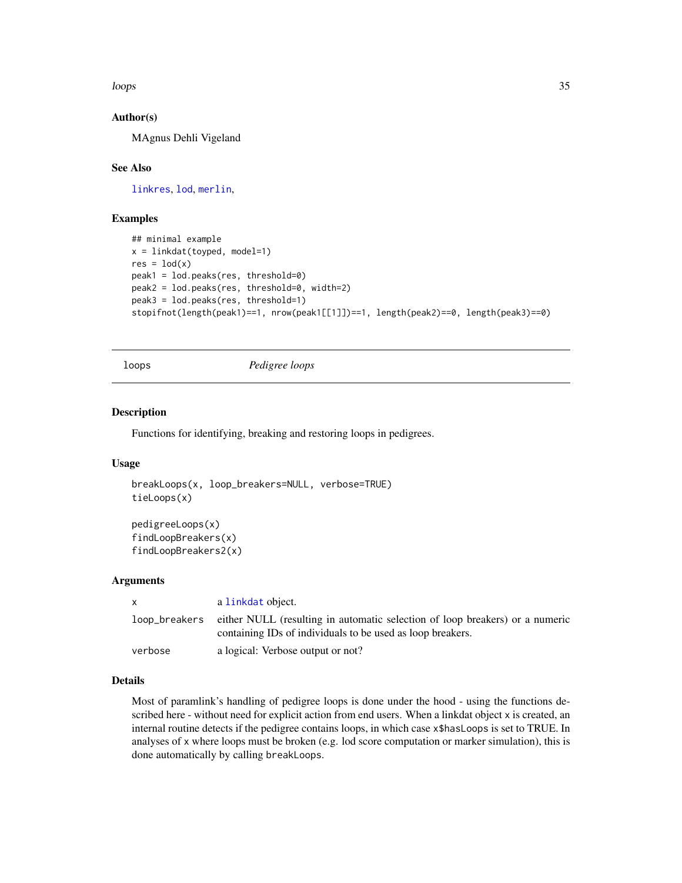## Author(s)

MAgnus Dehli Vigeland

## See Also

linkres, lod, merlin,

## Examples

```
## minimal example
x = linkdat(toyped, model=1)
res = lod(x)
peak1 = lod.peaks(res, threshold=0)
peak2 = lod.peaks(res, threshold=0, width=2)
peak3 = lod.peaks(res, threshold=1)
stopifnot(length(peak1)==1, nrow(peak1[[1]])==1, length(peak2)==0, length(peak3)==0)
```

---

# loops — *Pedigree loops*

---

## Description

Functions for identifying, breaking and restoring loops in pedigrees.

## Usage

```
breakLoops(x, loop_breakers=NULL, verbose=TRUE)
tieLoops(x)

pedigreeLoops(x)
findLoopBreakers(x)
findLoopBreakers2(x)
```

## Arguments

| | |
|---|---|
| x | a linkdat object. |
| loop_breakers | either NULL (resulting in automatic selection of loop breakers) or a numeric containing IDs of individuals to be used as loop breakers. |
| verbose | a logical: Verbose output or not? |

## Details

Most of paramlink's handling of pedigree loops is done under the hood - using the functions described here - without need for explicit action from end users. When a linkdat object x is created, an internal routine detects if the pedigree contains loops, in which case x$hasLoops is set to TRUE. In analyses of x where loops must be broken (e.g. lod score computation or marker simulation), this is done automatically by calling breakLoops.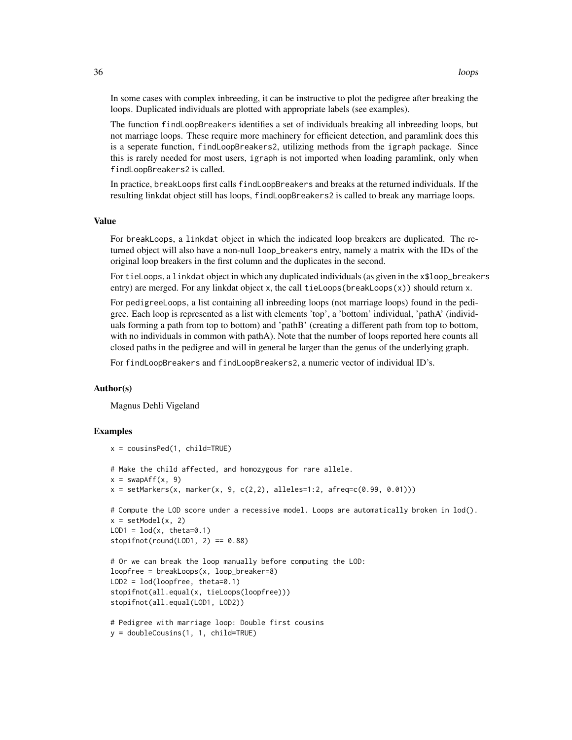In some cases with complex inbreeding, it can be instructive to plot the pedigree after breaking the loops. Duplicated individuals are plotted with appropriate labels (see examples).

The function `findLoopBreakers` identifies a set of individuals breaking all inbreeding loops, but not marriage loops. These require more machinery for efficient detection, and paramlink does this is a seperate function, `findLoopBreakers2`, utilizing methods from the `igraph` package. Since this is rarely needed for most users, `igraph` is not imported when loading paramlink, only when `findLoopBreakers2` is called.

In practice, `breakLoops` first calls `findLoopBreakers` and breaks at the returned individuals. If the resulting linkdat object still has loops, `findLoopBreakers2` is called to break any marriage loops.

### Value

For `breakLoops`, a `linkdat` object in which the indicated loop breakers are duplicated. The returned object will also have a non-null `loop_breakers` entry, namely a matrix with the IDs of the original loop breakers in the first column and the duplicates in the second.

For `tieLoops`, a `linkdat` object in which any duplicated individuals (as given in the `x$loop_breakers` entry) are merged. For any linkdat object `x`, the call `tieLoops(breakLoops(x))` should return `x`.

For `pedigreeLoops`, a list containing all inbreeding loops (not marriage loops) found in the pedigree. Each loop is represented as a list with elements 'top', a 'bottom' individual, 'pathA' (individuals forming a path from top to bottom) and 'pathB' (creating a different path from top to bottom, with no individuals in common with pathA). Note that the number of loops reported here counts all closed paths in the pedigree and will in general be larger than the genus of the underlying graph.

For `findLoopBreakers` and `findLoopBreakers2`, a numeric vector of individual ID's.

### Author(s)

Magnus Dehli Vigeland

### Examples

```
x = cousinsPed(1, child=TRUE)

# Make the child affected, and homozygous for rare allele.
x = swapAff(x, 9)
x = setMarkers(x, marker(x, 9, c(2,2), alleles=1:2, afreq=c(0.99, 0.01)))

# Compute the LOD score under a recessive model. Loops are automatically broken in lod().
x = setModel(x, 2)
LOD1 = lod(x, theta=0.1)
stopifnot(round(LOD1, 2) == 0.88)

# Or we can break the loop manually before computing the LOD:
loopfree = breakLoops(x, loop_breaker=8)
LOD2 = lod(loopfree, theta=0.1)
stopifnot(all.equal(x, tieLoops(loopfree)))
stopifnot(all.equal(LOD1, LOD2))

# Pedigree with marriage loop: Double first cousins
y = doubleCousins(1, 1, child=TRUE)
```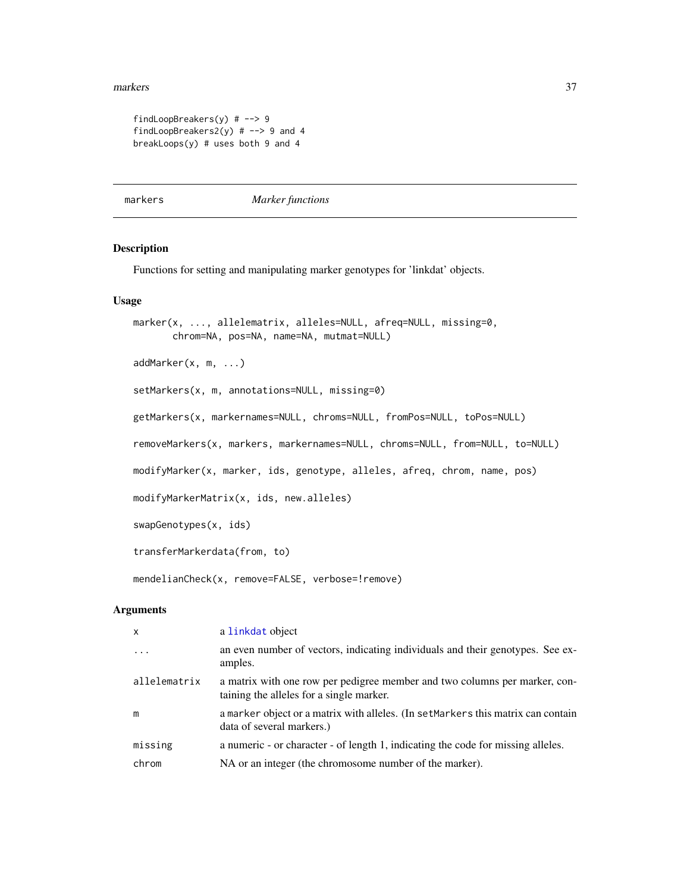```
findLoopBreakers(y) # --> 9
findLoopBreakers2(y) # --> 9 and 4
breakLoops(y) # uses both 9 and 4
```

## markers — *Marker functions*

### Description

Functions for setting and manipulating marker genotypes for 'linkdat' objects.

### Usage

```
marker(x, ..., allelematrix, alleles=NULL, afreq=NULL, missing=0,
       chrom=NA, pos=NA, name=NA, mutmat=NULL)

addMarker(x, m, ...)

setMarkers(x, m, annotations=NULL, missing=0)

getMarkers(x, markernames=NULL, chroms=NULL, fromPos=NULL, toPos=NULL)

removeMarkers(x, markers, markernames=NULL, chroms=NULL, from=NULL, to=NULL)

modifyMarker(x, marker, ids, genotype, alleles, afreq, chrom, name, pos)

modifyMarkerMatrix(x, ids, new.alleles)

swapGenotypes(x, ids)

transferMarkerdata(from, to)

mendelianCheck(x, remove=FALSE, verbose=!remove)
```

### Arguments

| | |
|---|---|
| x | a linkdat object |
| ... | an even number of vectors, indicating individuals and their genotypes. See examples. |
| allelematrix | a matrix with one row per pedigree member and two columns per marker, containing the alleles for a single marker. |
| m | a marker object or a matrix with alleles. (In setMarkers this matrix can contain data of several markers.) |
| missing | a numeric - or character - of length 1, indicating the code for missing alleles. |
| chrom | NA or an integer (the chromosome number of the marker). |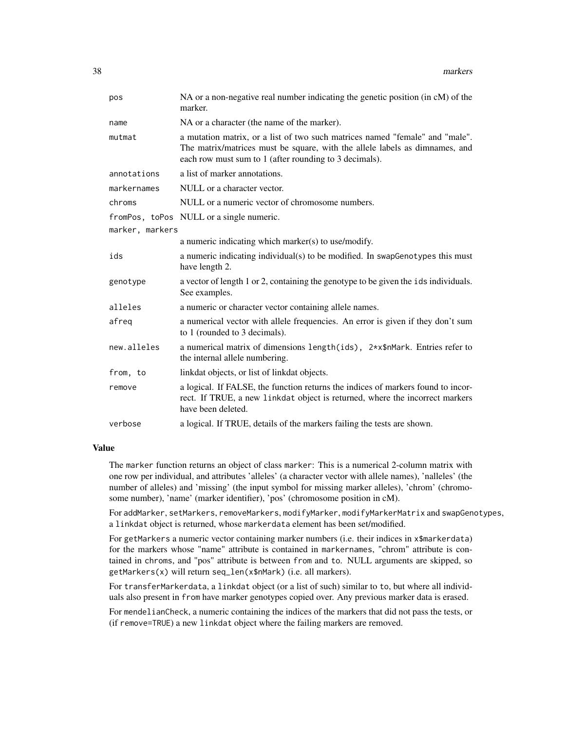| | |
|---|---|
| pos | NA or a non-negative real number indicating the genetic position (in cM) of the marker. |
| name | NA or a character (the name of the marker). |
| mutmat | a mutation matrix, or a list of two such matrices named "female" and "male". The matrix/matrices must be square, with the allele labels as dimnames, and each row must sum to 1 (after rounding to 3 decimals). |
| annotations | a list of marker annotations. |
| markernames | NULL or a character vector. |
| chroms | NULL or a numeric vector of chromosome numbers. |
| fromPos, toPos | NULL or a single numeric. |
| marker, markers | a numeric indicating which marker(s) to use/modify. |
| ids | a numeric indicating individual(s) to be modified. In swapGenotypes this must have length 2. |
| genotype | a vector of length 1 or 2, containing the genotype to be given the ids individuals. See examples. |
| alleles | a numeric or character vector containing allele names. |
| afreq | a numerical vector with allele frequencies. An error is given if they don't sum to 1 (rounded to 3 decimals). |
| new.alleles | a numerical matrix of dimensions length(ids), 2*x$nMark. Entries refer to the internal allele numbering. |
| from, to | linkdat objects, or list of linkdat objects. |
| remove | a logical. If FALSE, the function returns the indices of markers found to incorrect. If TRUE, a new linkdat object is returned, where the incorrect markers have been deleted. |
| verbose | a logical. If TRUE, details of the markers failing the tests are shown. |

## Value

The marker function returns an object of class marker: This is a numerical 2-column matrix with one row per individual, and attributes 'alleles' (a character vector with allele names), 'nalleles' (the number of alleles) and 'missing' (the input symbol for missing marker alleles), 'chrom' (chromosome number), 'name' (marker identifier), 'pos' (chromosome position in cM).

For addMarker, setMarkers, removeMarkers, modifyMarker, modifyMarkerMatrix and swapGenotypes, a linkdat object is returned, whose markerdata element has been set/modified.

For getMarkers a numeric vector containing marker numbers (i.e. their indices in x$markerdata) for the markers whose "name" attribute is contained in markernames, "chrom" attribute is contained in chroms, and "pos" attribute is between from and to. NULL arguments are skipped, so getMarkers(x) will return seq_len(x$nMark) (i.e. all markers).

For transferMarkerdata, a linkdat object (or a list of such) similar to to, but where all individuals also present in from have marker genotypes copied over. Any previous marker data is erased.

For mendelianCheck, a numeric containing the indices of the markers that did not pass the tests, or (if remove=TRUE) a new linkdat object where the failing markers are removed.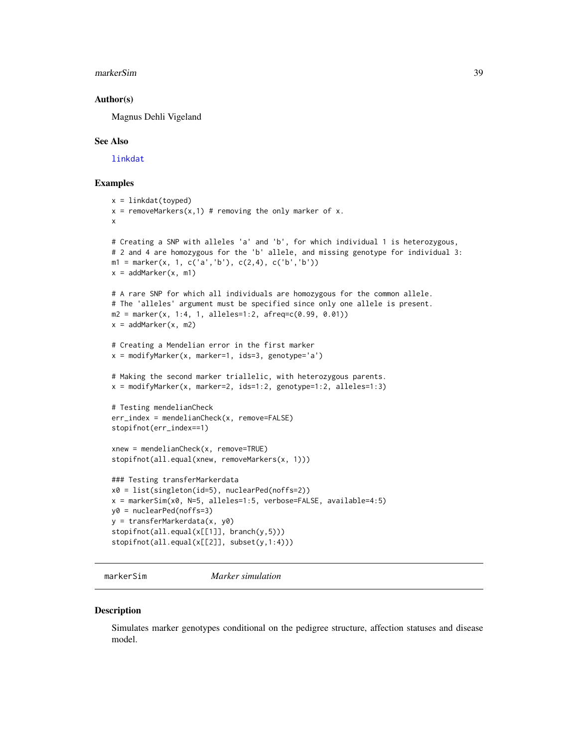### Author(s)

Magnus Dehli Vigeland

### See Also

linkdat

### Examples

```
x = linkdat(toyped)
x = removeMarkers(x,1) # removing the only marker of x.
x

# Creating a SNP with alleles 'a' and 'b', for which individual 1 is heterozygous,
# 2 and 4 are homozygous for the 'b' allele, and missing genotype for individual 3:
m1 = marker(x, 1, c('a','b'), c(2,4), c('b','b'))
x = addMarker(x, m1)

# A rare SNP for which all individuals are homozygous for the common allele.
# The 'alleles' argument must be specified since only one allele is present.
m2 = marker(x, 1:4, 1, alleles=1:2, afreq=c(0.99, 0.01))
x = addMarker(x, m2)

# Creating a Mendelian error in the first marker
x = modifyMarker(x, marker=1, ids=3, genotype='a')

# Making the second marker triallelic, with heterozygous parents.
x = modifyMarker(x, marker=2, ids=1:2, genotype=1:2, alleles=1:3)

# Testing mendelianCheck
err_index = mendelianCheck(x, remove=FALSE)
stopifnot(err_index==1)

xnew = mendelianCheck(x, remove=TRUE)
stopifnot(all.equal(xnew, removeMarkers(x, 1)))

### Testing transferMarkerdata
x0 = list(singleton(id=5), nuclearPed(noffs=2))
x = markerSim(x0, N=5, alleles=1:5, verbose=FALSE, available=4:5)
y0 = nuclearPed(noffs=3)
y = transferMarkerdata(x, y0)
stopifnot(all.equal(x[[1]], branch(y,5)))
stopifnot(all.equal(x[[2]], subset(y,1:4)))
```

---

## markerSim — *Marker simulation*

### Description

Simulates marker genotypes conditional on the pedigree structure, affection statuses and disease model.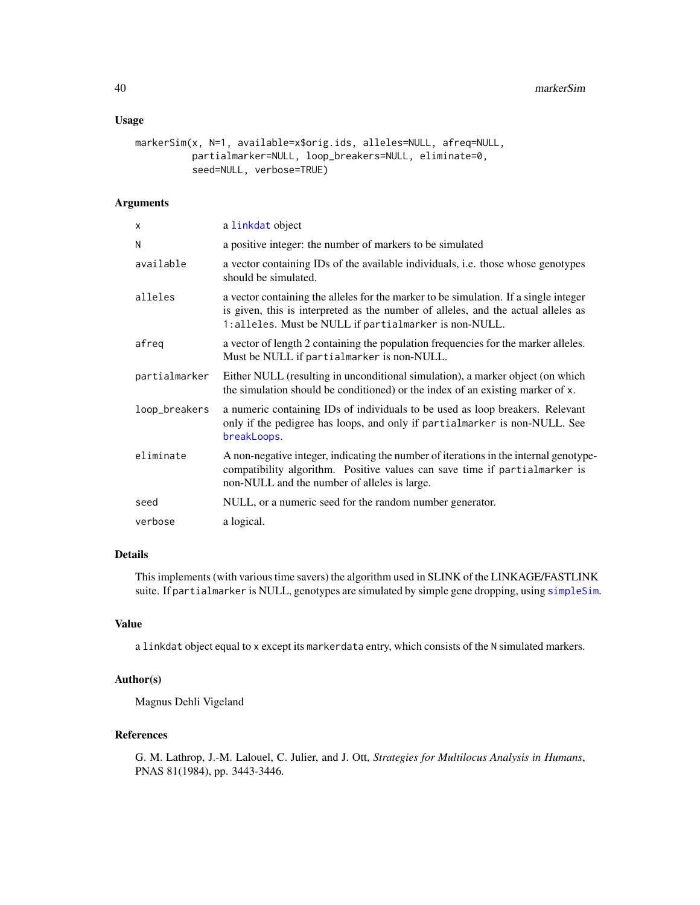### Usage

```
markerSim(x, N=1, available=x$orig.ids, alleles=NULL, afreq=NULL,
          partialmarker=NULL, loop_breakers=NULL, eliminate=0,
          seed=NULL, verbose=TRUE)
```

### Arguments

| | |
|---|---|
| `x` | a `linkdat` object |
| `N` | a positive integer: the number of markers to be simulated |
| `available` | a vector containing IDs of the available individuals, i.e. those whose genotypes should be simulated. |
| `alleles` | a vector containing the alleles for the marker to be simulation. If a single integer is given, this is interpreted as the number of alleles, and the actual alleles as `1:alleles`. Must be NULL if `partialmarker` is non-NULL. |
| `afreq` | a vector of length 2 containing the population frequencies for the marker alleles. Must be NULL if `partialmarker` is non-NULL. |
| `partialmarker` | Either NULL (resulting in unconditional simulation), a marker object (on which the simulation should be conditioned) or the index of an existing marker of `x`. |
| `loop_breakers` | a numeric containing IDs of individuals to be used as loop breakers. Relevant only if the pedigree has loops, and only if `partialmarker` is non-NULL. See `breakLoops`. |
| `eliminate` | A non-negative integer, indicating the number of iterations in the internal genotype-compatibility algorithm. Positive values can save time if `partialmarker` is non-NULL and the number of alleles is large. |
| `seed` | NULL, or a numeric seed for the random number generator. |
| `verbose` | a logical. |

### Details

This implements (with various time savers) the algorithm used in SLINK of the LINKAGE/FASTLINK suite. If `partialmarker` is NULL, genotypes are simulated by simple gene dropping, using `simpleSim`.

### Value

a `linkdat` object equal to `x` except its `markerdata` entry, which consists of the `N` simulated markers.

### Author(s)

Magnus Dehli Vigeland

### References

G. M. Lathrop, J.-M. Lalouel, C. Julier, and J. Ott, *Strategies for Multilocus Analysis in Humans*, PNAS 81(1984), pp. 3443-3446.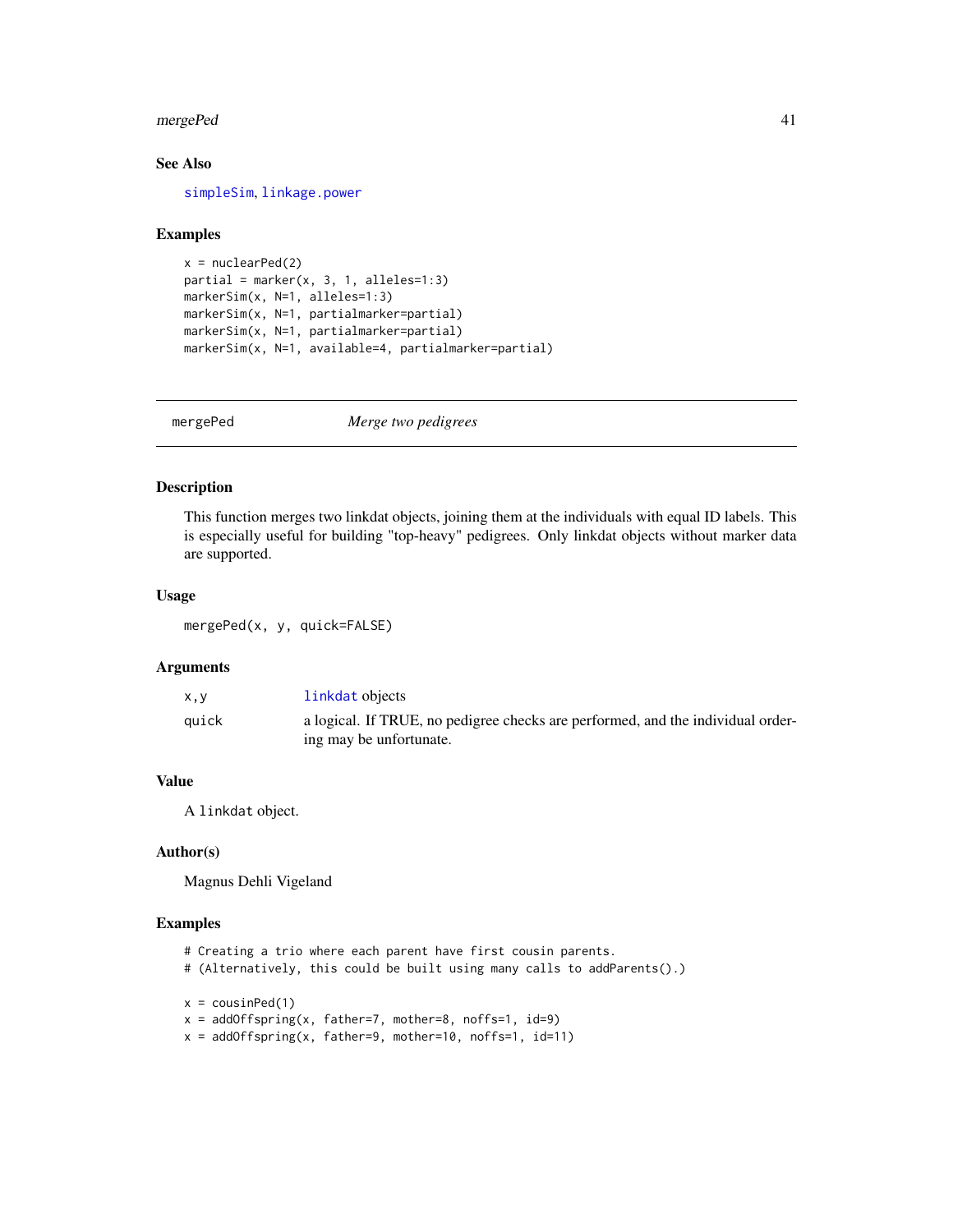### See Also

simpleSim, linkage.power

### Examples

```
x = nuclearPed(2)
partial = marker(x, 3, 1, alleles=1:3)
markerSim(x, N=1, alleles=1:3)
markerSim(x, N=1, partialmarker=partial)
markerSim(x, N=1, partialmarker=partial)
markerSim(x, N=1, available=4, partialmarker=partial)
```

---

## mergePed    *Merge two pedigrees*

---

### Description

This function merges two linkdat objects, joining them at the individuals with equal ID labels. This is especially useful for building "top-heavy" pedigrees. Only linkdat objects without marker data are supported.

### Usage

```
mergePed(x, y, quick=FALSE)
```

### Arguments

| | |
|---|---|
| x,y | linkdat objects |
| quick | a logical. If TRUE, no pedigree checks are performed, and the individual ordering may be unfortunate. |

### Value

A `linkdat` object.

### Author(s)

Magnus Dehli Vigeland

### Examples

```
# Creating a trio where each parent have first cousin parents.
# (Alternatively, this could be built using many calls to addParents().)

x = cousinPed(1)
x = addOffspring(x, father=7, mother=8, noffs=1, id=9)
x = addOffspring(x, father=9, mother=10, noffs=1, id=11)
```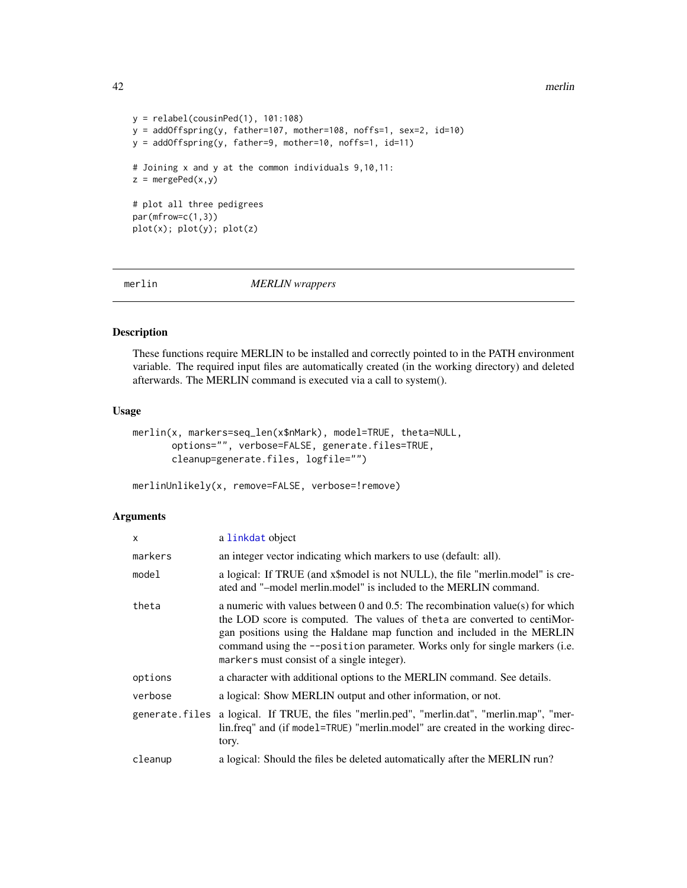```
y = relabel(cousinPed(1), 101:108)
y = addOffspring(y, father=107, mother=108, noffs=1, sex=2, id=10)
y = addOffspring(y, father=9, mother=10, noffs=1, id=11)

# Joining x and y at the common individuals 9,10,11:
z = mergePed(x,y)

# plot all three pedigrees
par(mfrow=c(1,3))
plot(x); plot(y); plot(z)
```

## merlin — *MERLIN wrappers*

### Description

These functions require MERLIN to be installed and correctly pointed to in the PATH environment variable. The required input files are automatically created (in the working directory) and deleted afterwards. The MERLIN command is executed via a call to system().

### Usage

```
merlin(x, markers=seq_len(x$nMark), model=TRUE, theta=NULL,
       options="", verbose=FALSE, generate.files=TRUE,
       cleanup=generate.files, logfile="")

merlinUnlikely(x, remove=FALSE, verbose=!remove)
```

### Arguments

| | |
|---|---|
| `x` | a `linkdat` object |
| `markers` | an integer vector indicating which markers to use (default: all). |
| `model` | a logical: If TRUE (and x$model is not NULL), the file "merlin.model" is created and "–model merlin.model" is included to the MERLIN command. |
| `theta` | a numeric with values between 0 and 0.5: The recombination value(s) for which the LOD score is computed. The values of `theta` are converted to centiMorgan positions using the Haldane map function and included in the MERLIN command using the `--position` parameter. Works only for single markers (i.e. `markers` must consist of a single integer). |
| `options` | a character with additional options to the MERLIN command. See details. |
| `verbose` | a logical: Show MERLIN output and other information, or not. |
| `generate.files` | a logical. If TRUE, the files "merlin.ped", "merlin.dat", "merlin.map", "merlin.freq" and (if `model=TRUE`) "merlin.model" are created in the working directory. |
| `cleanup` | a logical: Should the files be deleted automatically after the MERLIN run? |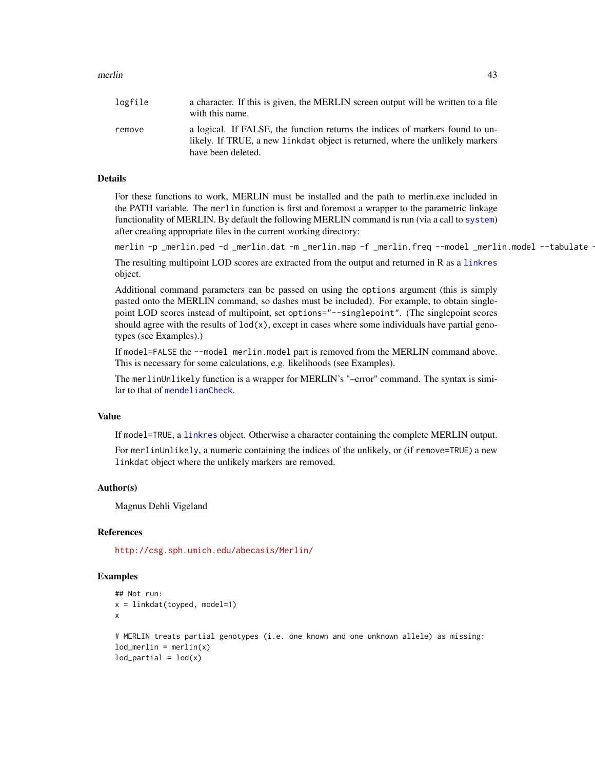| | |
|---|---|
| logfile | a character. If this is given, the MERLIN screen output will be written to a file with this name. |
| remove | a logical. If FALSE, the function returns the indices of markers found to unlikely. If TRUE, a new linkdat object is returned, where the unlikely markers have been deleted. |

## Details

For these functions to work, MERLIN must be installed and the path to merlin.exe included in the PATH variable. The merlin function is first and foremost a wrapper to the parametric linkage functionality of MERLIN. By default the following MERLIN command is run (via a call to system) after creating appropriate files in the current working directory:

```
merlin -p _merlin.ped -d _merlin.dat -m _merlin.map -f _merlin.freq --model _merlin.model --tabulate -
```

The resulting multipoint LOD scores are extracted from the output and returned in R as a linkres object.

Additional command parameters can be passed on using the options argument (this is simply pasted onto the MERLIN command, so dashes must be included). For example, to obtain single-point LOD scores instead of multipoint, set options="--singlepoint". (The singlepoint scores should agree with the results of lod(x), except in cases where some individuals have partial genotypes (see Examples).)

If model=FALSE the --model merlin.model part is removed from the MERLIN command above. This is necessary for some calculations, e.g. likelihoods (see Examples).

The merlinUnlikely function is a wrapper for MERLIN's "–error" command. The syntax is similar to that of mendelianCheck.

## Value

If model=TRUE, a linkres object. Otherwise a character containing the complete MERLIN output.

For merlinUnlikely, a numeric containing the indices of the unlikely, or (if remove=TRUE) a new linkdat object where the unlikely markers are removed.

## Author(s)

Magnus Dehli Vigeland

## References

http://csg.sph.umich.edu/abecasis/Merlin/

## Examples

```
## Not run:
x = linkdat(toyped, model=1)
x

# MERLIN treats partial genotypes (i.e. one known and one unknown allele) as missing:
lod_merlin = merlin(x)
lod_partial = lod(x)
```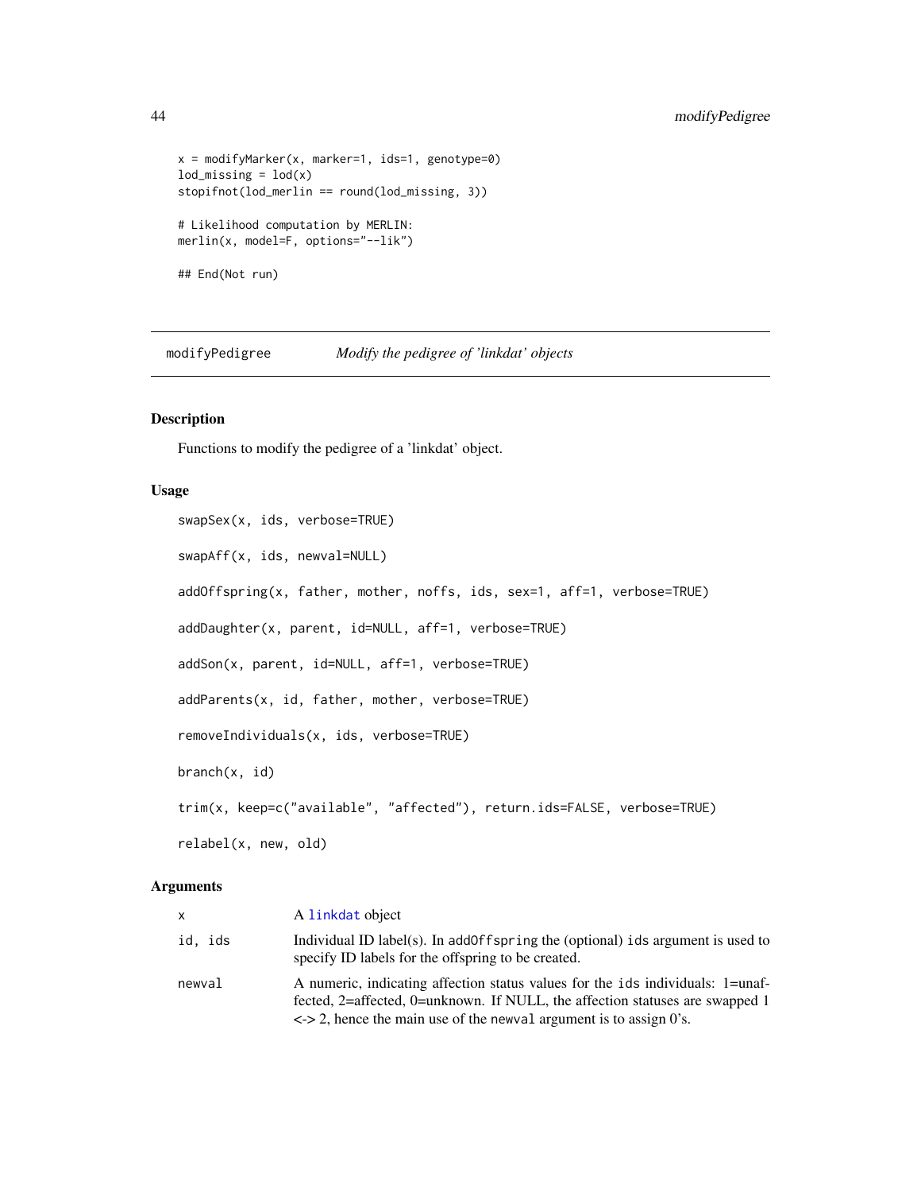```
x = modifyMarker(x, marker=1, ids=1, genotype=0)
lod_missing = lod(x)
stopifnot(lod_merlin == round(lod_missing, 3))

# Likelihood computation by MERLIN:
merlin(x, model=F, options="--lik")

## End(Not run)
```

---

## modifyPedigree *Modify the pedigree of 'linkdat' objects*

### Description

Functions to modify the pedigree of a 'linkdat' object.

### Usage

```
swapSex(x, ids, verbose=TRUE)

swapAff(x, ids, newval=NULL)

addOffspring(x, father, mother, noffs, ids, sex=1, aff=1, verbose=TRUE)

addDaughter(x, parent, id=NULL, aff=1, verbose=TRUE)

addSon(x, parent, id=NULL, aff=1, verbose=TRUE)

addParents(x, id, father, mother, verbose=TRUE)

removeIndividuals(x, ids, verbose=TRUE)

branch(x, id)

trim(x, keep=c("available", "affected"), return.ids=FALSE, verbose=TRUE)

relabel(x, new, old)
```

### Arguments

| | |
|---|---|
| x | A linkdat object |
| id, ids | Individual ID label(s). In addOffspring the (optional) ids argument is used to specify ID labels for the offspring to be created. |
| newval | A numeric, indicating affection status values for the ids individuals: 1=unaffected, 2=affected, 0=unknown. If NULL, the affection statuses are swapped 1 <-> 2, hence the main use of the newval argument is to assign 0's. |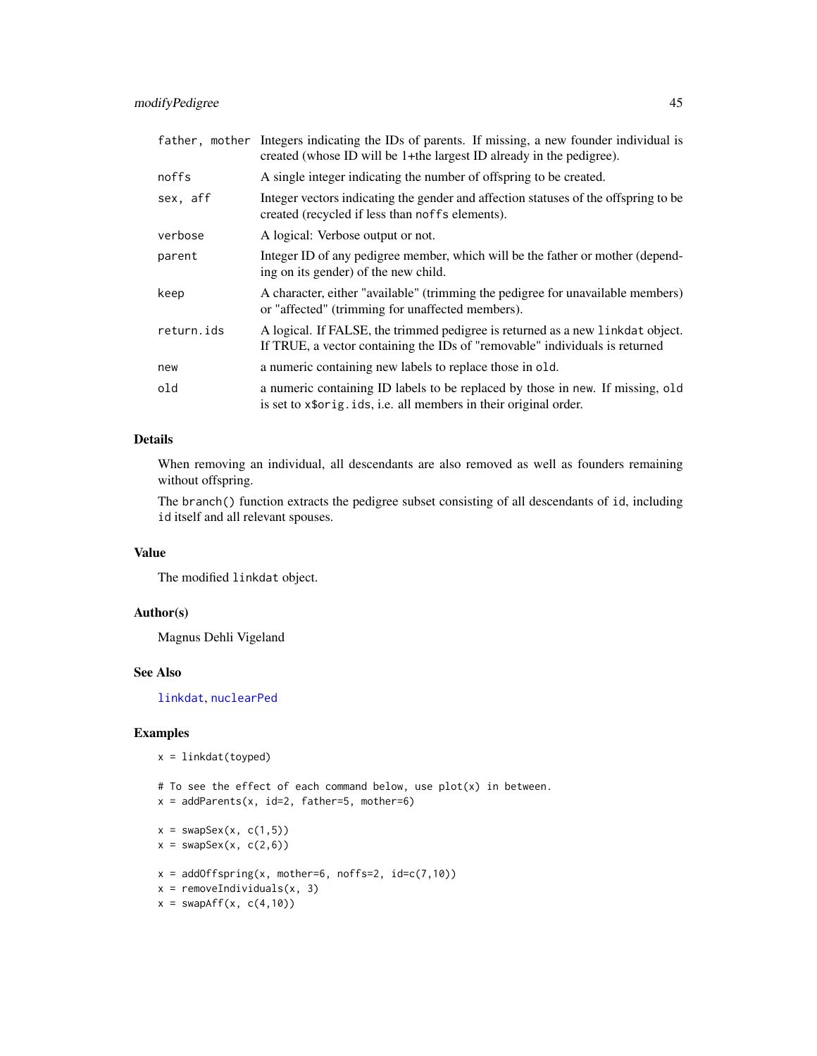| | |
|---|---|
| `father, mother` | Integers indicating the IDs of parents. If missing, a new founder individual is created (whose ID will be 1+the largest ID already in the pedigree). |
| `noffs` | A single integer indicating the number of offspring to be created. |
| `sex, aff` | Integer vectors indicating the gender and affection statuses of the offspring to be created (recycled if less than `noffs` elements). |
| `verbose` | A logical: Verbose output or not. |
| `parent` | Integer ID of any pedigree member, which will be the father or mother (depending on its gender) of the new child. |
| `keep` | A character, either "available" (trimming the pedigree for unavailable members) or "affected" (trimming for unaffected members). |
| `return.ids` | A logical. If FALSE, the trimmed pedigree is returned as a new `linkdat` object. If TRUE, a vector containing the IDs of "removable" individuals is returned |
| `new` | a numeric containing new labels to replace those in `old`. |
| `old` | a numeric containing ID labels to be replaced by those in `new`. If missing, `old` is set to `x$orig.ids`, i.e. all members in their original order. |

## Details

When removing an individual, all descendants are also removed as well as founders remaining without offspring.

The `branch()` function extracts the pedigree subset consisting of all descendants of `id`, including `id` itself and all relevant spouses.

## Value

The modified `linkdat` object.

## Author(s)

Magnus Dehli Vigeland

## See Also

`linkdat`, `nuclearPed`

## Examples

```
x = linkdat(toyped)

# To see the effect of each command below, use plot(x) in between.
x = addParents(x, id=2, father=5, mother=6)

x = swapSex(x, c(1,5))
x = swapSex(x, c(2,6))

x = addOffspring(x, mother=6, noffs=2, id=c(7,10))
x = removeIndividuals(x, 3)
x = swapAff(x, c(4,10))
```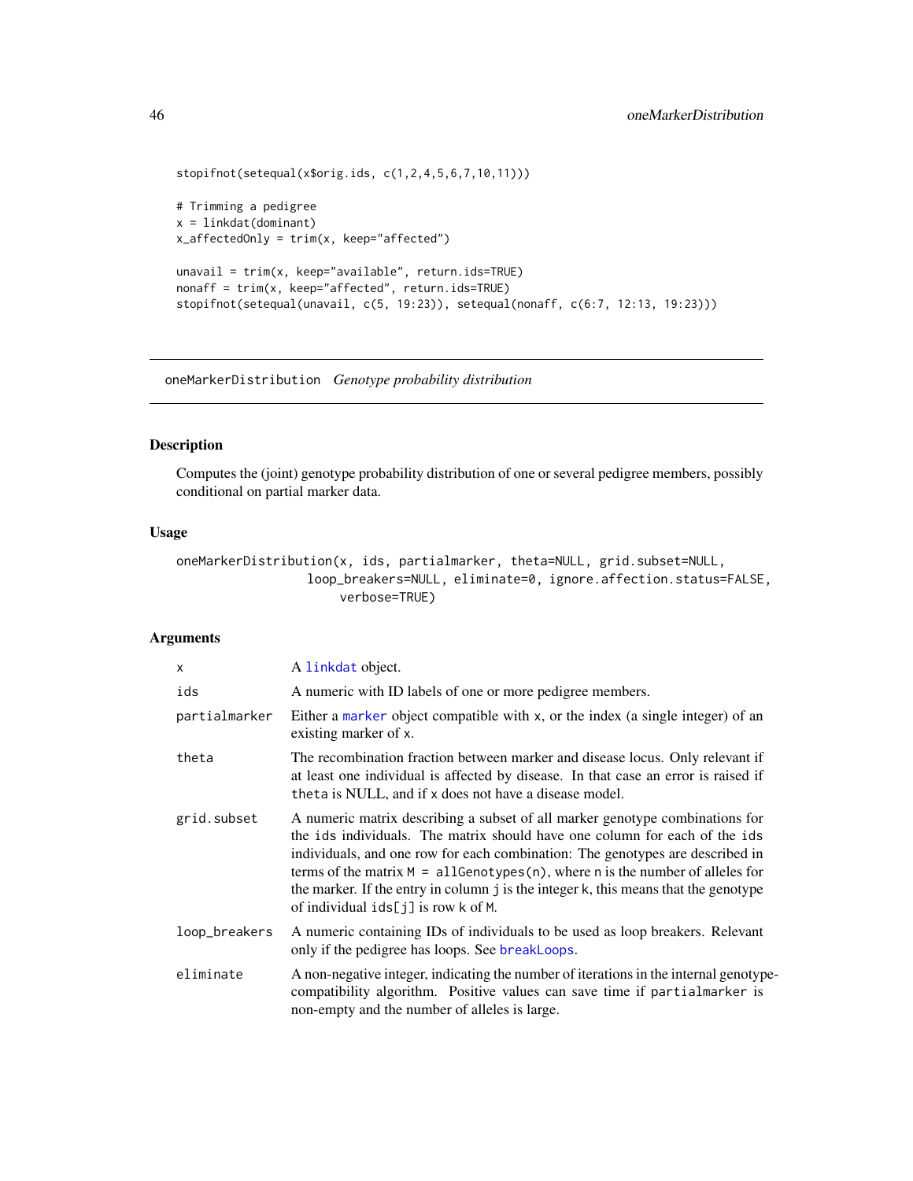```
stopifnot(setequal(x$orig.ids, c(1,2,4,5,6,7,10,11)))

# Trimming a pedigree
x = linkdat(dominant)
x_affectedOnly = trim(x, keep="affected")

unavail = trim(x, keep="available", return.ids=TRUE)
nonaff = trim(x, keep="affected", return.ids=TRUE)
stopifnot(setequal(unavail, c(5, 19:23)), setequal(nonaff, c(6:7, 12:13, 19:23)))
```

---

## oneMarkerDistribution *Genotype probability distribution*

---

### Description

Computes the (joint) genotype probability distribution of one or several pedigree members, possibly conditional on partial marker data.

### Usage

```
oneMarkerDistribution(x, ids, partialmarker, theta=NULL, grid.subset=NULL,
                 loop_breakers=NULL, eliminate=0, ignore.affection.status=FALSE,
                      verbose=TRUE)
```

### Arguments

| | |
|---|---|
| `x` | A `linkdat` object. |
| `ids` | A numeric with ID labels of one or more pedigree members. |
| `partialmarker` | Either a `marker` object compatible with `x`, or the index (a single integer) of an existing marker of `x`. |
| `theta` | The recombination fraction between marker and disease locus. Only relevant if at least one individual is affected by disease. In that case an error is raised if `theta` is NULL, and if `x` does not have a disease model. |
| `grid.subset` | A numeric matrix describing a subset of all marker genotype combinations for the `ids` individuals. The matrix should have one column for each of the `ids` individuals, and one row for each combination: The genotypes are described in terms of the matrix `M = allGenotypes(n)`, where `n` is the number of alleles for the marker. If the entry in column `j` is the integer `k`, this means that the genotype of individual `ids[j]` is row `k` of `M`. |
| `loop_breakers` | A numeric containing IDs of individuals to be used as loop breakers. Relevant only if the pedigree has loops. See `breakLoops`. |
| `eliminate` | A non-negative integer, indicating the number of iterations in the internal genotype-compatibility algorithm. Positive values can save time if `partialmarker` is non-empty and the number of alleles is large. |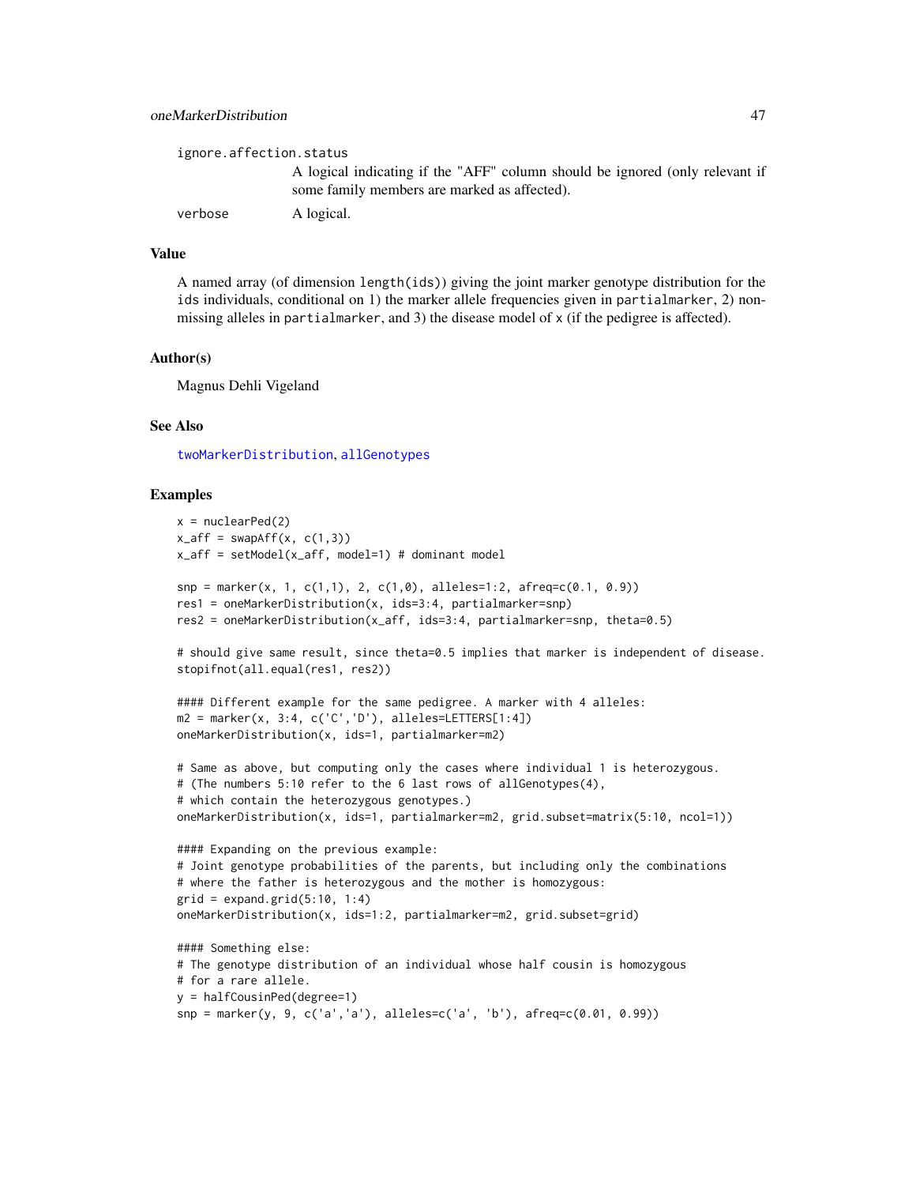ignore.affection.status
: A logical indicating if the "AFF" column should be ignored (only relevant if some family members are marked as affected).

verbose
: A logical.

## Value

A named array (of dimension `length(ids)`) giving the joint marker genotype distribution for the `ids` individuals, conditional on 1) the marker allele frequencies given in `partialmarker`, 2) non-missing alleles in `partialmarker`, and 3) the disease model of `x` (if the pedigree is affected).

## Author(s)

Magnus Dehli Vigeland

## See Also

`twoMarkerDistribution`, `allGenotypes`

## Examples

```
x = nuclearPed(2)
x_aff = swapAff(x, c(1,3))
x_aff = setModel(x_aff, model=1) # dominant model

snp = marker(x, 1, c(1,1), 2, c(1,0), alleles=1:2, afreq=c(0.1, 0.9))
res1 = oneMarkerDistribution(x, ids=3:4, partialmarker=snp)
res2 = oneMarkerDistribution(x_aff, ids=3:4, partialmarker=snp, theta=0.5)

# should give same result, since theta=0.5 implies that marker is independent of disease.
stopifnot(all.equal(res1, res2))

#### Different example for the same pedigree. A marker with 4 alleles:
m2 = marker(x, 3:4, c('C','D'), alleles=LETTERS[1:4])
oneMarkerDistribution(x, ids=1, partialmarker=m2)

# Same as above, but computing only the cases where individual 1 is heterozygous.
# (The numbers 5:10 refer to the 6 last rows of allGenotypes(4),
# which contain the heterozygous genotypes.)
oneMarkerDistribution(x, ids=1, partialmarker=m2, grid.subset=matrix(5:10, ncol=1))

#### Expanding on the previous example:
# Joint genotype probabilities of the parents, but including only the combinations
# where the father is heterozygous and the mother is homozygous:
grid = expand.grid(5:10, 1:4)
oneMarkerDistribution(x, ids=1:2, partialmarker=m2, grid.subset=grid)

#### Something else:
# The genotype distribution of an individual whose half cousin is homozygous
# for a rare allele.
y = halfCousinPed(degree=1)
snp = marker(y, 9, c('a','a'), alleles=c('a', 'b'), afreq=c(0.01, 0.99))
```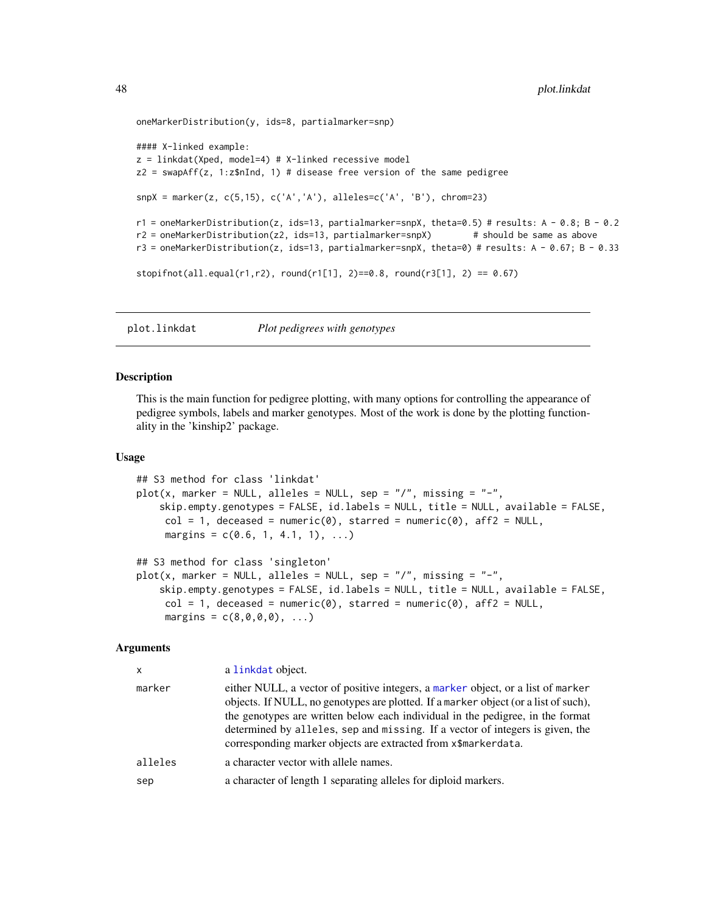```
oneMarkerDistribution(y, ids=8, partialmarker=snp)

#### X-linked example:
z = linkdat(Xped, model=4) # X-linked recessive model
z2 = swapAff(z, 1:z$nInd, 1) # disease free version of the same pedigree

snpX = marker(z, c(5,15), c('A','A'), alleles=c('A', 'B'), chrom=23)

r1 = oneMarkerDistribution(z, ids=13, partialmarker=snpX, theta=0.5) # results: A - 0.8; B - 0.2
r2 = oneMarkerDistribution(z2, ids=13, partialmarker=snpX)        # should be same as above
r3 = oneMarkerDistribution(z, ids=13, partialmarker=snpX, theta=0) # results: A - 0.67; B - 0.33

stopifnot(all.equal(r1,r2), round(r1[1], 2)==0.8, round(r3[1], 2) == 0.67)
```

## plot.linkdat — *Plot pedigrees with genotypes*

### Description

This is the main function for pedigree plotting, with many options for controlling the appearance of pedigree symbols, labels and marker genotypes. Most of the work is done by the plotting functionality in the 'kinship2' package.

### Usage

```
## S3 method for class 'linkdat'
plot(x, marker = NULL, alleles = NULL, sep = "/", missing = "-",
    skip.empty.genotypes = FALSE, id.labels = NULL, title = NULL, available = FALSE,
     col = 1, deceased = numeric(0), starred = numeric(0), aff2 = NULL,
     margins = c(0.6, 1, 4.1, 1), ...)

## S3 method for class 'singleton'
plot(x, marker = NULL, alleles = NULL, sep = "/", missing = "-",
    skip.empty.genotypes = FALSE, id.labels = NULL, title = NULL, available = FALSE,
     col = 1, deceased = numeric(0), starred = numeric(0), aff2 = NULL,
     margins = c(8,0,0,0), ...)
```

### Arguments

| | |
|---|---|
| x | a linkdat object. |
| marker | either NULL, a vector of positive integers, a marker object, or a list of marker objects. If NULL, no genotypes are plotted. If a marker object (or a list of such), the genotypes are written below each individual in the pedigree, in the format determined by alleles, sep and missing. If a vector of integers is given, the corresponding marker objects are extracted from x$markerdata. |
| alleles | a character vector with allele names. |
| sep | a character of length 1 separating alleles for diploid markers. |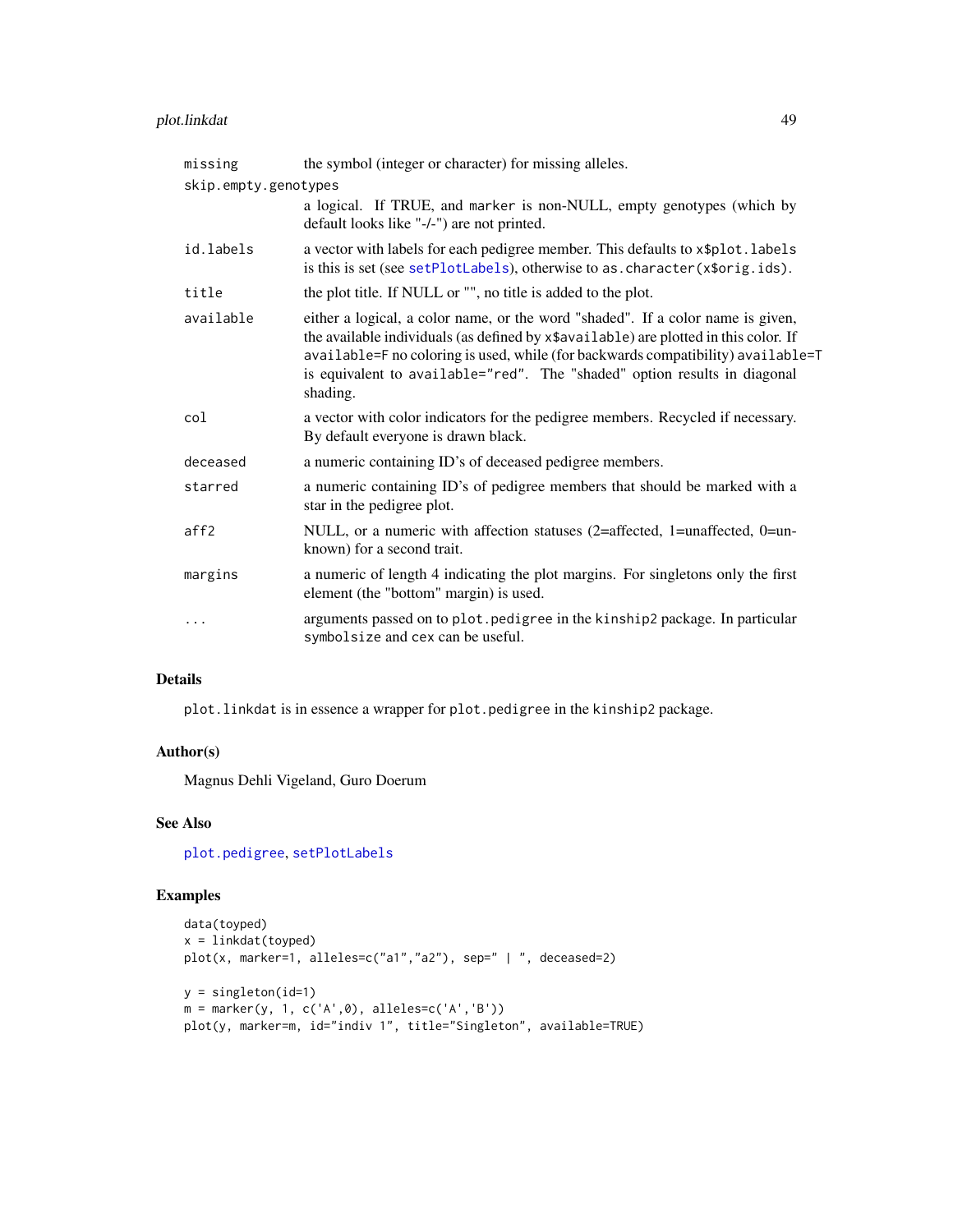| | |
|---|---|
| `missing` | the symbol (integer or character) for missing alleles. |
| `skip.empty.genotypes` | a logical. If TRUE, and `marker` is non-NULL, empty genotypes (which by default looks like "-/-") are not printed. |
| `id.labels` | a vector with labels for each pedigree member. This defaults to `x$plot.labels` is this is set (see `setPlotLabels`), otherwise to `as.character(x$orig.ids)`. |
| `title` | the plot title. If NULL or "", no title is added to the plot. |
| `available` | either a logical, a color name, or the word "shaded". If a color name is given, the available individuals (as defined by `x$available`) are plotted in this color. If `available=F` no coloring is used, while (for backwards compatibility) `available=T` is equivalent to `available="red"`. The "shaded" option results in diagonal shading. |
| `col` | a vector with color indicators for the pedigree members. Recycled if necessary. By default everyone is drawn black. |
| `deceased` | a numeric containing ID's of deceased pedigree members. |
| `starred` | a numeric containing ID's of pedigree members that should be marked with a star in the pedigree plot. |
| `aff2` | NULL, or a numeric with affection statuses (2=affected, 1=unaffected, 0=unknown) for a second trait. |
| `margins` | a numeric of length 4 indicating the plot margins. For singletons only the first element (the "bottom" margin) is used. |
| `...` | arguments passed on to `plot.pedigree` in the `kinship2` package. In particular `symbolsize` and `cex` can be useful. |

## Details

`plot.linkdat` is in essence a wrapper for `plot.pedigree` in the `kinship2` package.

## Author(s)

Magnus Dehli Vigeland, Guro Doerum

## See Also

`plot.pedigree`, `setPlotLabels`

## Examples

```
data(toyped)
x = linkdat(toyped)
plot(x, marker=1, alleles=c("a1","a2"), sep=" | ", deceased=2)

y = singleton(id=1)
m = marker(y, 1, c('A',0), alleles=c('A','B'))
plot(y, marker=m, id="indiv 1", title="Singleton", available=TRUE)
```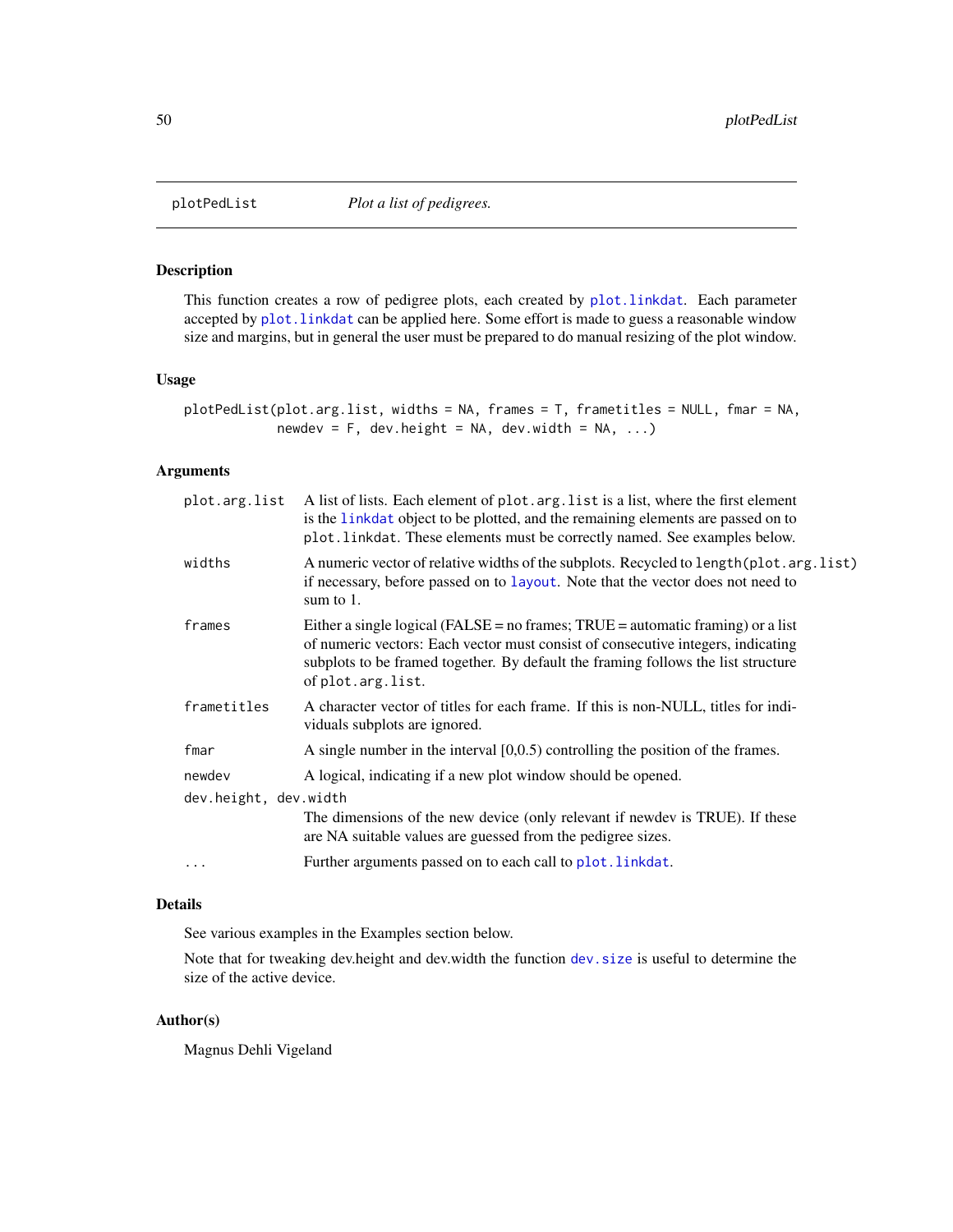plotPedList *Plot a list of pedigrees.*

## Description

This function creates a row of pedigree plots, each created by `plot.linkdat`. Each parameter accepted by `plot.linkdat` can be applied here. Some effort is made to guess a reasonable window size and margins, but in general the user must be prepared to do manual resizing of the plot window.

## Usage

```
plotPedList(plot.arg.list, widths = NA, frames = T, frametitles = NULL, fmar = NA,
            newdev = F, dev.height = NA, dev.width = NA, ...)
```

## Arguments

| | |
|---|---|
| `plot.arg.list` | A list of lists. Each element of `plot.arg.list` is a list, where the first element is the `linkdat` object to be plotted, and the remaining elements are passed on to `plot.linkdat`. These elements must be correctly named. See examples below. |
| `widths` | A numeric vector of relative widths of the subplots. Recycled to `length(plot.arg.list)` if necessary, before passed on to `layout`. Note that the vector does not need to sum to 1. |
| `frames` | Either a single logical (FALSE = no frames; TRUE = automatic framing) or a list of numeric vectors: Each vector must consist of consecutive integers, indicating subplots to be framed together. By default the framing follows the list structure of `plot.arg.list`. |
| `frametitles` | A character vector of titles for each frame. If this is non-NULL, titles for individuals subplots are ignored. |
| `fmar` | A single number in the interval [0,0.5) controlling the position of the frames. |
| `newdev` | A logical, indicating if a new plot window should be opened. |
| `dev.height, dev.width` | The dimensions of the new device (only relevant if newdev is TRUE). If these are NA suitable values are guessed from the pedigree sizes. |
| `...` | Further arguments passed on to each call to `plot.linkdat`. |

## Details

See various examples in the Examples section below.

Note that for tweaking dev.height and dev.width the function `dev.size` is useful to determine the size of the active device.

## Author(s)

Magnus Dehli Vigeland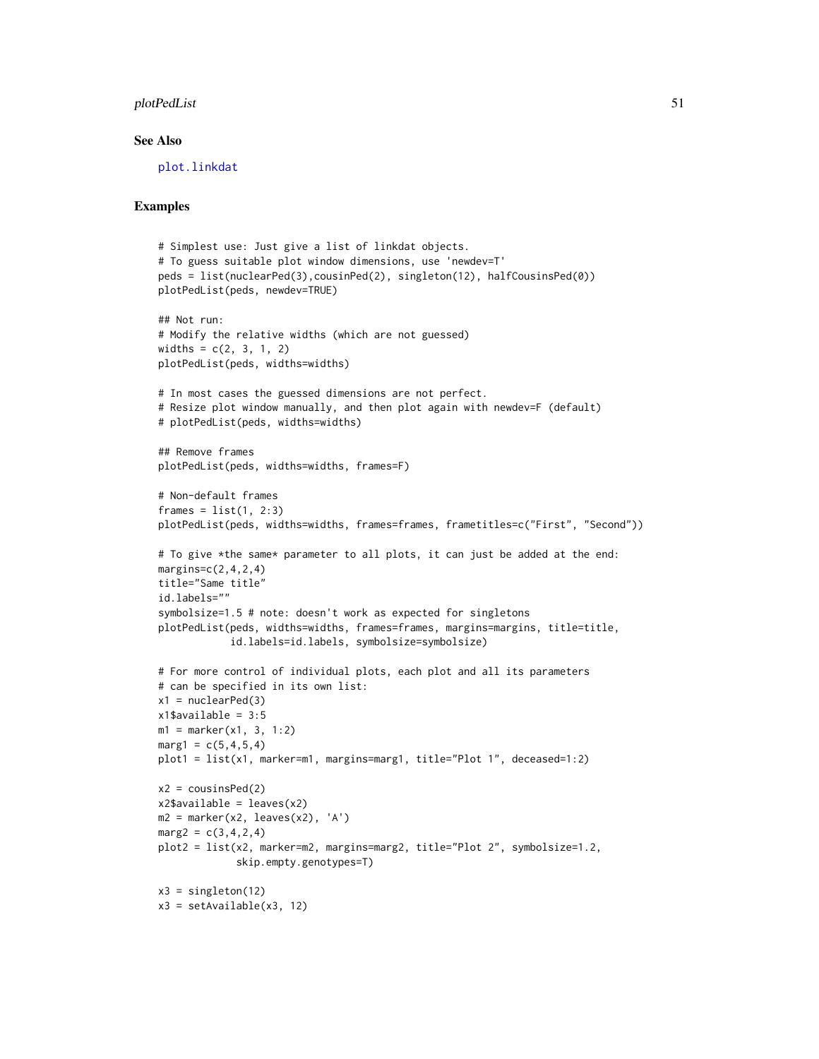## See Also

plot.linkdat

## Examples

```
# Simplest use: Just give a list of linkdat objects.
# To guess suitable plot window dimensions, use 'newdev=T'
peds = list(nuclearPed(3),cousinPed(2), singleton(12), halfCousinsPed(0))
plotPedList(peds, newdev=TRUE)

## Not run:
# Modify the relative widths (which are not guessed)
widths = c(2, 3, 1, 2)
plotPedList(peds, widths=widths)

# In most cases the guessed dimensions are not perfect.
# Resize plot window manually, and then plot again with newdev=F (default)
# plotPedList(peds, widths=widths)

## Remove frames
plotPedList(peds, widths=widths, frames=F)

# Non-default frames
frames = list(1, 2:3)
plotPedList(peds, widths=widths, frames=frames, frametitles=c("First", "Second"))

# To give *the same* parameter to all plots, it can just be added at the end:
margins=c(2,4,2,4)
title="Same title"
id.labels=""
symbolsize=1.5 # note: doesn't work as expected for singletons
plotPedList(peds, widths=widths, frames=frames, margins=margins, title=title,
            id.labels=id.labels, symbolsize=symbolsize)

# For more control of individual plots, each plot and all its parameters
# can be specified in its own list:
x1 = nuclearPed(3)
x1$available = 3:5
m1 = marker(x1, 3, 1:2)
marg1 = c(5,4,5,4)
plot1 = list(x1, marker=m1, margins=marg1, title="Plot 1", deceased=1:2)

x2 = cousinsPed(2)
x2$available = leaves(x2)
m2 = marker(x2, leaves(x2), 'A')
marg2 = c(3,4,2,4)
plot2 = list(x2, marker=m2, margins=marg2, title="Plot 2", symbolsize=1.2,
             skip.empty.genotypes=T)

x3 = singleton(12)
x3 = setAvailable(x3, 12)
```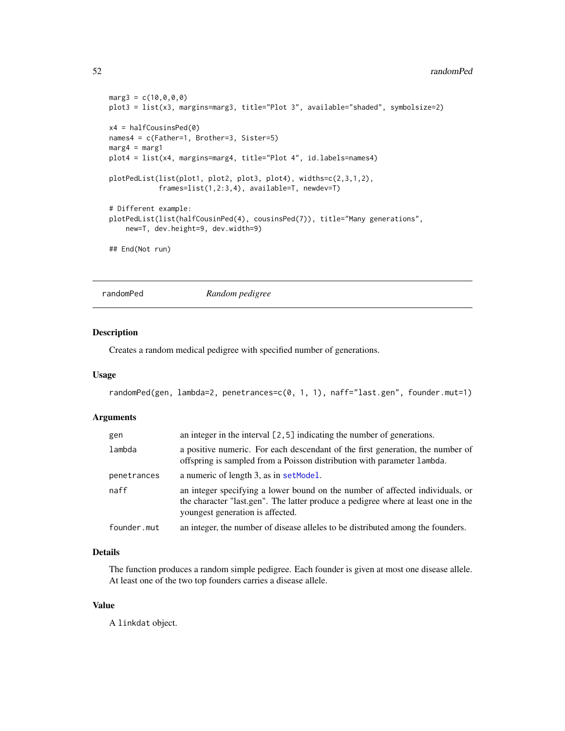```
marg3 = c(10,0,0,0)
plot3 = list(x3, margins=marg3, title="Plot 3", available="shaded", symbolsize=2)

x4 = halfCousinsPed(0)
names4 = c(Father=1, Brother=3, Sister=5)
marg4 = marg1
plot4 = list(x4, margins=marg4, title="Plot 4", id.labels=names4)

plotPedList(list(plot1, plot2, plot3, plot4), widths=c(2,3,1,2),
            frames=list(1,2:3,4), available=T, newdev=T)

# Different example:
plotPedList(list(halfCousinPed(4), cousinsPed(7)), title="Many generations",
    new=T, dev.height=9, dev.width=9)

## End(Not run)
```

---

## randomPed *Random pedigree*

### Description

Creates a random medical pedigree with specified number of generations.

### Usage

```
randomPed(gen, lambda=2, penetrances=c(0, 1, 1), naff="last.gen", founder.mut=1)
```

### Arguments

| | |
|---|---|
| gen | an integer in the interval [2,5] indicating the number of generations. |
| lambda | a positive numeric. For each descendant of the first generation, the number of offspring is sampled from a Poisson distribution with parameter lambda. |
| penetrances | a numeric of length 3, as in setModel. |
| naff | an integer specifying a lower bound on the number of affected individuals, or the character "last.gen". The latter produce a pedigree where at least one in the youngest generation is affected. |
| founder.mut | an integer, the number of disease alleles to be distributed among the founders. |

### Details

The function produces a random simple pedigree. Each founder is given at most one disease allele. At least one of the two top founders carries a disease allele.

### Value

A `linkdat` object.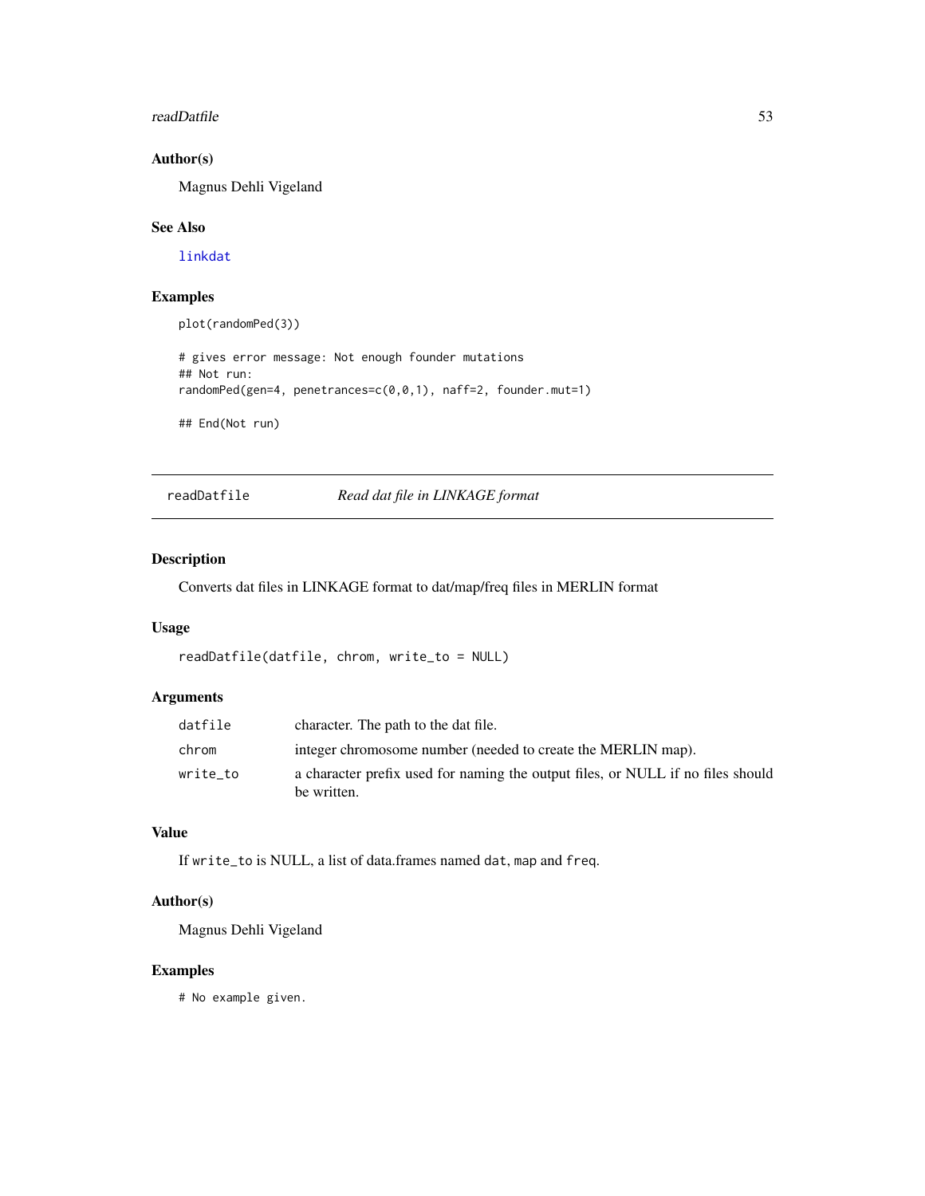### Author(s)

Magnus Dehli Vigeland

### See Also

linkdat

### Examples

```
plot(randomPed(3))

# gives error message: Not enough founder mutations
## Not run:
randomPed(gen=4, penetrances=c(0,0,1), naff=2, founder.mut=1)

## End(Not run)
```

---

## readDatfile — *Read dat file in LINKAGE format*

### Description

Converts dat files in LINKAGE format to dat/map/freq files in MERLIN format

### Usage

```
readDatfile(datfile, chrom, write_to = NULL)
```

### Arguments

| | |
|---|---|
| datfile | character. The path to the dat file. |
| chrom | integer chromosome number (needed to create the MERLIN map). |
| write_to | a character prefix used for naming the output files, or NULL if no files should be written. |

### Value

If write_to is NULL, a list of data.frames named dat, map and freq.

### Author(s)

Magnus Dehli Vigeland

### Examples

```
# No example given.
```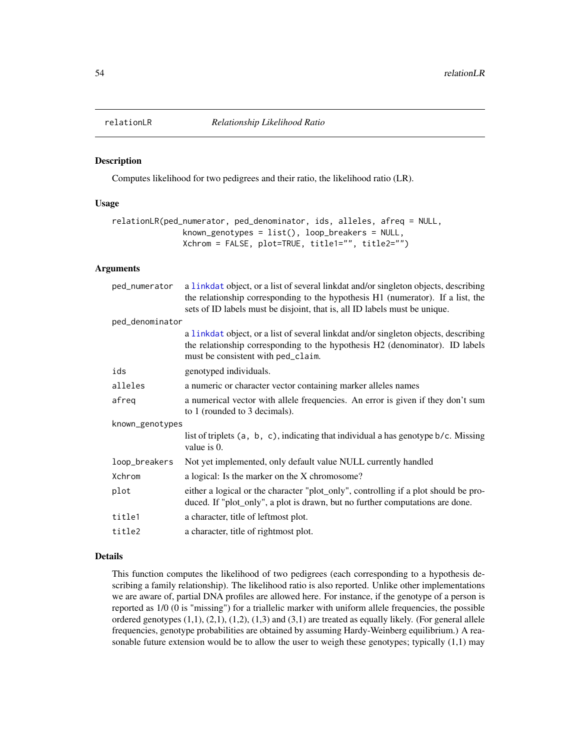# relationLR — *Relationship Likelihood Ratio*

## Description

Computes likelihood for two pedigrees and their ratio, the likelihood ratio (LR).

## Usage

```
relationLR(ped_numerator, ped_denominator, ids, alleles, afreq = NULL,
             known_genotypes = list(), loop_breakers = NULL,
             Xchrom = FALSE, plot=TRUE, title1="", title2="")
```

## Arguments

| | |
|---|---|
| `ped_numerator` | a `linkdat` object, or a list of several linkdat and/or singleton objects, describing the relationship corresponding to the hypothesis H1 (numerator). If a list, the sets of ID labels must be disjoint, that is, all ID labels must be unique. |
| `ped_denominator` | a `linkdat` object, or a list of several linkdat and/or singleton objects, describing the relationship corresponding to the hypothesis H2 (denominator). ID labels must be consistent with `ped_claim`. |
| `ids` | genotyped individuals. |
| `alleles` | a numeric or character vector containing marker alleles names |
| `afreq` | a numerical vector with allele frequencies. An error is given if they don't sum to 1 (rounded to 3 decimals). |
| `known_genotypes` | list of triplets `(a, b, c)`, indicating that individual `a` has genotype `b/c`. Missing value is 0. |
| `loop_breakers` | Not yet implemented, only default value NULL currently handled |
| `Xchrom` | a logical: Is the marker on the X chromosome? |
| `plot` | either a logical or the character "plot_only", controlling if a plot should be produced. If "plot_only", a plot is drawn, but no further computations are done. |
| `title1` | a character, title of leftmost plot. |
| `title2` | a character, title of rightmost plot. |

## Details

This function computes the likelihood of two pedigrees (each corresponding to a hypothesis describing a family relationship). The likelihood ratio is also reported. Unlike other implementations we are aware of, partial DNA profiles are allowed here. For instance, if the genotype of a person is reported as 1/0 (0 is "missing") for a triallelic marker with uniform allele frequencies, the possible ordered genotypes (1,1), (2,1), (1,2), (1,3) and (3,1) are treated as equally likely. (For general allele frequencies, genotype probabilities are obtained by assuming Hardy-Weinberg equilibrium.) A reasonable future extension would be to allow the user to weigh these genotypes; typically (1,1) may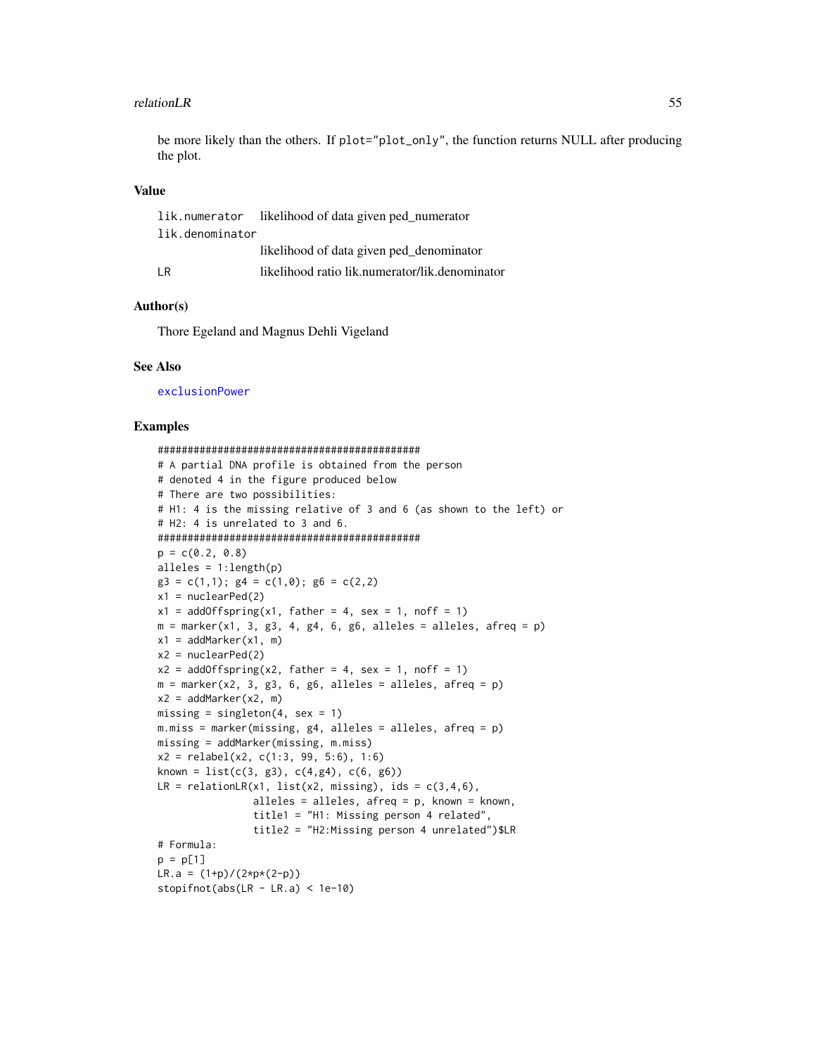be more likely than the others. If plot="plot_only", the function returns NULL after producing the plot.

### Value

| | |
|---|---|
| lik.numerator | likelihood of data given ped_numerator |
| lik.denominator | likelihood of data given ped_denominator |
| LR | likelihood ratio lik.numerator/lik.denominator |

### Author(s)

Thore Egeland and Magnus Dehli Vigeland

### See Also

exclusionPower

### Examples

```
##############################################
# A partial DNA profile is obtained from the person
# denoted 4 in the figure produced below
# There are two possibilities:
# H1: 4 is the missing relative of 3 and 6 (as shown to the left) or
# H2: 4 is unrelated to 3 and 6.
##############################################
p = c(0.2, 0.8)
alleles = 1:length(p)
g3 = c(1,1); g4 = c(1,0); g6 = c(2,2)
x1 = nuclearPed(2)
x1 = addOffspring(x1, father = 4, sex = 1, noff = 1)
m = marker(x1, 3, g3, 4, g4, 6, g6, alleles = alleles, afreq = p)
x1 = addMarker(x1, m)
x2 = nuclearPed(2)
x2 = addOffspring(x2, father = 4, sex = 1, noff = 1)
m = marker(x2, 3, g3, 6, g6, alleles = alleles, afreq = p)
x2 = addMarker(x2, m)
missing = singleton(4, sex = 1)
m.miss = marker(missing, g4, alleles = alleles, afreq = p)
missing = addMarker(missing, m.miss)
x2 = relabel(x2, c(1:3, 99, 5:6), 1:6)
known = list(c(3, g3), c(4,g4), c(6, g6))
LR = relationLR(x1, list(x2, missing), ids = c(3,4,6),
               alleles = alleles, afreq = p, known = known,
               title1 = "H1: Missing person 4 related",
               title2 = "H2:Missing person 4 unrelated")$LR
# Formula:
p = p[1]
LR.a = (1+p)/(2*p*(2-p))
stopifnot(abs(LR - LR.a) < 1e-10)
```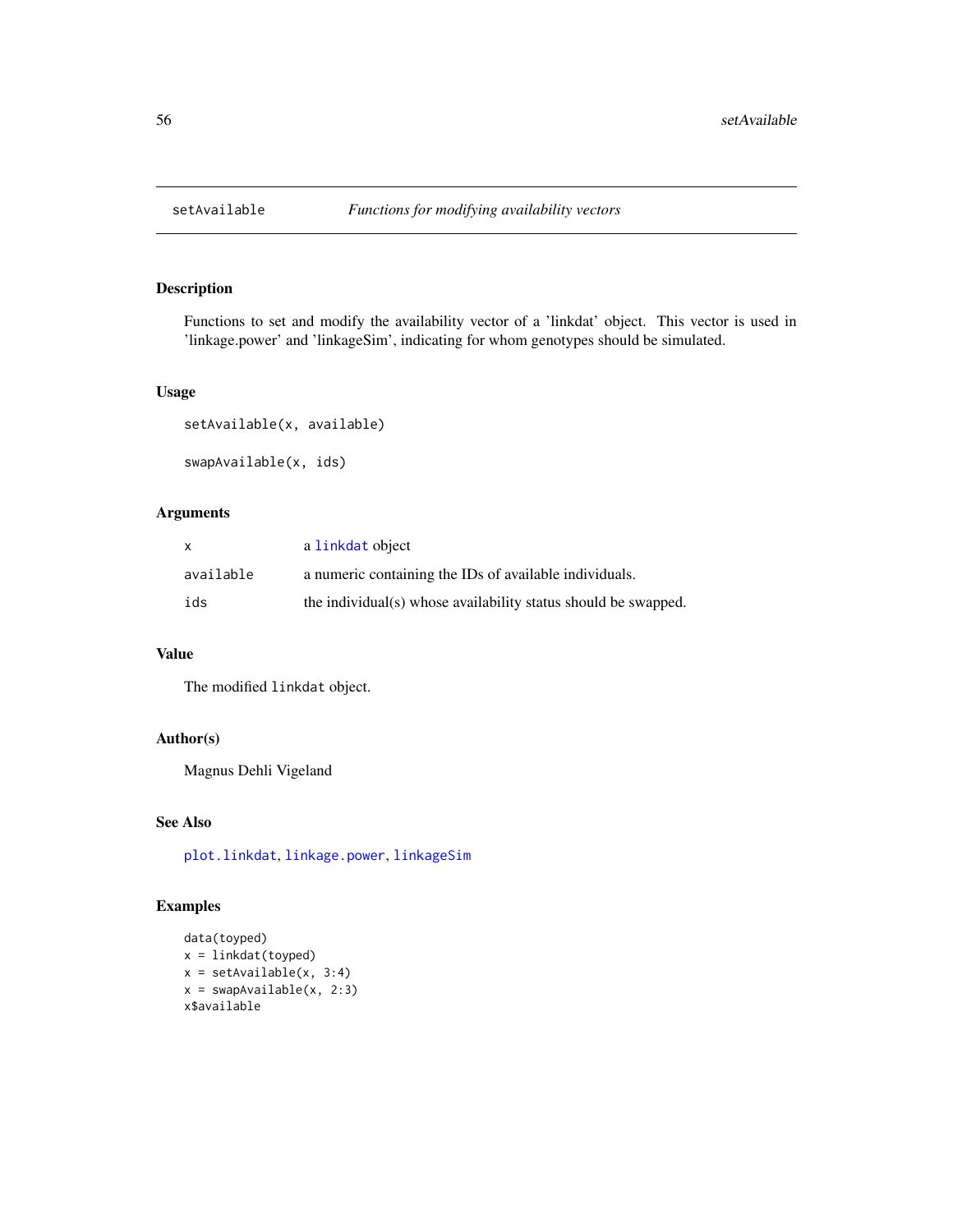## setAvailable *Functions for modifying availability vectors*

### Description

Functions to set and modify the availability vector of a 'linkdat' object. This vector is used in 'linkage.power' and 'linkageSim', indicating for whom genotypes should be simulated.

### Usage

```
setAvailable(x, available)

swapAvailable(x, ids)
```

### Arguments

| | |
|---|---|
| x | a linkdat object |
| available | a numeric containing the IDs of available individuals. |
| ids | the individual(s) whose availability status should be swapped. |

### Value

The modified linkdat object.

### Author(s)

Magnus Dehli Vigeland

### See Also

plot.linkdat, linkage.power, linkageSim

### Examples

```
data(toyped)
x = linkdat(toyped)
x = setAvailable(x, 3:4)
x = swapAvailable(x, 2:3)
x$available
```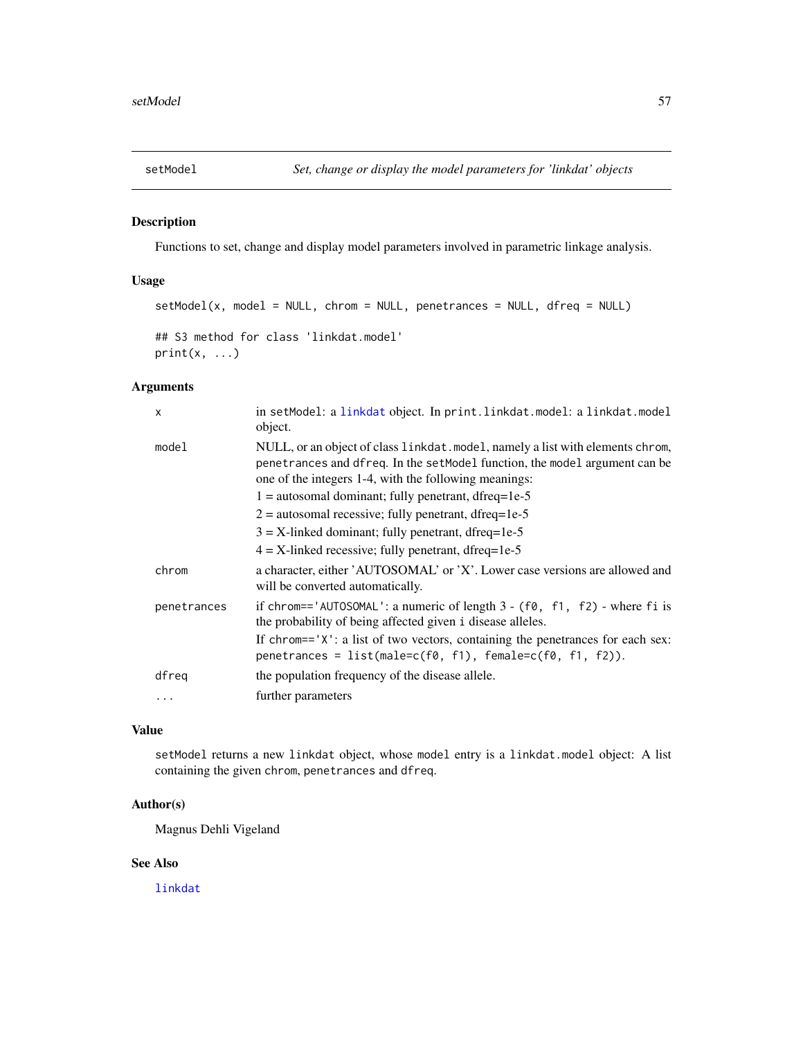# setModel — *Set, change or display the model parameters for 'linkdat' objects*

## Description

Functions to set, change and display model parameters involved in parametric linkage analysis.

## Usage

```
setModel(x, model = NULL, chrom = NULL, penetrances = NULL, dfreq = NULL)

## S3 method for class 'linkdat.model'
print(x, ...)
```

## Arguments

| | |
|---|---|
| `x` | in `setModel`: a `linkdat` object. In `print.linkdat.model`: a `linkdat.model` object. |
| `model` | NULL, or an object of class `linkdat.model`, namely a list with elements `chrom`, `penetrances` and `dfreq`. In the `setModel` function, the `model` argument can be one of the integers 1-4, with the following meanings:<br>1 = autosomal dominant; fully penetrant, dfreq=1e-5<br>2 = autosomal recessive; fully penetrant, dfreq=1e-5<br>3 = X-linked dominant; fully penetrant, dfreq=1e-5<br>4 = X-linked recessive; fully penetrant, dfreq=1e-5 |
| `chrom` | a character, either 'AUTOSOMAL' or 'X'. Lower case versions are allowed and will be converted automatically. |
| `penetrances` | if `chrom=='AUTOSOMAL'`: a numeric of length 3 - `(f0, f1, f2)` - where `fi` is the probability of being affected given `i` disease alleles.<br>If `chrom=='X'`: a list of two vectors, containing the penetrances for each sex: `penetrances = list(male=c(f0, f1), female=c(f0, f1, f2))`. |
| `dfreq` | the population frequency of the disease allele. |
| `...` | further parameters |

## Value

`setModel` returns a new `linkdat` object, whose `model` entry is a `linkdat.model` object: A list containing the given `chrom`, `penetrances` and `dfreq`.

## Author(s)

Magnus Dehli Vigeland

## See Also

`linkdat`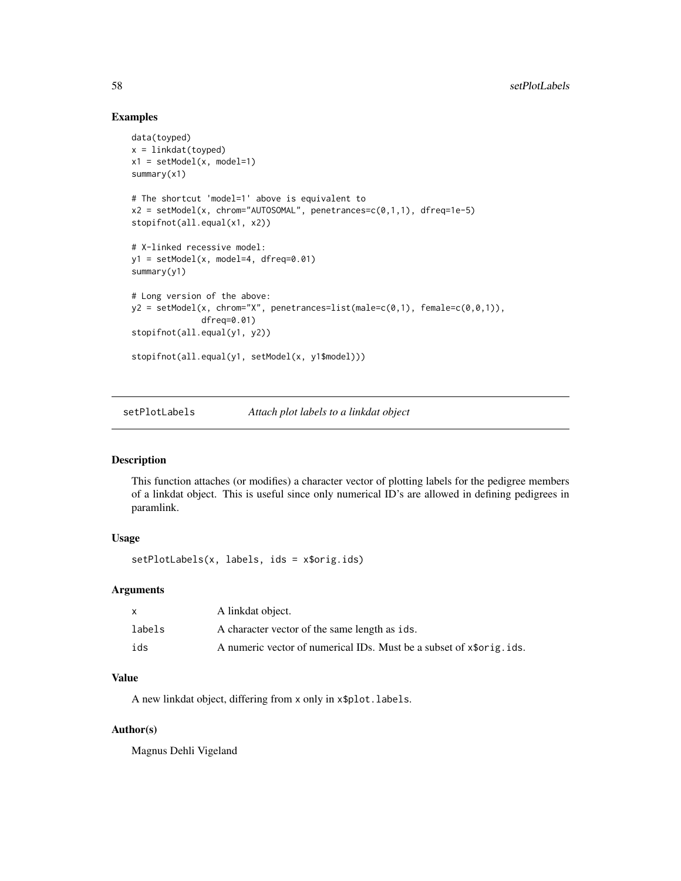## Examples

```
data(toyped)
x = linkdat(toyped)
x1 = setModel(x, model=1)
summary(x1)

# The shortcut 'model=1' above is equivalent to
x2 = setModel(x, chrom="AUTOSOMAL", penetrances=c(0,1,1), dfreq=1e-5)
stopifnot(all.equal(x1, x2))

# X-linked recessive model:
y1 = setModel(x, model=4, dfreq=0.01)
summary(y1)

# Long version of the above:
y2 = setModel(x, chrom="X", penetrances=list(male=c(0,1), female=c(0,0,1)),
             dfreq=0.01)
stopifnot(all.equal(y1, y2))

stopifnot(all.equal(y1, setModel(x, y1$model)))
```

---

# setPlotLabels *Attach plot labels to a linkdat object*

## Description

This function attaches (or modifies) a character vector of plotting labels for the pedigree members of a linkdat object. This is useful since only numerical ID's are allowed in defining pedigrees in paramlink.

## Usage

```
setPlotLabels(x, labels, ids = x$orig.ids)
```

## Arguments

| | |
|---|---|
| x | A linkdat object. |
| labels | A character vector of the same length as ids. |
| ids | A numeric vector of numerical IDs. Must be a subset of x$orig.ids. |

## Value

A new linkdat object, differing from x only in x$plot.labels.

## Author(s)

Magnus Dehli Vigeland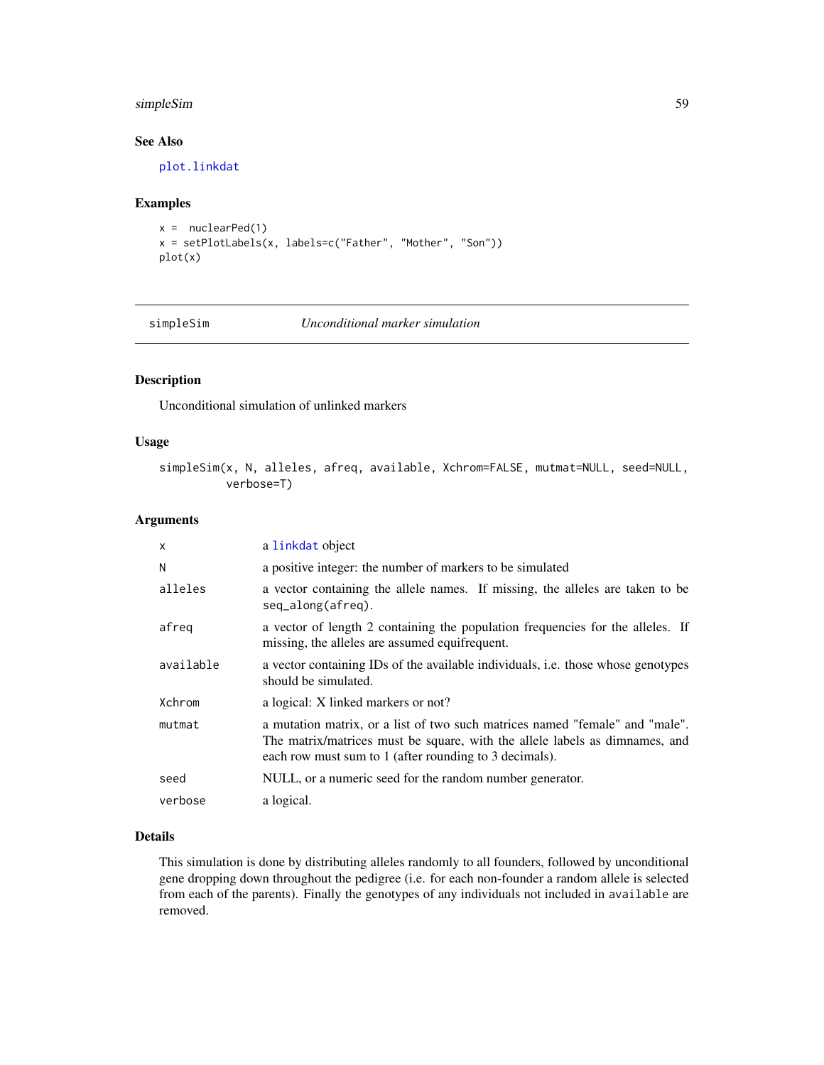## See Also

plot.linkdat

## Examples

```
x =  nuclearPed(1)
x = setPlotLabels(x, labels=c("Father", "Mother", "Son"))
plot(x)
```

---

simpleSim                *Unconditional marker simulation*

---

## Description

Unconditional simulation of unlinked markers

## Usage

```
simpleSim(x, N, alleles, afreq, available, Xchrom=FALSE, mutmat=NULL, seed=NULL,
          verbose=T)
```

## Arguments

| | |
|---|---|
| x | a linkdat object |
| N | a positive integer: the number of markers to be simulated |
| alleles | a vector containing the allele names. If missing, the alleles are taken to be seq_along(afreq). |
| afreq | a vector of length 2 containing the population frequencies for the alleles. If missing, the alleles are assumed equifrequent. |
| available | a vector containing IDs of the available individuals, i.e. those whose genotypes should be simulated. |
| Xchrom | a logical: X linked markers or not? |
| mutmat | a mutation matrix, or a list of two such matrices named "female" and "male". The matrix/matrices must be square, with the allele labels as dimnames, and each row must sum to 1 (after rounding to 3 decimals). |
| seed | NULL, or a numeric seed for the random number generator. |
| verbose | a logical. |

## Details

This simulation is done by distributing alleles randomly to all founders, followed by unconditional gene dropping down throughout the pedigree (i.e. for each non-founder a random allele is selected from each of the parents). Finally the genotypes of any individuals not included in available are removed.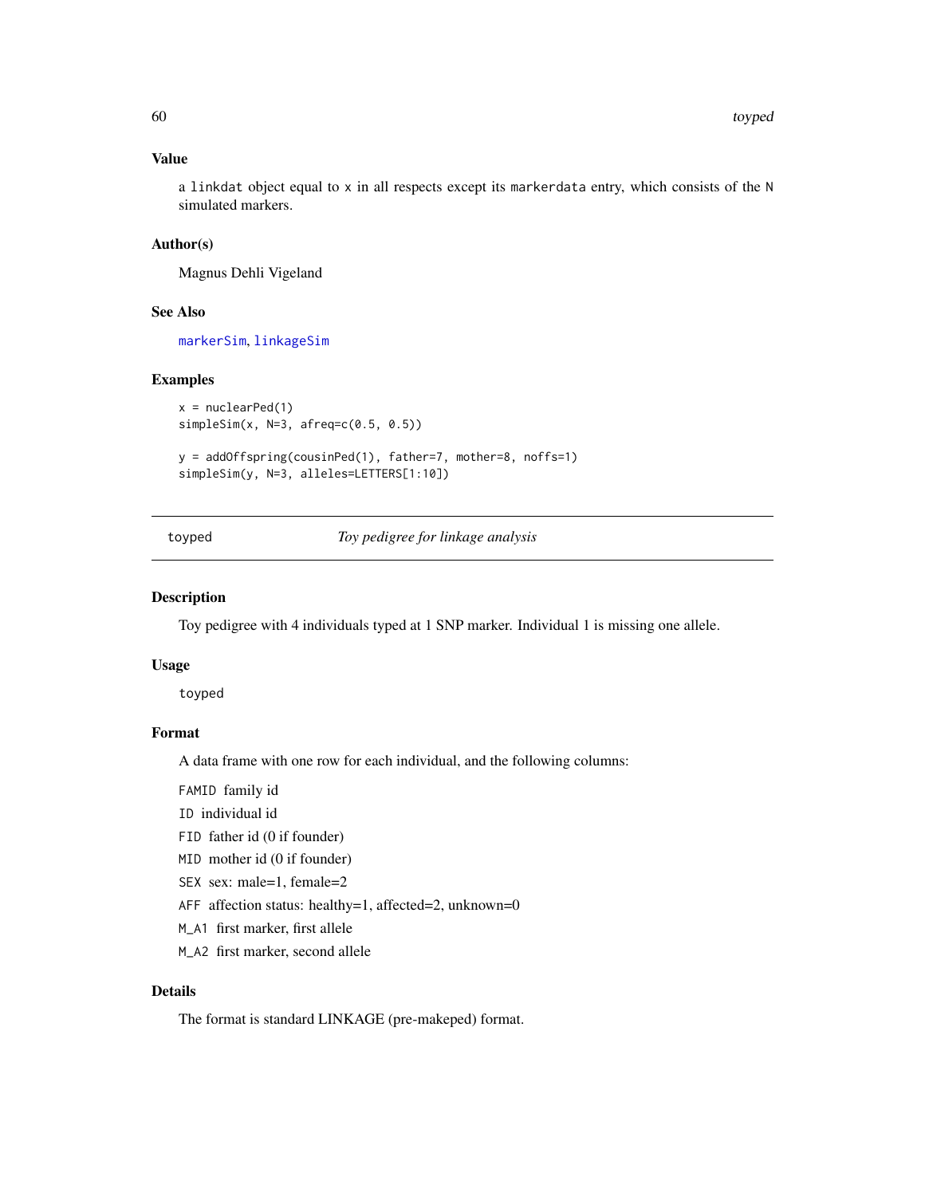### Value

a `linkdat` object equal to `x` in all respects except its `markerdata` entry, which consists of the `N` simulated markers.

### Author(s)

Magnus Dehli Vigeland

### See Also

`markerSim`, `linkageSim`

### Examples

```
x = nuclearPed(1)
simpleSim(x, N=3, afreq=c(0.5, 0.5))

y = addOffspring(cousinPed(1), father=7, mother=8, noffs=1)
simpleSim(y, N=3, alleles=LETTERS[1:10])
```

---

## toyped — *Toy pedigree for linkage analysis*

---

### Description

Toy pedigree with 4 individuals typed at 1 SNP marker. Individual 1 is missing one allele.

### Usage

```
toyped
```

### Format

A data frame with one row for each individual, and the following columns:

- `FAMID` family id
- `ID` individual id
- `FID` father id (0 if founder)
- `MID` mother id (0 if founder)
- `SEX` sex: male=1, female=2
- `AFF` affection status: healthy=1, affected=2, unknown=0
- `M_A1` first marker, first allele
- `M_A2` first marker, second allele

### Details

The format is standard LINKAGE (pre-makeped) format.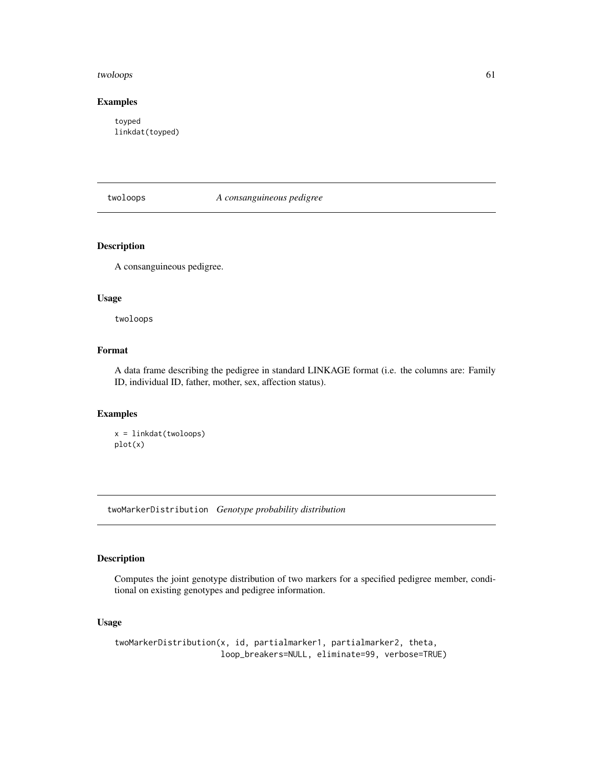## Examples

```
toyped
linkdat(toyped)
```

---

## twoloops — *A consanguineous pedigree*

### Description

A consanguineous pedigree.

### Usage

```
twoloops
```

### Format

A data frame describing the pedigree in standard LINKAGE format (i.e. the columns are: Family ID, individual ID, father, mother, sex, affection status).

### Examples

```
x = linkdat(twoloops)
plot(x)
```

---

## twoMarkerDistribution — *Genotype probability distribution*

### Description

Computes the joint genotype distribution of two markers for a specified pedigree member, conditional on existing genotypes and pedigree information.

### Usage

```
twoMarkerDistribution(x, id, partialmarker1, partialmarker2, theta,
                      loop_breakers=NULL, eliminate=99, verbose=TRUE)
```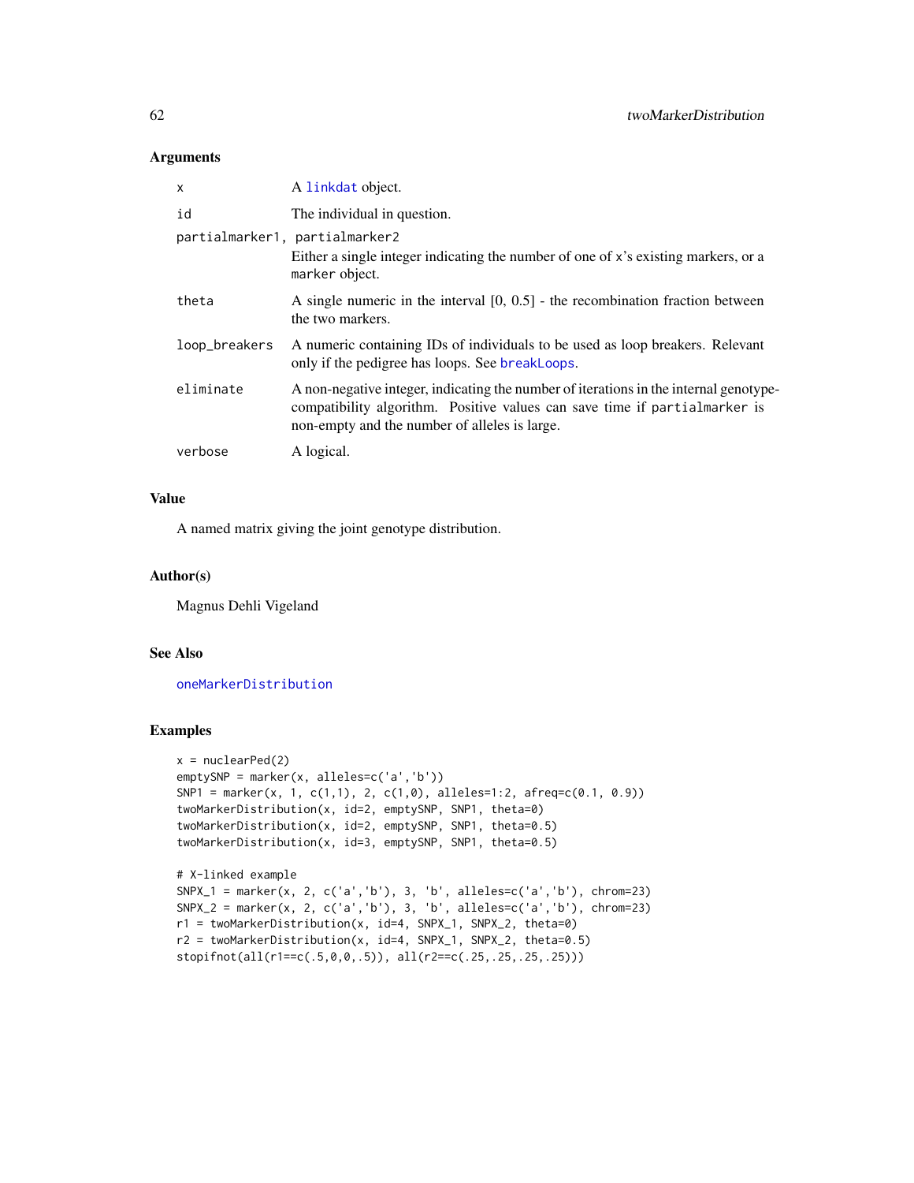### Arguments

| | |
|---|---|
| x | A linkdat object. |
| id | The individual in question. |
| partialmarker1, partialmarker2 | Either a single integer indicating the number of one of x's existing markers, or a marker object. |
| theta | A single numeric in the interval [0, 0.5] - the recombination fraction between the two markers. |
| loop_breakers | A numeric containing IDs of individuals to be used as loop breakers. Relevant only if the pedigree has loops. See breakLoops. |
| eliminate | A non-negative integer, indicating the number of iterations in the internal genotype-compatibility algorithm. Positive values can save time if partialmarker is non-empty and the number of alleles is large. |
| verbose | A logical. |

### Value

A named matrix giving the joint genotype distribution.

### Author(s)

Magnus Dehli Vigeland

### See Also

oneMarkerDistribution

### Examples

```
x = nuclearPed(2)
emptySNP = marker(x, alleles=c('a','b'))
SNP1 = marker(x, 1, c(1,1), 2, c(1,0), alleles=1:2, afreq=c(0.1, 0.9))
twoMarkerDistribution(x, id=2, emptySNP, SNP1, theta=0)
twoMarkerDistribution(x, id=2, emptySNP, SNP1, theta=0.5)
twoMarkerDistribution(x, id=3, emptySNP, SNP1, theta=0.5)

# X-linked example
SNPX_1 = marker(x, 2, c('a','b'), 3, 'b', alleles=c('a','b'), chrom=23)
SNPX_2 = marker(x, 2, c('a','b'), 3, 'b', alleles=c('a','b'), chrom=23)
r1 = twoMarkerDistribution(x, id=4, SNPX_1, SNPX_2, theta=0)
r2 = twoMarkerDistribution(x, id=4, SNPX_1, SNPX_2, theta=0.5)
stopifnot(all(r1==c(.5,0,0,.5)), all(r2==c(.25,.25,.25,.25)))
```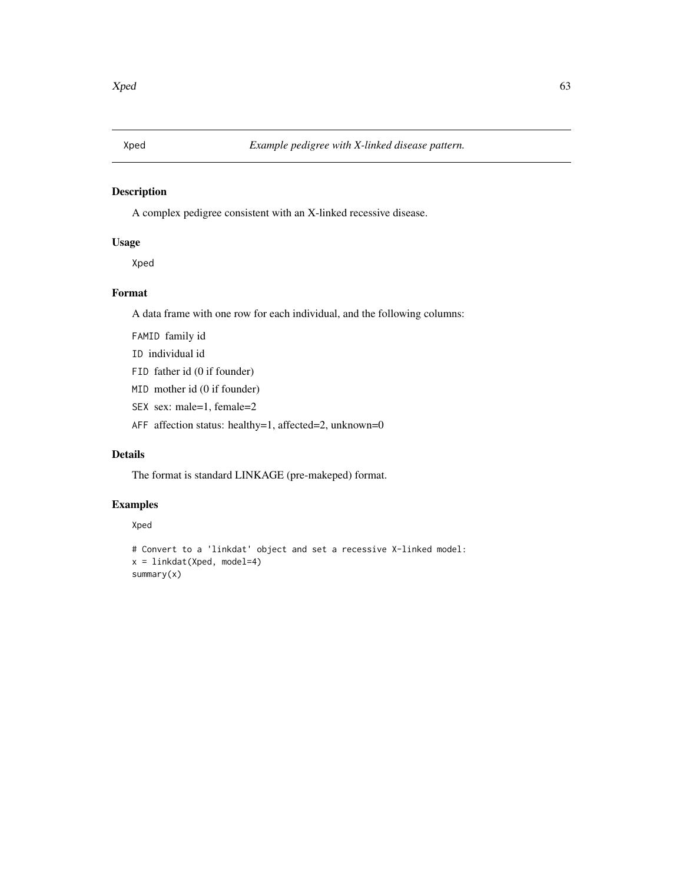## Xped — *Example pedigree with X-linked disease pattern.*

### Description

A complex pedigree consistent with an X-linked recessive disease.

### Usage

```
Xped
```

### Format

A data frame with one row for each individual, and the following columns:

- `FAMID` family id
- `ID` individual id
- `FID` father id (0 if founder)
- `MID` mother id (0 if founder)
- `SEX` sex: male=1, female=2
- `AFF` affection status: healthy=1, affected=2, unknown=0

### Details

The format is standard LINKAGE (pre-makeped) format.

### Examples

```
Xped

# Convert to a 'linkdat' object and set a recessive X-linked model:
x = linkdat(Xped, model=4)
summary(x)
```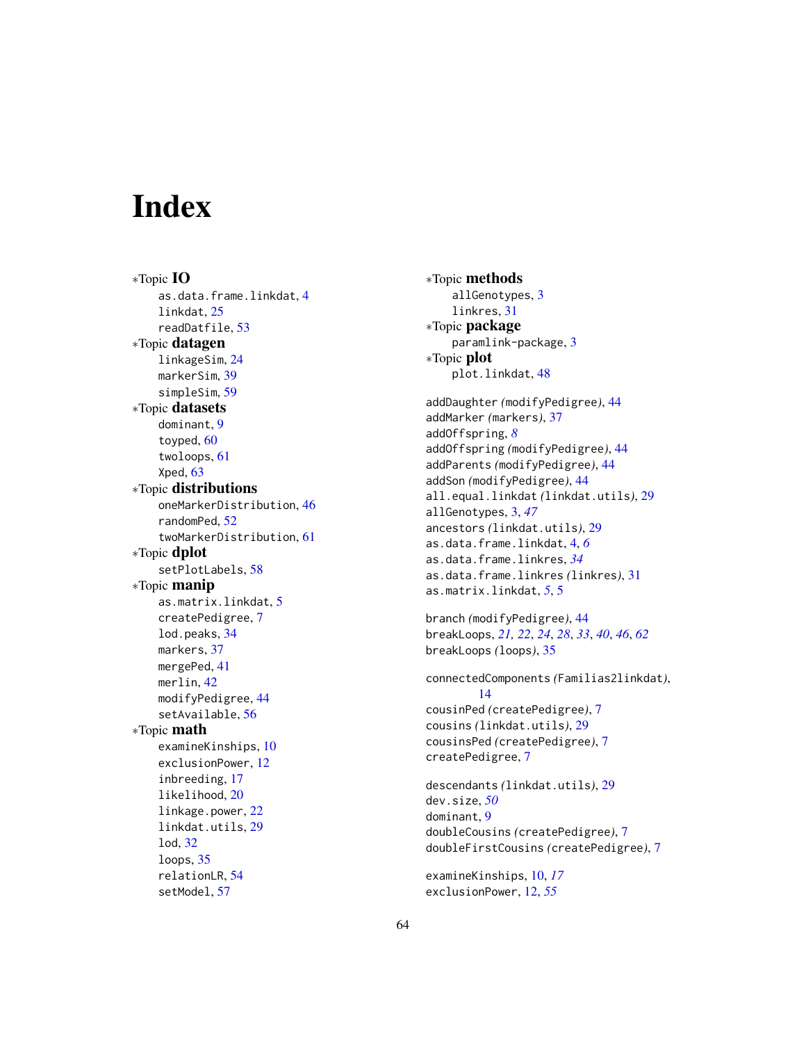# Index

∗Topic **IO**
- as.data.frame.linkdat, 4
- linkdat, 25
- readDatfile, 53

∗Topic **datagen**
- linkageSim, 24
- markerSim, 39
- simpleSim, 59

∗Topic **datasets**
- dominant, 9
- toyped, 60
- twoloops, 61
- Xped, 63

∗Topic **distributions**
- oneMarkerDistribution, 46
- randomPed, 52
- twoMarkerDistribution, 61

∗Topic **dplot**
- setPlotLabels, 58

∗Topic **manip**
- as.matrix.linkdat, 5
- createPedigree, 7
- lod.peaks, 34
- markers, 37
- mergePed, 41
- merlin, 42
- modifyPedigree, 44
- setAvailable, 56

∗Topic **math**
- examineKinships, 10
- exclusionPower, 12
- inbreeding, 17
- likelihood, 20
- linkage.power, 22
- linkdat.utils, 29
- lod, 32
- loops, 35
- relationLR, 54
- setModel, 57

∗Topic **methods**
- allGenotypes, 3
- linkres, 31

∗Topic **package**
- paramlink-package, 3

∗Topic **plot**
- plot.linkdat, 48

addDaughter *(*modifyPedigree*)*, 44
addMarker *(*markers*)*, 37
addOffspring, *8*
addOffspring *(*modifyPedigree*)*, 44
addParents *(*modifyPedigree*)*, 44
addSon *(*modifyPedigree*)*, 44
all.equal.linkdat *(*linkdat.utils*)*, 29
allGenotypes, 3, *47*
ancestors *(*linkdat.utils*)*, 29
as.data.frame.linkdat, 4, *6*
as.data.frame.linkres, *34*
as.data.frame.linkres *(*linkres*)*, 31
as.matrix.linkdat, *5*, 5

branch *(*modifyPedigree*)*, 44
breakLoops, *21, 22*, *24*, *28*, *33*, *40*, *46*, *62*
breakLoops *(*loops*)*, 35

connectedComponents *(*Familias2linkdat*)*, 14
cousinPed *(*createPedigree*)*, 7
cousins *(*linkdat.utils*)*, 29
cousinsPed *(*createPedigree*)*, 7
createPedigree, 7

descendants *(*linkdat.utils*)*, 29
dev.size, *50*
dominant, 9
doubleCousins *(*createPedigree*)*, 7
doubleFirstCousins *(*createPedigree*)*, 7

examineKinships, 10, *17*
exclusionPower, 12, *55*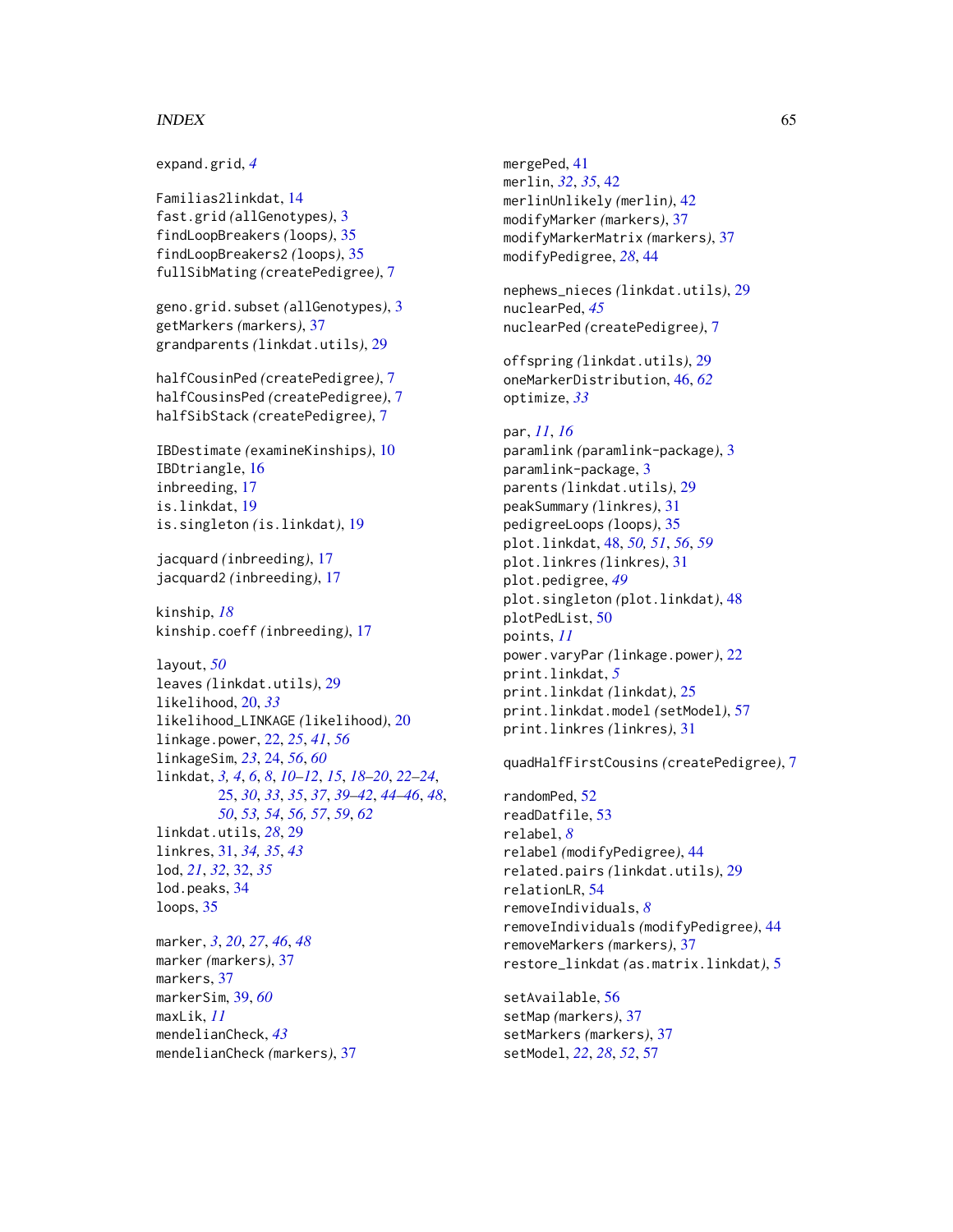expand.grid, *4*

Familias2linkdat, 14
fast.grid *(*allGenotypes*)*, 3
findLoopBreakers *(*loops*)*, 35
findLoopBreakers2 *(*loops*)*, 35
fullSibMating *(*createPedigree*)*, 7

geno.grid.subset *(*allGenotypes*)*, 3
getMarkers *(*markers*)*, 37
grandparents *(*linkdat.utils*)*, 29

halfCousinPed *(*createPedigree*)*, 7
halfCousinsPed *(*createPedigree*)*, 7
halfSibStack *(*createPedigree*)*, 7

IBDestimate *(*examineKinships*)*, 10
IBDtriangle, 16
inbreeding, 17
is.linkdat, 19
is.singleton *(*is.linkdat*)*, 19

jacquard *(*inbreeding*)*, 17
jacquard2 *(*inbreeding*)*, 17

kinship, *18*
kinship.coeff *(*inbreeding*)*, 17

layout, *50*
leaves *(*linkdat.utils*)*, 29
likelihood, 20, *33*
likelihood_LINKAGE *(*likelihood*)*, 20
linkage.power, 22, *25*, *41*, *56*
linkageSim, *23*, 24, *56*, *60*
linkdat, *3*, *4*, *6*, *8*, *10–12*, *15*, *18–20*, *22–24*, 25, *30*, *33*, *35*, *37*, *39–42*, *44–46*, *48*, *50*, *53*, *54*, *56*, *57*, *59*, *62*
linkdat.utils, *28*, 29
linkres, 31, *34*, *35*, *43*
lod, *21*, *32*, 32, *35*
lod.peaks, 34
loops, 35

marker, *3*, *20*, *27*, *46*, *48*
marker *(*markers*)*, 37
markers, 37
markerSim, 39, *60*
maxLik, *11*
mendelianCheck, *43*
mendelianCheck *(*markers*)*, 37
mergePed, 41
merlin, *32*, *35*, 42
merlinUnlikely *(*merlin*)*, 42
modifyMarker *(*markers*)*, 37
modifyMarkerMatrix *(*markers*)*, 37
modifyPedigree, *28*, 44

nephews_nieces *(*linkdat.utils*)*, 29
nuclearPed, *45*
nuclearPed *(*createPedigree*)*, 7

offspring *(*linkdat.utils*)*, 29
oneMarkerDistribution, 46, *62*
optimize, *33*

par, *11*, *16*
paramlink *(*paramlink-package*)*, 3
paramlink-package, 3
parents *(*linkdat.utils*)*, 29
peakSummary *(*linkres*)*, 31
pedigreeLoops *(*loops*)*, 35
plot.linkdat, 48, *50*, *51*, *56*, *59*
plot.linkres *(*linkres*)*, 31
plot.pedigree, *49*
plot.singleton *(*plot.linkdat*)*, 48
plotPedList, 50
points, *11*
power.varyPar *(*linkage.power*)*, 22
print.linkdat, *5*
print.linkdat *(*linkdat*)*, 25
print.linkdat.model *(*setModel*)*, 57
print.linkres *(*linkres*)*, 31

quadHalfFirstCousins *(*createPedigree*)*, 7

randomPed, 52
readDatfile, 53
relabel, *8*
relabel *(*modifyPedigree*)*, 44
related.pairs *(*linkdat.utils*)*, 29
relationLR, 54
removeIndividuals, *8*
removeIndividuals *(*modifyPedigree*)*, 44
removeMarkers *(*markers*)*, 37
restore_linkdat *(*as.matrix.linkdat*)*, 5

setAvailable, 56
setMap *(*markers*)*, 37
setMarkers *(*markers*)*, 37
setModel, *22*, *28*, *52*, 57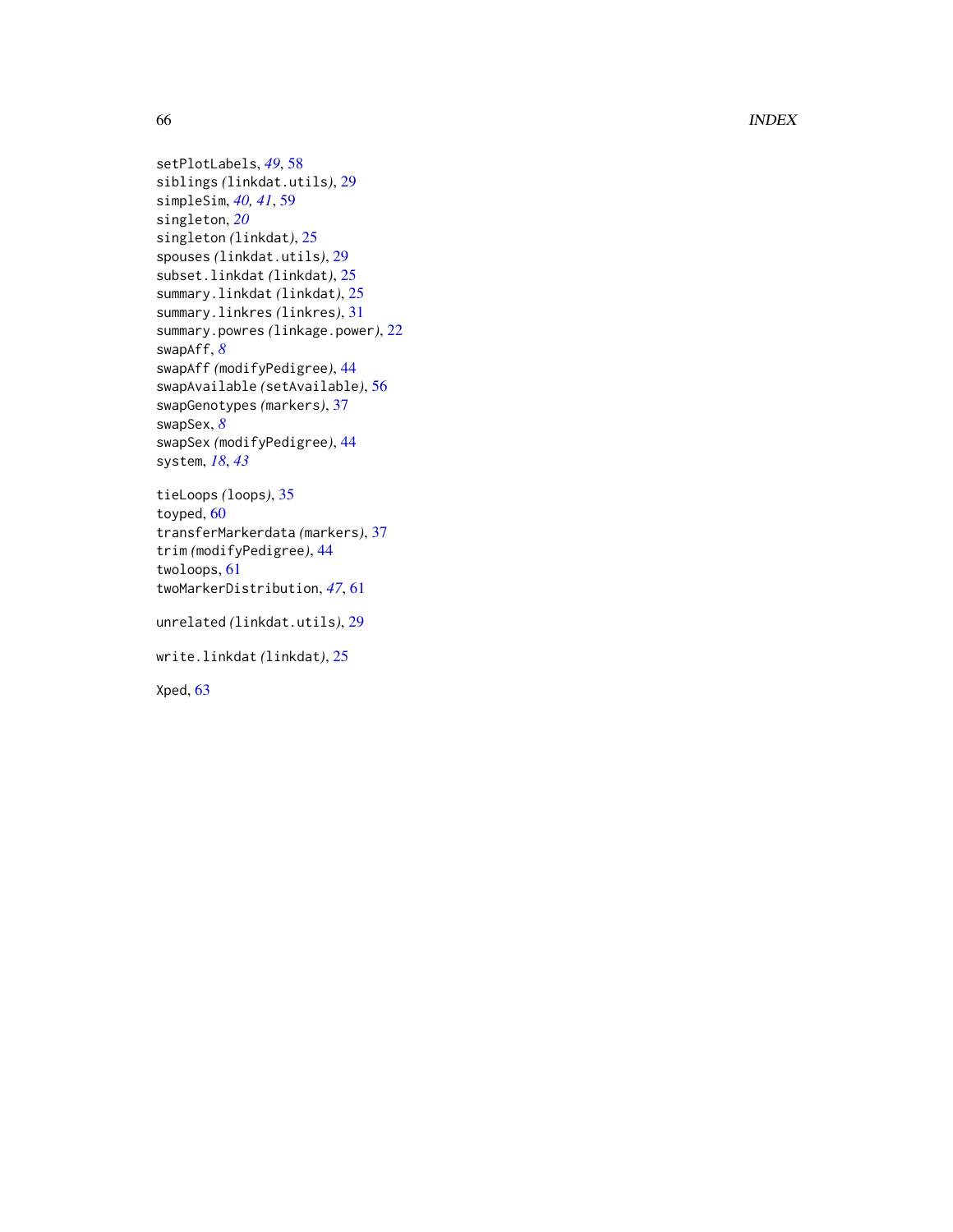setPlotLabels, *49*, 58
siblings *(*linkdat.utils*)*, 29
simpleSim, *40, 41*, 59
singleton, *20*
singleton *(*linkdat*)*, 25
spouses *(*linkdat.utils*)*, 29
subset.linkdat *(*linkdat*)*, 25
summary.linkdat *(*linkdat*)*, 25
summary.linkres *(*linkres*)*, 31
summary.powres *(*linkage.power*)*, 22
swapAff, *8*
swapAff *(*modifyPedigree*)*, 44
swapAvailable *(*setAvailable*)*, 56
swapGenotypes *(*markers*)*, 37
swapSex, *8*
swapSex *(*modifyPedigree*)*, 44
system, *18*, *43*

tieLoops *(*loops*)*, 35
toyped, 60
transferMarkerdata *(*markers*)*, 37
trim *(*modifyPedigree*)*, 44
twoloops, 61
twoMarkerDistribution, *47*, 61

unrelated *(*linkdat.utils*)*, 29

write.linkdat *(*linkdat*)*, 25

Xped, 63